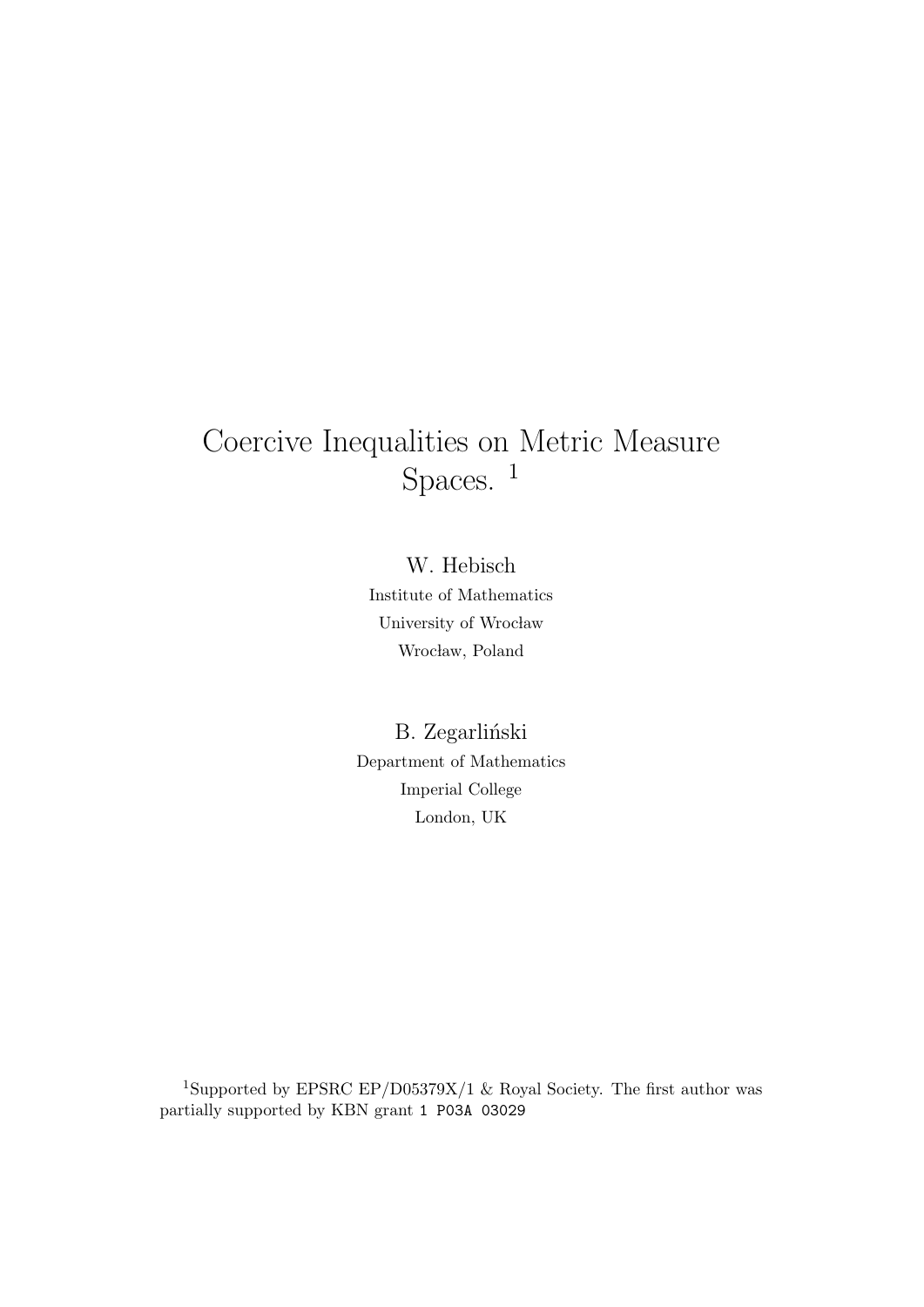# Coercive Inequalities on Metric Measure Spaces. [1]

W. Hebisch
Institute of Mathematics
University of Wrocław
Wrocław, Poland

B. Zegarliński
Department of Mathematics
Imperial College
London, UK

[1] Supported by EPSRC EP/D05379X/1 & Royal Society. The first author was partially supported by KBN grant `1 P03A 03029`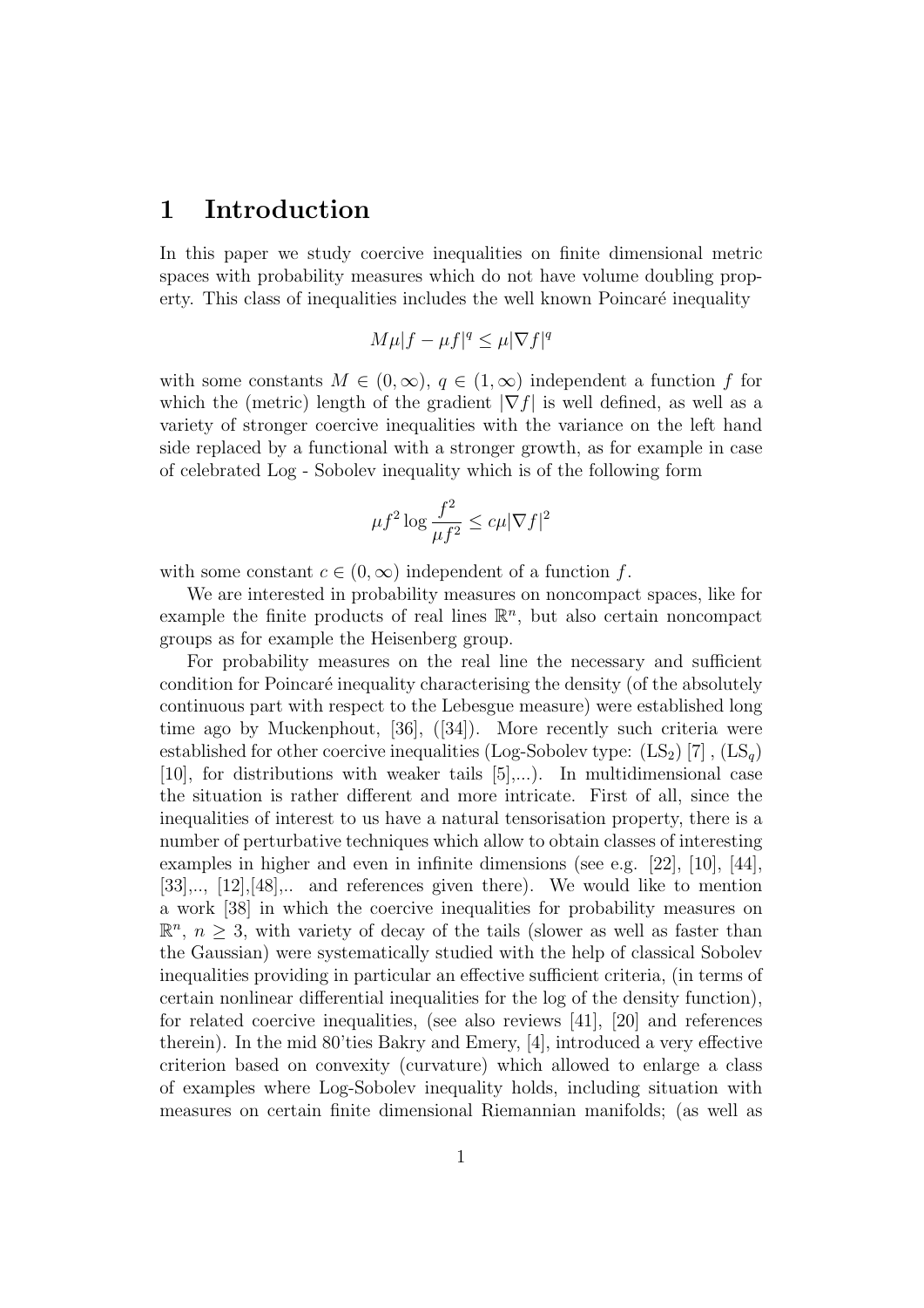# 1 Introduction

In this paper we study coercive inequalities on finite dimensional metric spaces with probability measures which do not have volume doubling property. This class of inequalities includes the well known Poincaré inequality

$$M\mu|f - \mu f|^q \leq \mu|\nabla f|^q$$

with some constants $M \in (0, \infty)$, $q \in (1, \infty)$ independent a function $f$ for which the (metric) length of the gradient $|\nabla f|$ is well defined, as well as a variety of stronger coercive inequalities with the variance on the left hand side replaced by a functional with a stronger growth, as for example in case of celebrated Log - Sobolev inequality which is of the following form

$$\mu f^2 \log \frac{f^2}{\mu f^2} \leq c\mu|\nabla f|^2$$

with some constant $c \in (0, \infty)$ independent of a function $f$.

We are interested in probability measures on noncompact spaces, like for example the finite products of real lines $\mathbb{R}^n$, but also certain noncompact groups as for example the Heisenberg group.

For probability measures on the real line the necessary and sufficient condition for Poincaré inequality characterising the density (of the absolutely continuous part with respect to the Lebesgue measure) were established long time ago by Muckenphout, [36], ([34]). More recently such criteria were established for other coercive inequalities (Log-Sobolev type: ($\mathrm{LS}_2$) [7] , ($\mathrm{LS}_q$) [10], for distributions with weaker tails [5],...). In multidimensional case the situation is rather different and more intricate. First of all, since the inequalities of interest to us have a natural tensorisation property, there is a number of perturbative techniques which allow to obtain classes of interesting examples in higher and even in infinite dimensions (see e.g. [22], [10], [44], [33],.., [12],[48],.. and references given there). We would like to mention a work [38] in which the coercive inequalities for probability measures on $\mathbb{R}^n$, $n \geq 3$, with variety of decay of the tails (slower as well as faster than the Gaussian) were systematically studied with the help of classical Sobolev inequalities providing in particular an effective sufficient criteria, (in terms of certain nonlinear differential inequalities for the log of the density function), for related coercive inequalities, (see also reviews [41], [20] and references therein). In the mid 80'ties Bakry and Emery, [4], introduced a very effective criterion based on convexity (curvature) which allowed to enlarge a class of examples where Log-Sobolev inequality holds, including situation with measures on certain finite dimensional Riemannian manifolds; (as well as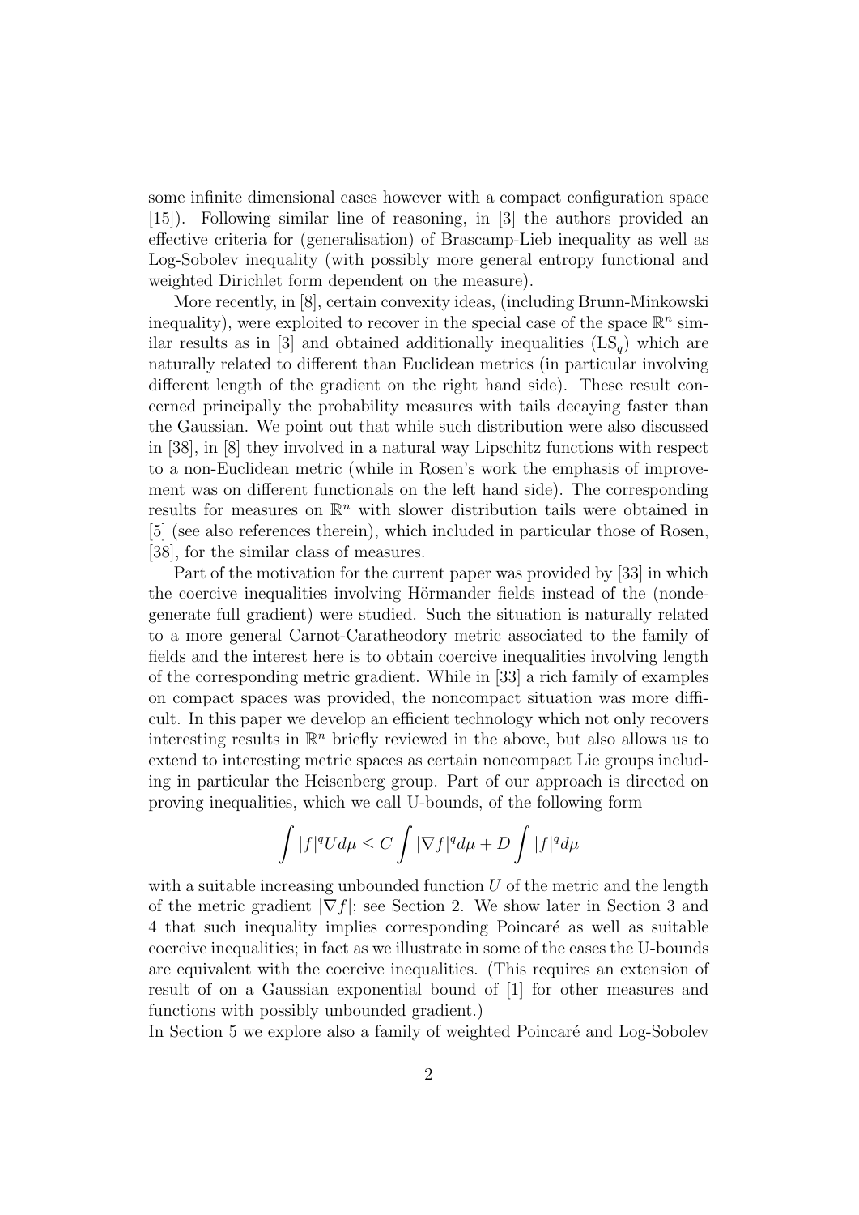some infinite dimensional cases however with a compact configuration space [15]). Following similar line of reasoning, in [3] the authors provided an effective criteria for (generalisation) of Brascamp-Lieb inequality as well as Log-Sobolev inequality (with possibly more general entropy functional and weighted Dirichlet form dependent on the measure).

More recently, in [8], certain convexity ideas, (including Brunn-Minkowski inequality), were exploited to recover in the special case of the space $\mathbb{R}^n$ similar results as in [3] and obtained additionally inequalities $(\mathrm{LS}_q)$ which are naturally related to different than Euclidean metrics (in particular involving different length of the gradient on the right hand side). These result concerned principally the probability measures with tails decaying faster than the Gaussian. We point out that while such distribution were also discussed in [38], in [8] they involved in a natural way Lipschitz functions with respect to a non-Euclidean metric (while in Rosen's work the emphasis of improvement was on different functionals on the left hand side). The corresponding results for measures on $\mathbb{R}^n$ with slower distribution tails were obtained in [5] (see also references therein), which included in particular those of Rosen, [38], for the similar class of measures.

Part of the motivation for the current paper was provided by [33] in which the coercive inequalities involving Hörmander fields instead of the (nondegenerate full gradient) were studied. Such the situation is naturally related to a more general Carnot-Caratheodory metric associated to the family of fields and the interest here is to obtain coercive inequalities involving length of the corresponding metric gradient. While in [33] a rich family of examples on compact spaces was provided, the noncompact situation was more difficult. In this paper we develop an efficient technology which not only recovers interesting results in $\mathbb{R}^n$ briefly reviewed in the above, but also allows us to extend to interesting metric spaces as certain noncompact Lie groups including in particular the Heisenberg group. Part of our approach is directed on proving inequalities, which we call U-bounds, of the following form

$$\int |f|^q U d\mu \leq C \int |\nabla f|^q d\mu + D \int |f|^q d\mu$$

with a suitable increasing unbounded function $U$ of the metric and the length of the metric gradient $|\nabla f|$; see Section 2. We show later in Section 3 and 4 that such inequality implies corresponding Poincaré as well as suitable coercive inequalities; in fact as we illustrate in some of the cases the U-bounds are equivalent with the coercive inequalities. (This requires an extension of result of on a Gaussian exponential bound of [1] for other measures and functions with possibly unbounded gradient.)

In Section 5 we explore also a family of weighted Poincaré and Log-Sobolev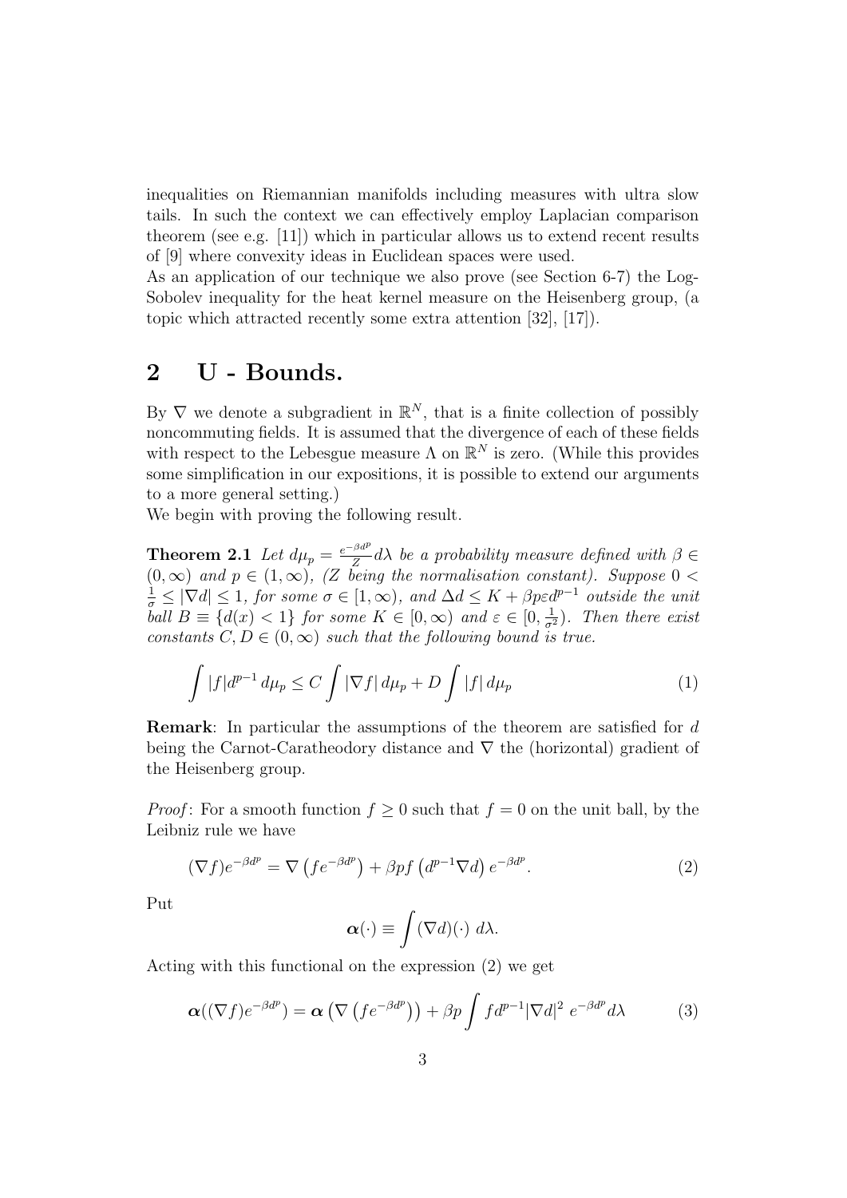inequalities on Riemannian manifolds including measures with ultra slow tails. In such the context we can effectively employ Laplacian comparison theorem (see e.g. [11]) which in particular allows us to extend recent results of [9] where convexity ideas in Euclidean spaces were used.
As an application of our technique we also prove (see Section 6-7) the Log-Sobolev inequality for the heat kernel measure on the Heisenberg group, (a topic which attracted recently some extra attention [32], [17]).

## 2 U - Bounds.

By $\nabla$ we denote a subgradient in $\mathbb{R}^N$, that is a finite collection of possibly noncommuting fields. It is assumed that the divergence of each of these fields with respect to the Lebesgue measure $\Lambda$ on $\mathbb{R}^N$ is zero. (While this provides some simplification in our expositions, it is possible to extend our arguments to a more general setting.)
We begin with proving the following result.

**Theorem 2.1** *Let $d\mu_p = \frac{e^{-\beta d^p}}{Z} d\lambda$ be a probability measure defined with $\beta \in (0, \infty)$ and $p \in (1, \infty)$, ($Z$ being the normalisation constant). Suppose $0 < \frac{1}{\sigma} \leq |\nabla d| \leq 1$, for some $\sigma \in [1, \infty)$, and $\Delta d \leq K + \beta p \varepsilon d^{p-1}$ outside the unit ball $B \equiv \{d(x) < 1\}$ for some $K \in [0, \infty)$ and $\varepsilon \in [0, \frac{1}{\sigma^2})$. Then there exist constants $C, D \in (0, \infty)$ such that the following bound is true.*

$$\int |f| d^{p-1} \, d\mu_p \leq C \int |\nabla f| \, d\mu_p + D \int |f| \, d\mu_p \tag{1}$$

**Remark**: In particular the assumptions of the theorem are satisfied for $d$ being the Carnot-Caratheodory distance and $\nabla$ the (horizontal) gradient of the Heisenberg group.

*Proof*: For a smooth function $f \geq 0$ such that $f = 0$ on the unit ball, by the Leibniz rule we have

$$(\nabla f) e^{-\beta d^p} = \nabla \left( f e^{-\beta d^p} \right) + \beta p f \left( d^{p-1} \nabla d \right) e^{-\beta d^p}. \tag{2}$$

Put

$$\boldsymbol{\alpha}(\cdot) \equiv \int (\nabla d)(\cdot) \, d\lambda.$$

Acting with this functional on the expression (2) we get

$$\boldsymbol{\alpha}((\nabla f) e^{-\beta d^p}) = \boldsymbol{\alpha} \left( \nabla \left( f e^{-\beta d^p} \right) \right) + \beta p \int f d^{p-1} |\nabla d|^2 \, e^{-\beta d^p} d\lambda \tag{3}$$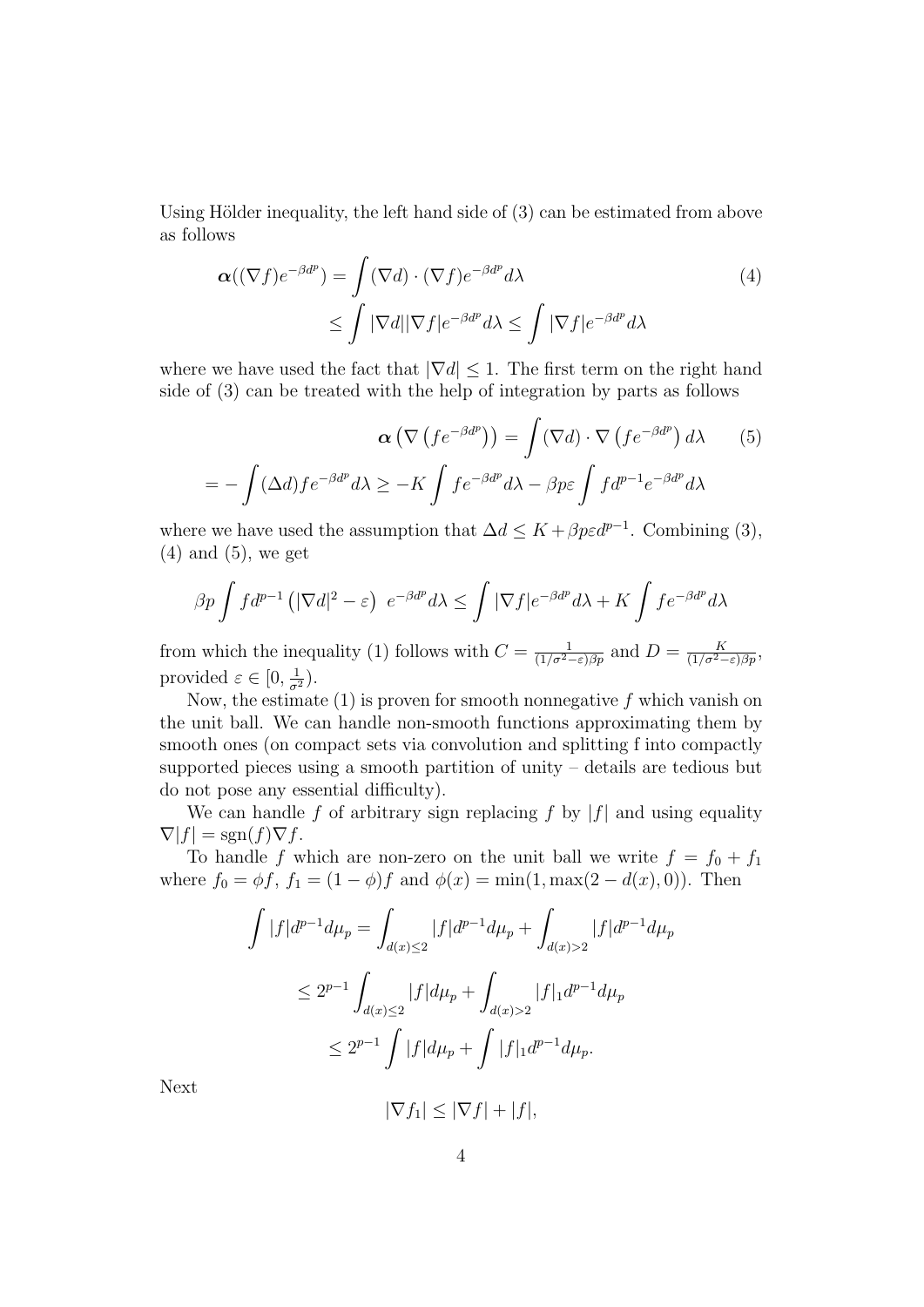Using Hölder inequality, the left hand side of (3) can be estimated from above as follows

$$\boldsymbol{\alpha}((\nabla f)e^{-\beta d^p}) = \int (\nabla d)\cdot(\nabla f)e^{-\beta d^p}d\lambda \qquad (4)$$
$$\leq \int |\nabla d||\nabla f|e^{-\beta d^p}d\lambda \leq \int |\nabla f|e^{-\beta d^p}d\lambda$$

where we have used the fact that $|\nabla d|\leq 1$. The first term on the right hand side of (3) can be treated with the help of integration by parts as follows

$$\boldsymbol{\alpha}\left(\nabla\left(fe^{-\beta d^p}\right)\right) = \int (\nabla d)\cdot\nabla\left(fe^{-\beta d^p}\right)d\lambda \qquad (5)$$
$$= -\int(\Delta d)fe^{-\beta d^p}d\lambda \geq -K\int fe^{-\beta d^p}d\lambda - \beta p\varepsilon\int fd^{p-1}e^{-\beta d^p}d\lambda$$

where we have used the assumption that $\Delta d\leq K+\beta p\varepsilon d^{p-1}$. Combining (3), (4) and (5), we get

$$\beta p\int fd^{p-1}\left(|\nabla d|^2-\varepsilon\right)\ e^{-\beta d^p}d\lambda \leq \int |\nabla f|e^{-\beta d^p}d\lambda + K\int fe^{-\beta d^p}d\lambda$$

from which the inequality (1) follows with $C=\frac{1}{(1/\sigma^2-\varepsilon)\beta p}$ and $D=\frac{K}{(1/\sigma^2-\varepsilon)\beta p}$, provided $\varepsilon\in[0,\frac{1}{\sigma^2})$.

Now, the estimate (1) is proven for smooth nonnegative $f$ which vanish on the unit ball. We can handle non-smooth functions approximating them by smooth ones (on compact sets via convolution and splitting f into compactly supported pieces using a smooth partition of unity – details are tedious but do not pose any essential difficulty).

We can handle $f$ of arbitrary sign replacing $f$ by $|f|$ and using equality $\nabla|f|=\mathrm{sgn}(f)\nabla f$.

To handle $f$ which are non-zero on the unit ball we write $f=f_0+f_1$ where $f_0=\phi f$, $f_1=(1-\phi)f$ and $\phi(x)=\min(1,\max(2-d(x),0))$. Then

$$\int |f|d^{p-1}d\mu_p = \int_{d(x)\leq 2}|f|d^{p-1}d\mu_p + \int_{d(x)>2}|f|d^{p-1}d\mu_p$$
$$\leq 2^{p-1}\int_{d(x)\leq 2}|f|d\mu_p + \int_{d(x)>2}|f|_1 d^{p-1}d\mu_p$$
$$\leq 2^{p-1}\int |f|d\mu_p + \int |f|_1 d^{p-1}d\mu_p.$$

Next

$$|\nabla f_1|\leq|\nabla f|+|f|,$$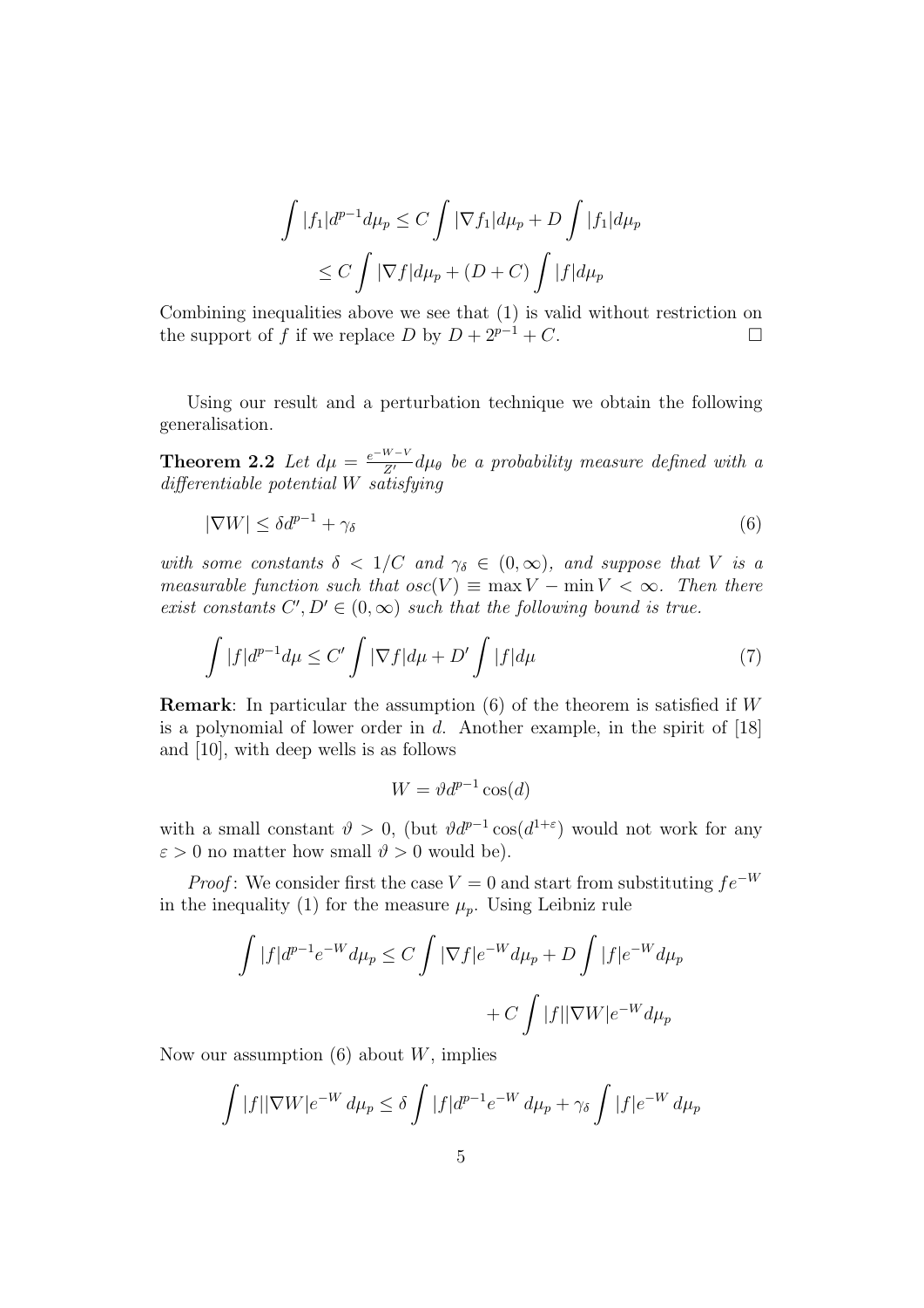$$\int |f_1| d^{p-1} d\mu_p \leq C \int |\nabla f_1| d\mu_p + D \int |f_1| d\mu_p$$

$$\leq C \int |\nabla f| d\mu_p + (D + C) \int |f| d\mu_p$$

Combining inequalities above we see that (1) is valid without restriction on the support of $f$ if we replace $D$ by $D + 2^{p-1} + C$. $\square$

Using our result and a perturbation technique we obtain the following generalisation.

**Theorem 2.2** *Let $d\mu = \frac{e^{-W-V}}{Z'} d\mu_\theta$ be a probability measure defined with a differentiable potential $W$ satisfying*

$$|\nabla W| \leq \delta d^{p-1} + \gamma_\delta \tag{6}$$

*with some constants $\delta < 1/C$ and $\gamma_\delta \in (0, \infty)$, and suppose that $V$ is a measurable function such that $osc(V) \equiv \max V - \min V < \infty$. Then there exist constants $C', D' \in (0, \infty)$ such that the following bound is true.*

$$\int |f| d^{p-1} d\mu \leq C' \int |\nabla f| d\mu + D' \int |f| d\mu \tag{7}$$

**Remark**: In particular the assumption (6) of the theorem is satisfied if $W$ is a polynomial of lower order in $d$. Another example, in the spirit of [18] and [10], with deep wells is as follows

$$W = \vartheta d^{p-1} \cos(d)$$

with a small constant $\vartheta > 0$, (but $\vartheta d^{p-1} \cos(d^{1+\varepsilon})$ would not work for any $\varepsilon > 0$ no matter how small $\vartheta > 0$ would be).

*Proof*: We consider first the case $V = 0$ and start from substituting $fe^{-W}$ in the inequality (1) for the measure $\mu_p$. Using Leibniz rule

$$\int |f| d^{p-1} e^{-W} d\mu_p \leq C \int |\nabla f| e^{-W} d\mu_p + D \int |f| e^{-W} d\mu_p$$

$$+ C \int |f| |\nabla W| e^{-W} d\mu_p$$

Now our assumption (6) about $W$, implies

$$\int |f| |\nabla W| e^{-W} \, d\mu_p \leq \delta \int |f| d^{p-1} e^{-W} \, d\mu_p + \gamma_\delta \int |f| e^{-W} \, d\mu_p$$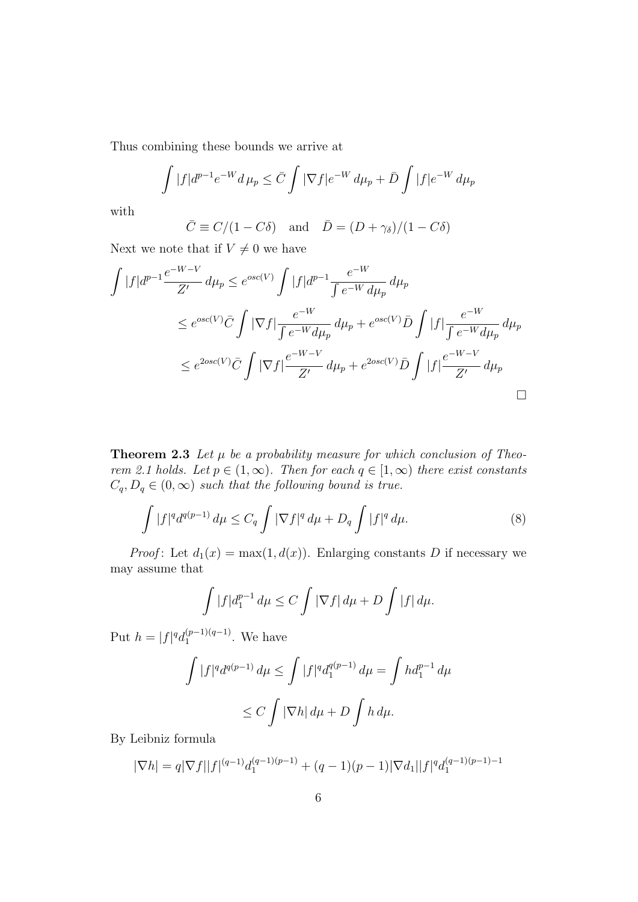Thus combining these bounds we arrive at

$$\int |f| d^{p-1} e^{-W} d\,\mu_p \leq \bar{C} \int |\nabla f| e^{-W}\, d\mu_p + \bar{D} \int |f| e^{-W}\, d\mu_p$$

with

$$\bar{C} \equiv C/(1 - C\delta) \quad \text{and} \quad \bar{D} = (D + \gamma_\delta)/(1 - C\delta)$$

Next we note that if $V \neq 0$ we have

$$\begin{aligned}
\int |f| d^{p-1} \frac{e^{-W-V}}{Z'}\, d\mu_p &\leq e^{osc(V)} \int |f| d^{p-1} \frac{e^{-W}}{\int e^{-W}\, d\mu_p}\, d\mu_p \\
&\leq e^{osc(V)} \bar{C} \int |\nabla f| \frac{e^{-W}}{\int e^{-W} d\mu_p}\, d\mu_p + e^{osc(V)} \bar{D} \int |f| \frac{e^{-W}}{\int e^{-W} d\mu_p}\, d\mu_p \\
&\leq e^{2osc(V)} \bar{C} \int |\nabla f| \frac{e^{-W-V}}{Z'}\, d\mu_p + e^{2osc(V)} \bar{D} \int |f| \frac{e^{-W-V}}{Z'}\, d\mu_p
\end{aligned}$$

□

**Theorem 2.3** *Let $\mu$ be a probability measure for which conclusion of Theorem 2.1 holds. Let $p \in (1, \infty)$. Then for each $q \in [1, \infty)$ there exist constants $C_q, D_q \in (0, \infty)$ such that the following bound is true.*

$$\int |f|^q d^{q(p-1)}\, d\mu \leq C_q \int |\nabla f|^q\, d\mu + D_q \int |f|^q\, d\mu. \tag{8}$$

*Proof*: Let $d_1(x) = \max(1, d(x))$. Enlarging constants $D$ if necessary we may assume that

$$\int |f| d_1^{p-1}\, d\mu \leq C \int |\nabla f|\, d\mu + D \int |f|\, d\mu.$$

Put $h = |f|^q d_1^{(p-1)(q-1)}$. We have

$$\int |f|^q d^{q(p-1)}\, d\mu \leq \int |f|^q d_1^{q(p-1)}\, d\mu = \int h d_1^{p-1}\, d\mu$$

$$\leq C \int |\nabla h|\, d\mu + D \int h\, d\mu.$$

By Leibniz formula

$$|\nabla h| = q |\nabla f| |f|^{(q-1)} d_1^{(q-1)(p-1)} + (q-1)(p-1) |\nabla d_1| |f|^q d_1^{(q-1)(p-1)-1}$$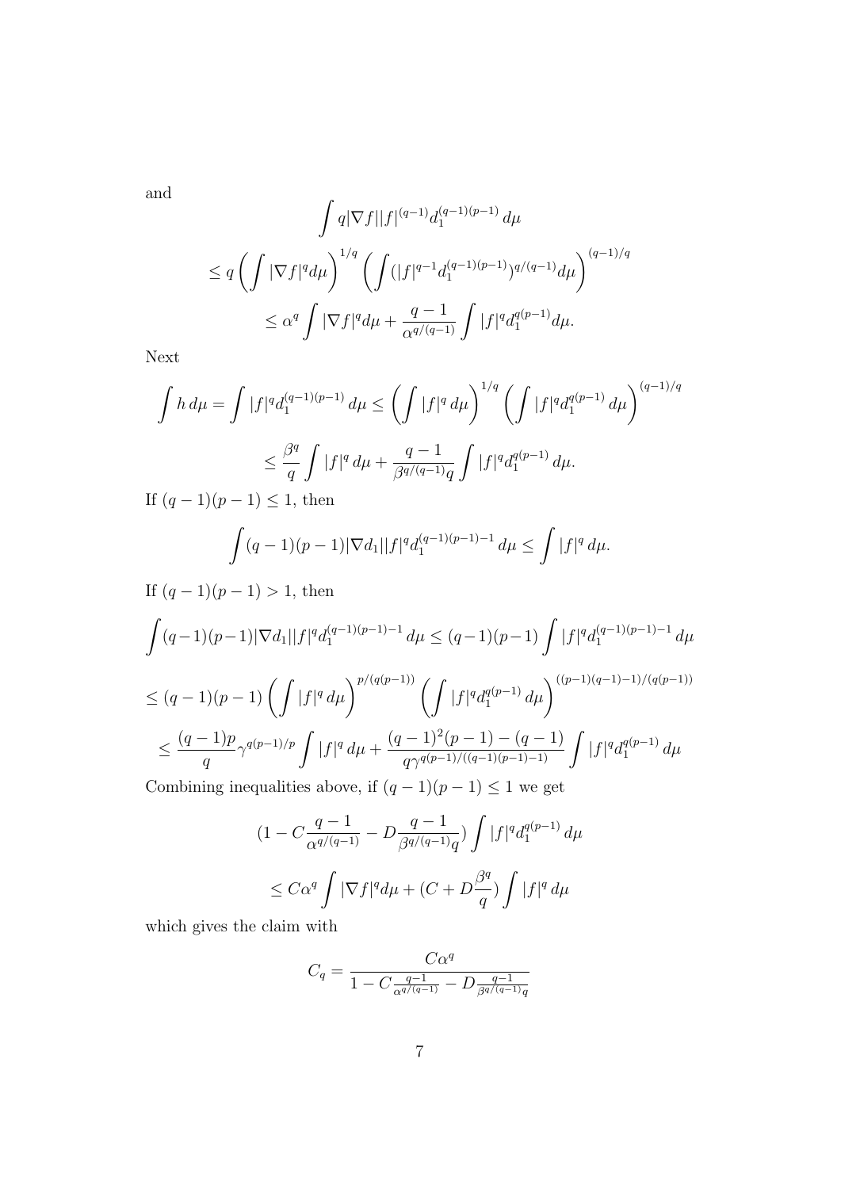and

$$\int q|\nabla f||f|^{(q-1)}d_1^{(q-1)(p-1)}\,d\mu$$

$$\leq q\left(\int|\nabla f|^q d\mu\right)^{1/q}\left(\int(|f|^{q-1}d_1^{(q-1)(p-1)})^{q/(q-1)}d\mu\right)^{(q-1)/q}$$

$$\leq \alpha^q\int|\nabla f|^q d\mu+\frac{q-1}{\alpha^{q/(q-1)}}\int|f|^q d_1^{q(p-1)}d\mu.$$

Next

$$\int h\,d\mu=\int|f|^q d_1^{(q-1)(p-1)}\,d\mu\leq\left(\int|f|^q\,d\mu\right)^{1/q}\left(\int|f|^q d_1^{q(p-1)}\,d\mu\right)^{(q-1)/q}$$

$$\leq\frac{\beta^q}{q}\int|f|^q\,d\mu+\frac{q-1}{\beta^{q/(q-1)}q}\int|f|^q d_1^{q(p-1)}\,d\mu.$$

If $(q-1)(p-1)\leq 1$, then

$$\int(q-1)(p-1)|\nabla d_1||f|^q d_1^{(q-1)(p-1)-1}\,d\mu\leq\int|f|^q\,d\mu.$$

If $(q-1)(p-1)>1$, then

$$\int(q-1)(p-1)|\nabla d_1||f|^q d_1^{(q-1)(p-1)-1}\,d\mu\leq(q-1)(p-1)\int|f|^q d_1^{(q-1)(p-1)-1}\,d\mu$$

$$\leq(q-1)(p-1)\left(\int|f|^q\,d\mu\right)^{p/(q(p-1))}\left(\int|f|^q d_1^{q(p-1)}\,d\mu\right)^{((p-1)(q-1)-1)/(q(p-1))}$$

$$\leq\frac{(q-1)p}{q}\gamma^{q(p-1)/p}\int|f|^q\,d\mu+\frac{(q-1)^2(p-1)-(q-1)}{q\gamma^{q(p-1)/((q-1)(p-1)-1)}}\int|f|^q d_1^{q(p-1)}\,d\mu$$

Combining inequalities above, if $(q-1)(p-1)\leq 1$ we get

$$(1-C\frac{q-1}{\alpha^{q/(q-1)}}-D\frac{q-1}{\beta^{q/(q-1)}q})\int|f|^q d_1^{q(p-1)}\,d\mu$$

$$\leq C\alpha^q\int|\nabla f|^q d\mu+(C+D\frac{\beta^q}{q})\int|f|^q\,d\mu$$

which gives the claim with

$$C_q=\frac{C\alpha^q}{1-C\frac{q-1}{\alpha^{q/(q-1)}}-D\frac{q-1}{\beta^{q/(q-1)}q}}$$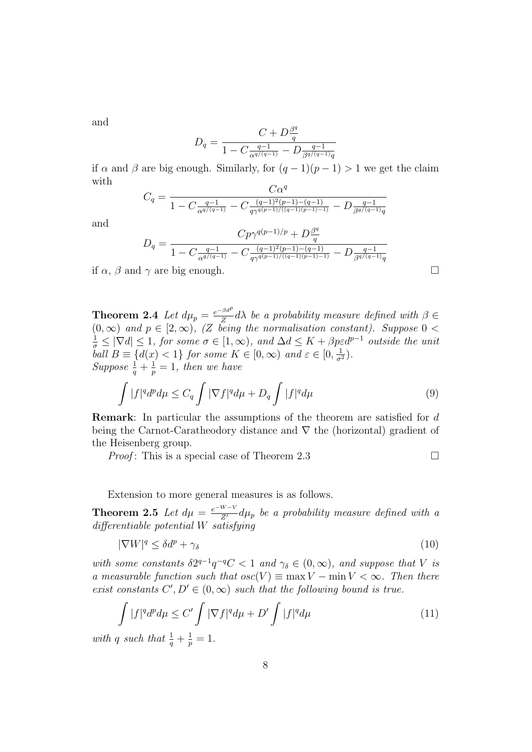and

$$D_q = \frac{C + D\frac{\beta^q}{q}}{1 - C\frac{q-1}{\alpha^{q/(q-1)}} - D\frac{q-1}{\beta^{q/(q-1)}q}}$$

if $\alpha$ and $\beta$ are big enough. Similarly, for $(q-1)(p-1) > 1$ we get the claim with

$$C_q = \frac{C\alpha^q}{1 - C\frac{q-1}{\alpha^{q/(q-1)}} - C\frac{(q-1)^2(p-1)-(q-1)}{q\gamma^{q(p-1)/((q-1)(p-1)-1)}} - D\frac{q-1}{\beta^{q/(q-1)}q}}$$

and

$$D_q = \frac{Cp\gamma^{q(p-1)/p} + D\frac{\beta^q}{q}}{1 - C\frac{q-1}{\alpha^{q/(q-1)}} - C\frac{(q-1)^2(p-1)-(q-1)}{q\gamma^{q(p-1)/((q-1)(p-1)-1)}} - D\frac{q-1}{\beta^{q/(q-1)}q}}$$

if $\alpha$, $\beta$ and $\gamma$ are big enough. □

**Theorem 2.4** *Let $d\mu_p = \frac{e^{-\beta d^p}}{Z} d\lambda$ be a probability measure defined with $\beta \in (0, \infty)$ and $p \in [2, \infty)$, ($Z$ being the normalisation constant). Suppose $0 < \frac{1}{\sigma} \leq |\nabla d| \leq 1$, for some $\sigma \in [1, \infty)$, and $\Delta d \leq K + \beta p \varepsilon d^{p-1}$ outside the unit ball $B \equiv \{d(x) < 1\}$ for some $K \in [0, \infty)$ and $\varepsilon \in [0, \frac{1}{\sigma^2})$. Suppose $\frac{1}{q} + \frac{1}{p} = 1$, then we have*

$$\int |f|^q d^p d\mu \leq C_q \int |\nabla f|^q d\mu + D_q \int |f|^q d\mu \tag{9}$$

**Remark**: In particular the assumptions of the theorem are satisfied for $d$ being the Carnot-Caratheodory distance and $\nabla$ the (horizontal) gradient of the Heisenberg group.

*Proof*: This is a special case of Theorem 2.3 □

Extension to more general measures is as follows.

**Theorem 2.5** *Let $d\mu = \frac{e^{-W-V}}{Z'} d\mu_p$ be a probability measure defined with a differentiable potential $W$ satisfying*

$$|\nabla W|^q \leq \delta d^p + \gamma_\delta \tag{10}$$

*with some constants $\delta 2^{q-1} q^{-q} C < 1$ and $\gamma_\delta \in (0, \infty)$, and suppose that $V$ is a measurable function such that $osc(V) \equiv \max V - \min V < \infty$. Then there exist constants $C', D' \in (0, \infty)$ such that the following bound is true.*

$$\int |f|^q d^p d\mu \leq C' \int |\nabla f|^q d\mu + D' \int |f|^q d\mu \tag{11}$$

*with $q$ such that $\frac{1}{q} + \frac{1}{p} = 1$.*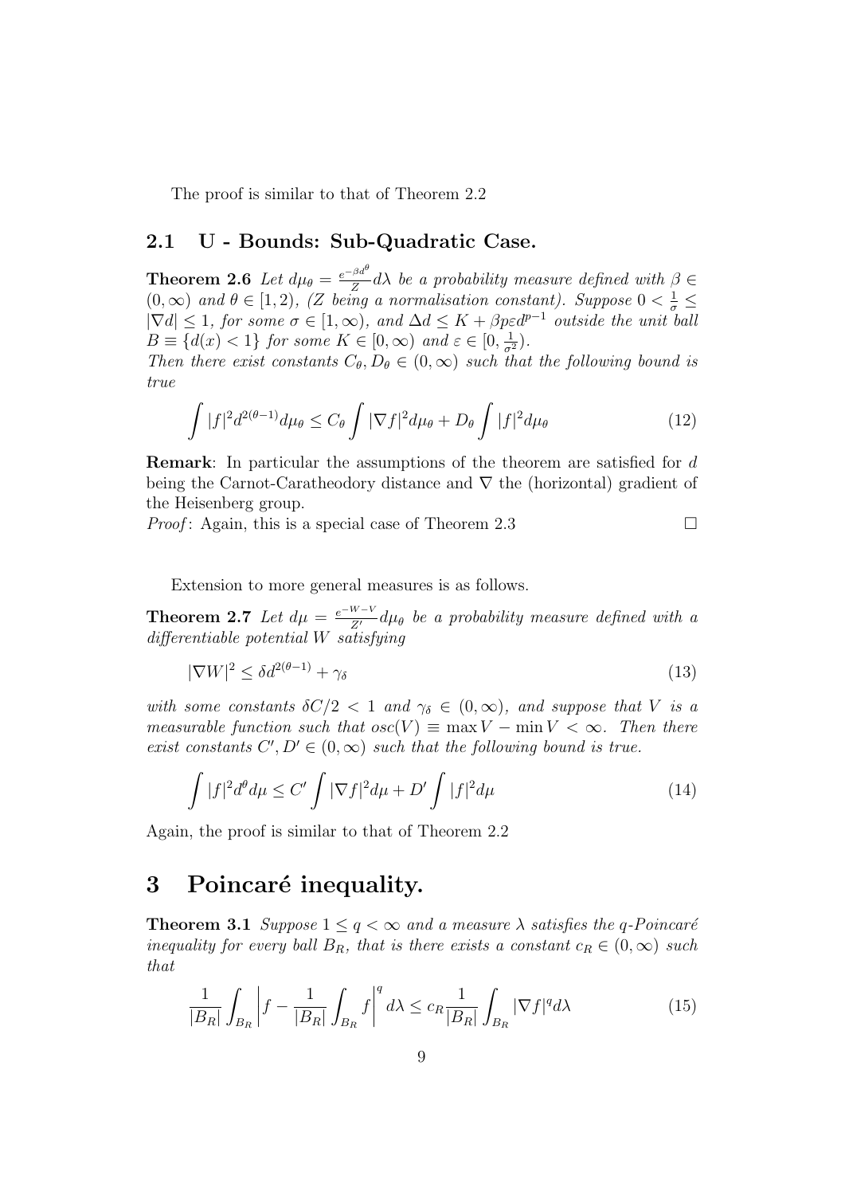The proof is similar to that of Theorem 2.2

## 2.1 U - Bounds: Sub-Quadratic Case.

**Theorem 2.6** *Let $d\mu_\theta = \frac{e^{-\beta d^\theta}}{Z} d\lambda$ be a probability measure defined with $\beta \in (0, \infty)$ and $\theta \in [1, 2)$, (Z being a normalisation constant). Suppose $0 < \frac{1}{\sigma} \leq |\nabla d| \leq 1$, for some $\sigma \in [1, \infty)$, and $\Delta d \leq K + \beta p \varepsilon d^{p-1}$ outside the unit ball $B \equiv \{d(x) < 1\}$ for some $K \in [0, \infty)$ and $\varepsilon \in [0, \frac{1}{\sigma^2})$.*
*Then there exist constants $C_\theta, D_\theta \in (0, \infty)$ such that the following bound is true*

$$\int |f|^2 d^{2(\theta-1)} d\mu_\theta \leq C_\theta \int |\nabla f|^2 d\mu_\theta + D_\theta \int |f|^2 d\mu_\theta \tag{12}$$

**Remark**: In particular the assumptions of the theorem are satisfied for $d$ being the Carnot-Caratheodory distance and $\nabla$ the (horizontal) gradient of the Heisenberg group.
*Proof*: Again, this is a special case of Theorem 2.3 □

Extension to more general measures is as follows.

**Theorem 2.7** *Let $d\mu = \frac{e^{-W-V}}{Z'} d\mu_\theta$ be a probability measure defined with a differentiable potential $W$ satisfying*

$$|\nabla W|^2 \leq \delta d^{2(\theta-1)} + \gamma_\delta \tag{13}$$

*with some constants $\delta C/2 < 1$ and $\gamma_\delta \in (0, \infty)$, and suppose that $V$ is a measurable function such that $osc(V) \equiv \max V - \min V < \infty$. Then there exist constants $C', D' \in (0, \infty)$ such that the following bound is true.*

$$\int |f|^2 d^\theta d\mu \leq C' \int |\nabla f|^2 d\mu + D' \int |f|^2 d\mu \tag{14}$$

Again, the proof is similar to that of Theorem 2.2

# 3 Poincaré inequality.

**Theorem 3.1** *Suppose $1 \leq q < \infty$ and a measure $\lambda$ satisfies the q-Poincaré inequality for every ball $B_R$, that is there exists a constant $c_R \in (0, \infty)$ such that*

$$\frac{1}{|B_R|} \int_{B_R} \left| f - \frac{1}{|B_R|} \int_{B_R} f \right|^q d\lambda \leq c_R \frac{1}{|B_R|} \int_{B_R} |\nabla f|^q d\lambda \tag{15}$$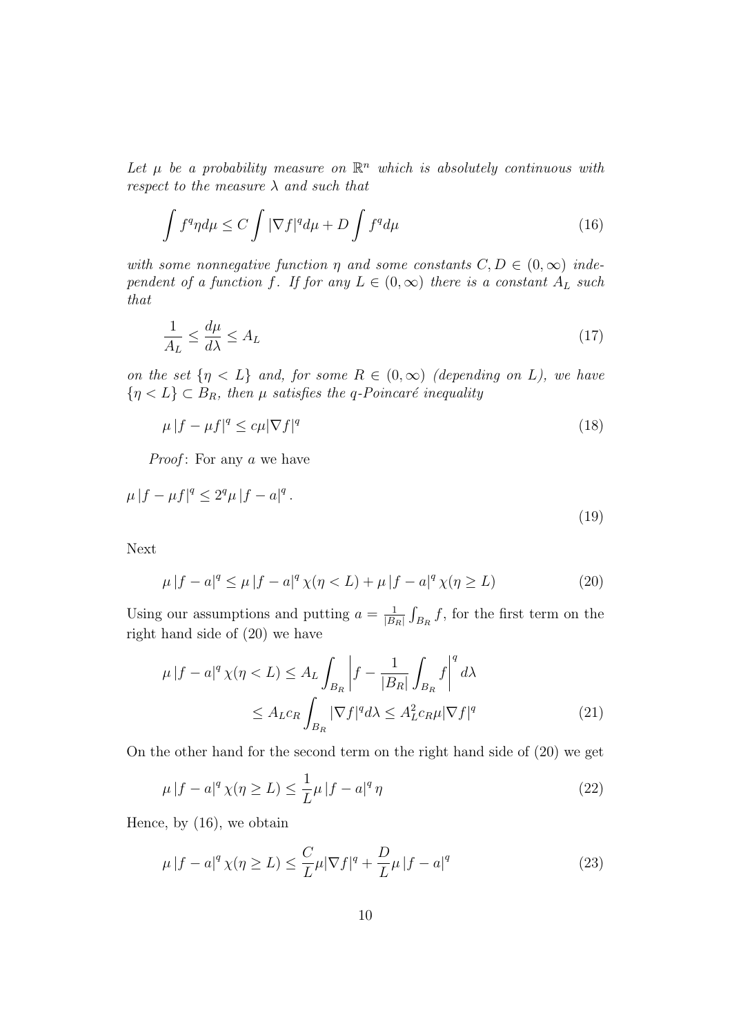*Let $\mu$ be a probability measure on $\mathbb{R}^n$ which is absolutely continuous with respect to the measure $\lambda$ and such that*

$$\int f^q \eta d\mu \leq C \int |\nabla f|^q d\mu + D \int f^q d\mu \tag{16}$$

*with some nonnegative function $\eta$ and some constants $C, D \in (0, \infty)$ independent of a function $f$. If for any $L \in (0, \infty)$ there is a constant $A_L$ such that*

$$\frac{1}{A_L} \leq \frac{d\mu}{d\lambda} \leq A_L \tag{17}$$

*on the set $\{\eta < L\}$ and, for some $R \in (0, \infty)$ (depending on $L$), we have $\{\eta < L\} \subset B_R$, then $\mu$ satisfies the $q$-Poincaré inequality*

$$\mu |f - \mu f|^q \leq c\mu |\nabla f|^q \tag{18}$$

*Proof*: For any $a$ we have

$$\mu |f - \mu f|^q \leq 2^q \mu |f - a|^q. \tag{19}$$

Next

$$\mu |f - a|^q \leq \mu |f - a|^q \chi(\eta < L) + \mu |f - a|^q \chi(\eta \geq L) \tag{20}$$

Using our assumptions and putting $a = \frac{1}{|B_R|} \int_{B_R} f$, for the first term on the right hand side of (20) we have

$$\begin{aligned} \mu |f - a|^q \chi(\eta < L) &\leq A_L \int_{B_R} \left| f - \frac{1}{|B_R|} \int_{B_R} f \right|^q d\lambda \\ &\leq A_L c_R \int_{B_R} |\nabla f|^q d\lambda \leq A_L^2 c_R \mu |\nabla f|^q \end{aligned} \tag{21}$$

On the other hand for the second term on the right hand side of (20) we get

$$\mu |f - a|^q \chi(\eta \geq L) \leq \frac{1}{L} \mu |f - a|^q \eta \tag{22}$$

Hence, by (16), we obtain

$$\mu |f - a|^q \chi(\eta \geq L) \leq \frac{C}{L} \mu |\nabla f|^q + \frac{D}{L} \mu |f - a|^q \tag{23}$$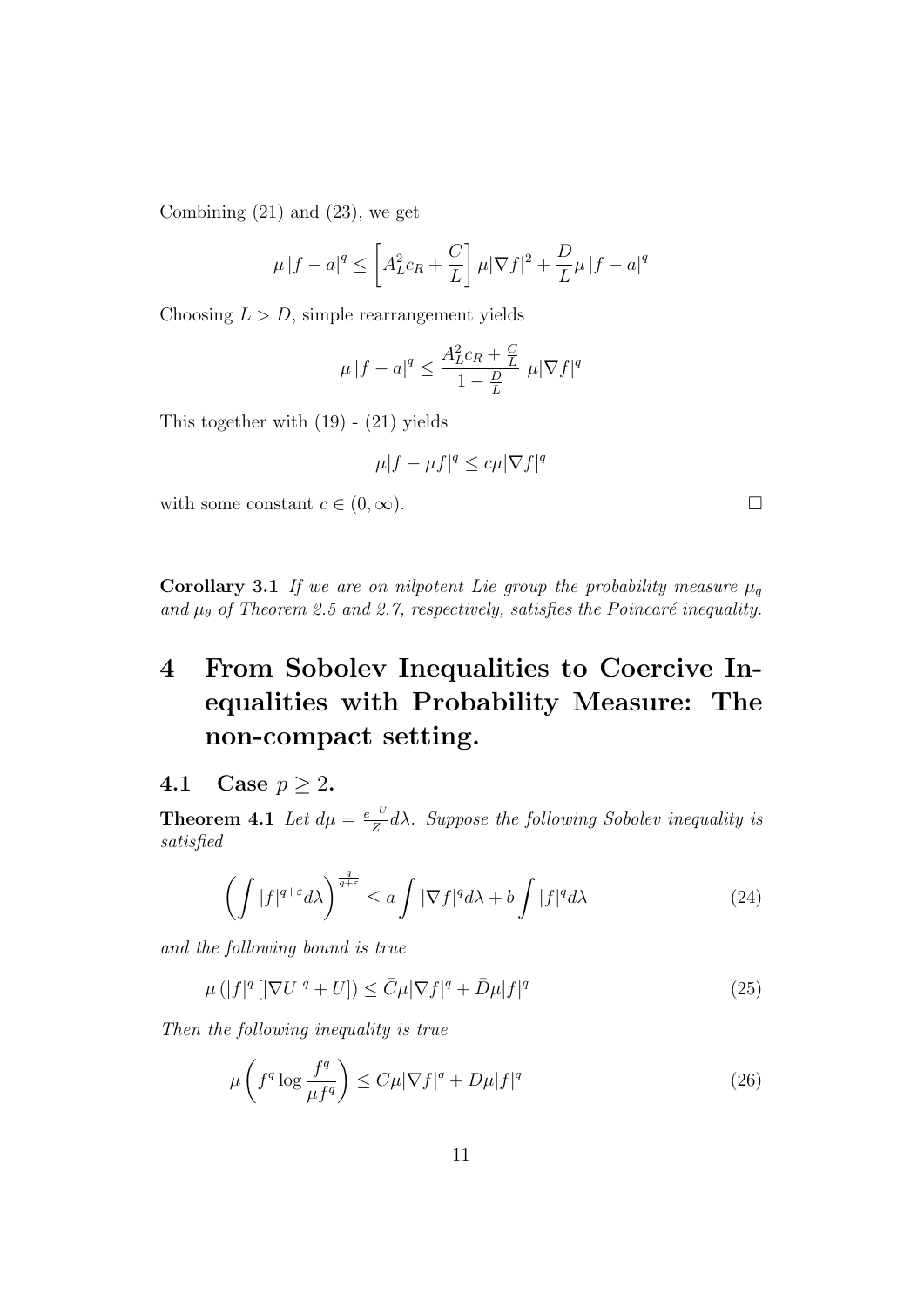Combining (21) and (23), we get

$$\mu |f-a|^q \leq \left[A_L^2 c_R + \frac{C}{L}\right] \mu|\nabla f|^2 + \frac{D}{L}\mu |f-a|^q$$

Choosing $L > D$, simple rearrangement yields

$$\mu |f-a|^q \leq \frac{A_L^2 c_R + \frac{C}{L}}{1-\frac{D}{L}} \; \mu|\nabla f|^q$$

This together with (19) - (21) yields

$$\mu|f-\mu f|^q \leq c\mu|\nabla f|^q$$

with some constant $c \in (0,\infty)$. □

**Corollary 3.1** *If we are on nilpotent Lie group the probability measure $\mu_q$ and $\mu_\theta$ of Theorem 2.5 and 2.7, respectively, satisfies the Poincaré inequality.*

# 4 From Sobolev Inequalities to Coercive Inequalities with Probability Measure: The non-compact setting.

## 4.1 Case $p \geq 2$.

**Theorem 4.1** *Let $d\mu = \frac{e^{-U}}{Z}d\lambda$. Suppose the following Sobolev inequality is satisfied*

$$\left(\int |f|^{q+\varepsilon} d\lambda\right)^{\frac{q}{q+\varepsilon}} \leq a\int |\nabla f|^q d\lambda + b\int |f|^q d\lambda \tag{24}$$

*and the following bound is true*

$$\mu\left(|f|^q\left[|\nabla U|^q + U\right]\right) \leq \bar{C}\mu|\nabla f|^q + \bar{D}\mu|f|^q \tag{25}$$

*Then the following inequality is true*

$$\mu\left(f^q \log\frac{f^q}{\mu f^q}\right) \leq C\mu|\nabla f|^q + D\mu|f|^q \tag{26}$$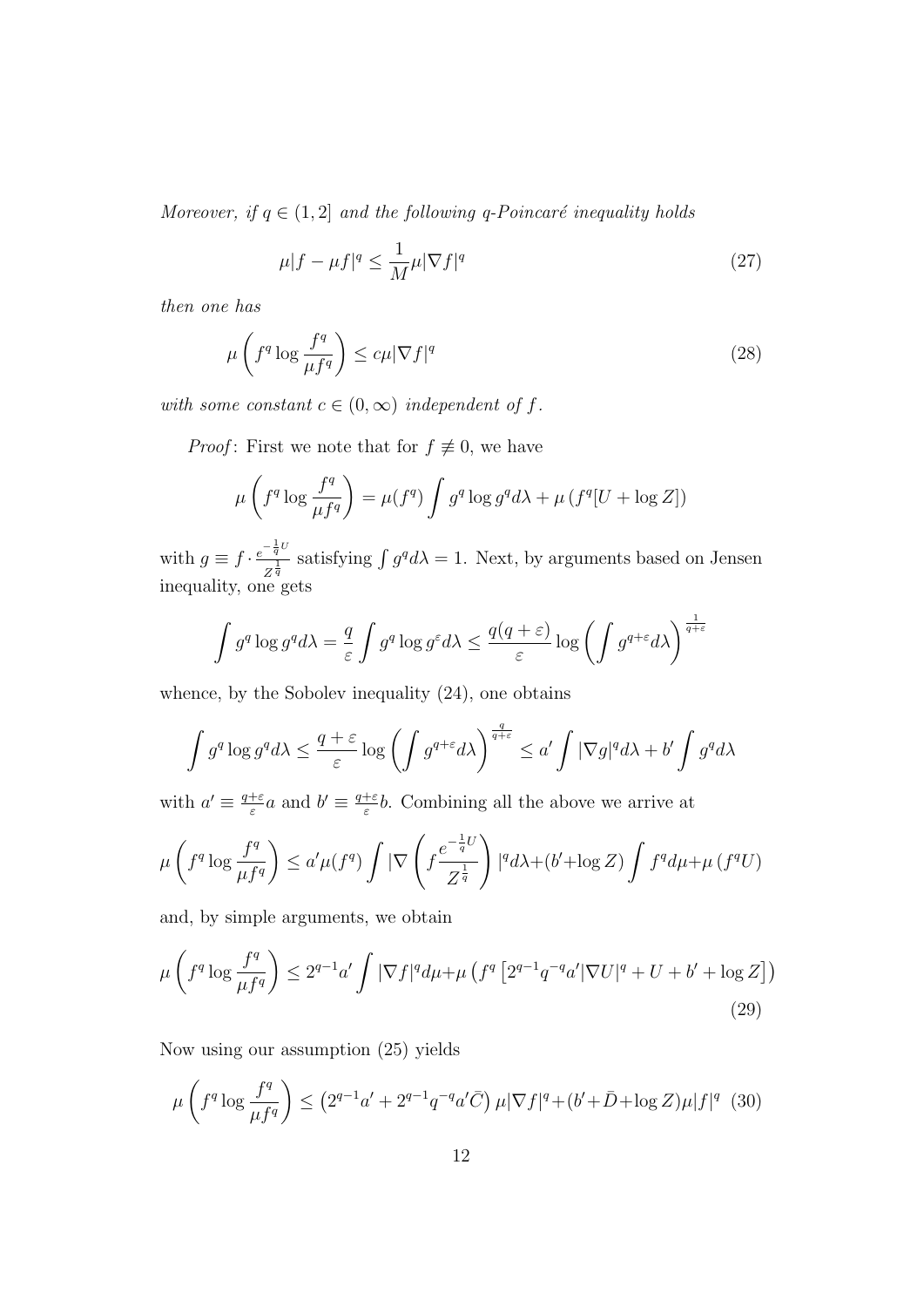*Moreover, if $q \in (1, 2]$ and the following q-Poincaré inequality holds*

$$\mu|f - \mu f|^q \le \frac{1}{M}\mu|\nabla f|^q \tag{27}$$

*then one has*

$$\mu\left(f^q \log \frac{f^q}{\mu f^q}\right) \le c\mu|\nabla f|^q \tag{28}$$

*with some constant $c \in (0, \infty)$ independent of $f$.*

*Proof*: First we note that for $f \not\equiv 0$, we have

$$\mu\left(f^q \log \frac{f^q}{\mu f^q}\right) = \mu(f^q)\int g^q \log g^q d\lambda + \mu\left(f^q[U + \log Z]\right)$$

with $g \equiv f \cdot \frac{e^{-\frac{1}{q}U}}{Z^{\frac{1}{q}}}$ satisfying $\int g^q d\lambda = 1$. Next, by arguments based on Jensen inequality, one gets

$$\int g^q \log g^q d\lambda = \frac{q}{\varepsilon}\int g^q \log g^\varepsilon d\lambda \le \frac{q(q+\varepsilon)}{\varepsilon}\log\left(\int g^{q+\varepsilon}d\lambda\right)^{\frac{1}{q+\varepsilon}}$$

whence, by the Sobolev inequality (24), one obtains

$$\int g^q \log g^q d\lambda \le \frac{q+\varepsilon}{\varepsilon}\log\left(\int g^{q+\varepsilon}d\lambda\right)^{\frac{q}{q+\varepsilon}} \le a'\int|\nabla g|^q d\lambda + b'\int g^q d\lambda$$

with $a' \equiv \frac{q+\varepsilon}{\varepsilon}a$ and $b' \equiv \frac{q+\varepsilon}{\varepsilon}b$. Combining all the above we arrive at

$$\mu\left(f^q \log \frac{f^q}{\mu f^q}\right) \le a'\mu(f^q)\int|\nabla\left(f\frac{e^{-\frac{1}{q}U}}{Z^{\frac{1}{q}}}\right)|^q d\lambda + (b' + \log Z)\int f^q d\mu + \mu\left(f^q U\right)$$

and, by simple arguments, we obtain

$$\mu\left(f^q \log \frac{f^q}{\mu f^q}\right) \le 2^{q-1}a'\int|\nabla f|^q d\mu + \mu\left(f^q\left[2^{q-1}q^{-q}a'|\nabla U|^q + U + b' + \log Z\right]\right) \tag{29}$$

Now using our assumption (25) yields

$$\mu\left(f^q \log \frac{f^q}{\mu f^q}\right) \le \left(2^{q-1}a' + 2^{q-1}q^{-q}a'\bar{C}\right)\mu|\nabla f|^q + (b' + \bar{D} + \log Z)\mu|f|^q \tag{30}$$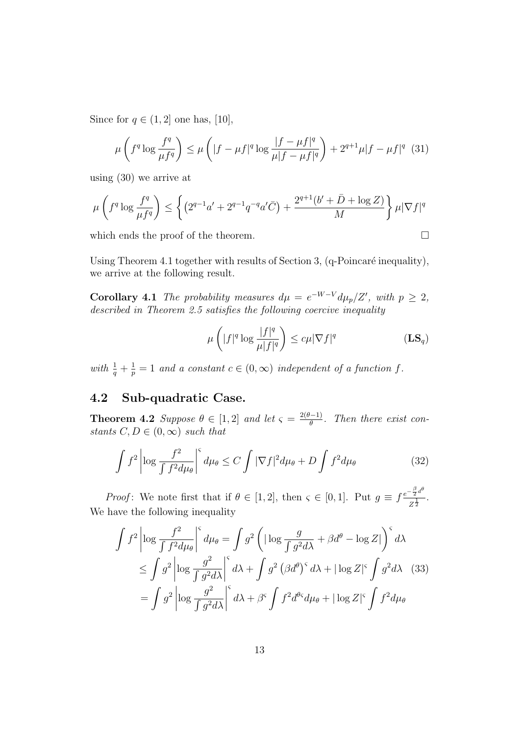Since for $q \in (1, 2]$ one has, [10],

$$\mu\left(f^q \log \frac{f^q}{\mu f^q}\right) \leq \mu\left(|f - \mu f|^q \log \frac{|f - \mu f|^q}{\mu|f - \mu f|^q}\right) + 2^{q+1}\mu|f - \mu f|^q \quad (31)$$

using (30) we arrive at

$$\mu\left(f^q \log \frac{f^q}{\mu f^q}\right) \leq \left\{\left(2^{q-1}a' + 2^{q-1}q^{-q}a'\bar{C}\right) + \frac{2^{q+1}(b' + \bar{D} + \log Z)}{M}\right\} \mu|\nabla f|^q$$

which ends the proof of the theorem. □

Using Theorem 4.1 together with results of Section 3, (q-Poincaré inequality), we arrive at the following result.

**Corollary 4.1** *The probability measures $d\mu = e^{-W-V}d\mu_p/Z'$, with $p \geq 2$, described in Theorem 2.5 satisfies the following coercive inequality*

$$\mu\left(|f|^q \log \frac{|f|^q}{\mu|f|^q}\right) \leq c\mu|\nabla f|^q \quad (\mathbf{LS}_q)$$

*with $\frac{1}{q} + \frac{1}{p} = 1$ and a constant $c \in (0, \infty)$ independent of a function $f$.*

## 4.2 Sub-quadratic Case.

**Theorem 4.2** *Suppose $\theta \in [1, 2]$ and let $\varsigma = \frac{2(\theta-1)}{\theta}$. Then there exist constants $C, D \in (0, \infty)$ such that*

$$\int f^2 \left|\log \frac{f^2}{\int f^2 d\mu_\theta}\right|^\varsigma d\mu_\theta \leq C \int |\nabla f|^2 d\mu_\theta + D \int f^2 d\mu_\theta \quad (32)$$

*Proof*: We note first that if $\theta \in [1, 2]$, then $\varsigma \in [0, 1]$. Put $g \equiv f\frac{e^{-\frac{\beta}{2}d^\theta}}{Z^{\frac{1}{2}}}$. We have the following inequality

$$\begin{aligned}
\int f^2 \left|\log \frac{f^2}{\int f^2 d\mu_\theta}\right|^\varsigma d\mu_\theta &= \int g^2 \left(|\log \frac{g}{\int g^2 d\lambda} + \beta d^\theta - \log Z|\right)^\varsigma d\lambda \\
&\leq \int g^2 \left|\log \frac{g^2}{\int g^2 d\lambda}\right|^\varsigma d\lambda + \int g^2 \left(\beta d^\theta\right)^\varsigma d\lambda + |\log Z|^\varsigma \int g^2 d\lambda \quad (33) \\
&= \int g^2 \left|\log \frac{g^2}{\int g^2 d\lambda}\right|^\varsigma d\lambda + \beta^\varsigma \int f^2 d^{\theta\varsigma} d\mu_\theta + |\log Z|^\varsigma \int f^2 d\mu_\theta
\end{aligned}$$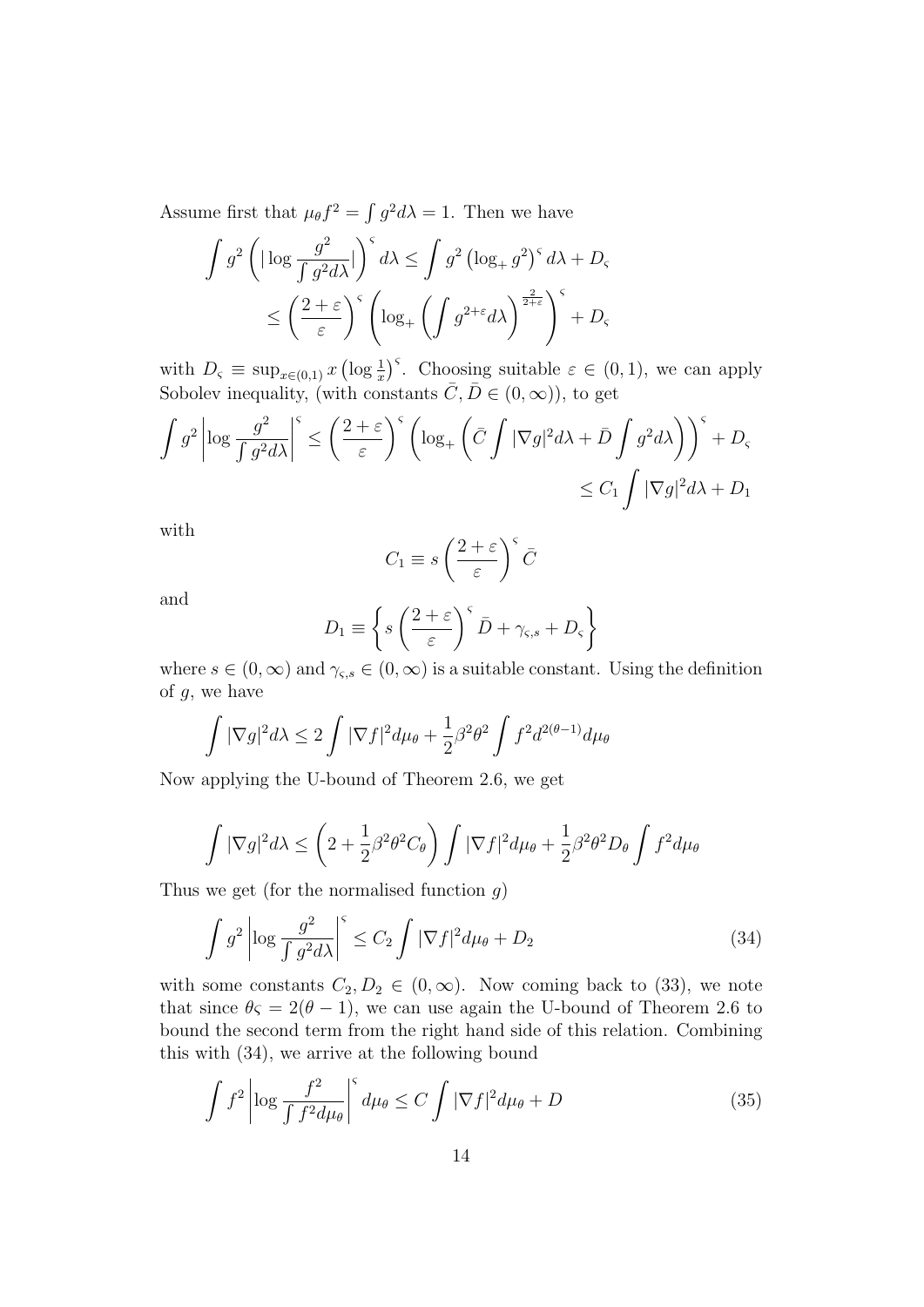Assume first that $\mu_\theta f^2 = \int g^2 d\lambda = 1$. Then we have

$$\int g^2 \left( |\log \frac{g^2}{\int g^2 d\lambda}| \right)^{\varsigma} d\lambda \leq \int g^2 \left(\log_+ g^2\right)^{\varsigma} d\lambda + D_\varsigma$$

$$\leq \left(\frac{2+\varepsilon}{\varepsilon}\right)^{\varsigma} \left( \log_+ \left( \int g^{2+\varepsilon} d\lambda \right)^{\frac{2}{2+\varepsilon}} \right)^{\varsigma} + D_\varsigma$$

with $D_\varsigma \equiv \sup_{x\in(0,1)} x \left(\log \frac{1}{x}\right)^{\varsigma}$. Choosing suitable $\varepsilon \in (0,1)$, we can apply Sobolev inequality, (with constants $\bar{C}, \bar{D} \in (0,\infty)$), to get

$$\int g^2 \left| \log \frac{g^2}{\int g^2 d\lambda} \right|^{\varsigma} \leq \left(\frac{2+\varepsilon}{\varepsilon}\right)^{\varsigma} \left( \log_+ \left( \bar{C} \int |\nabla g|^2 d\lambda + \bar{D} \int g^2 d\lambda \right) \right)^{\varsigma} + D_\varsigma$$

$$\leq C_1 \int |\nabla g|^2 d\lambda + D_1$$

with

$$C_1 \equiv s \left(\frac{2+\varepsilon}{\varepsilon}\right)^{\varsigma} \bar{C}$$

and

$$D_1 \equiv \left\{ s \left(\frac{2+\varepsilon}{\varepsilon}\right)^{\varsigma} \bar{D} + \gamma_{\varsigma,s} + D_\varsigma \right\}$$

where $s \in (0,\infty)$ and $\gamma_{\varsigma,s} \in (0,\infty)$ is a suitable constant. Using the definition of $g$, we have

$$\int |\nabla g|^2 d\lambda \leq 2 \int |\nabla f|^2 d\mu_\theta + \frac{1}{2}\beta^2\theta^2 \int f^2 d^{2(\theta-1)} d\mu_\theta$$

Now applying the U-bound of Theorem 2.6, we get

$$\int |\nabla g|^2 d\lambda \leq \left(2 + \frac{1}{2}\beta^2\theta^2 C_\theta\right) \int |\nabla f|^2 d\mu_\theta + \frac{1}{2}\beta^2\theta^2 D_\theta \int f^2 d\mu_\theta$$

Thus we get (for the normalised function $g$)

$$\int g^2 \left| \log \frac{g^2}{\int g^2 d\lambda} \right|^{\varsigma} \leq C_2 \int |\nabla f|^2 d\mu_\theta + D_2 \tag{34}$$

with some constants $C_2, D_2 \in (0,\infty)$. Now coming back to (33), we note that since $\theta\varsigma = 2(\theta - 1)$, we can use again the U-bound of Theorem 2.6 to bound the second term from the right hand side of this relation. Combining this with (34), we arrive at the following bound

$$\int f^2 \left| \log \frac{f^2}{\int f^2 d\mu_\theta} \right|^{\varsigma} d\mu_\theta \leq C \int |\nabla f|^2 d\mu_\theta + D \tag{35}$$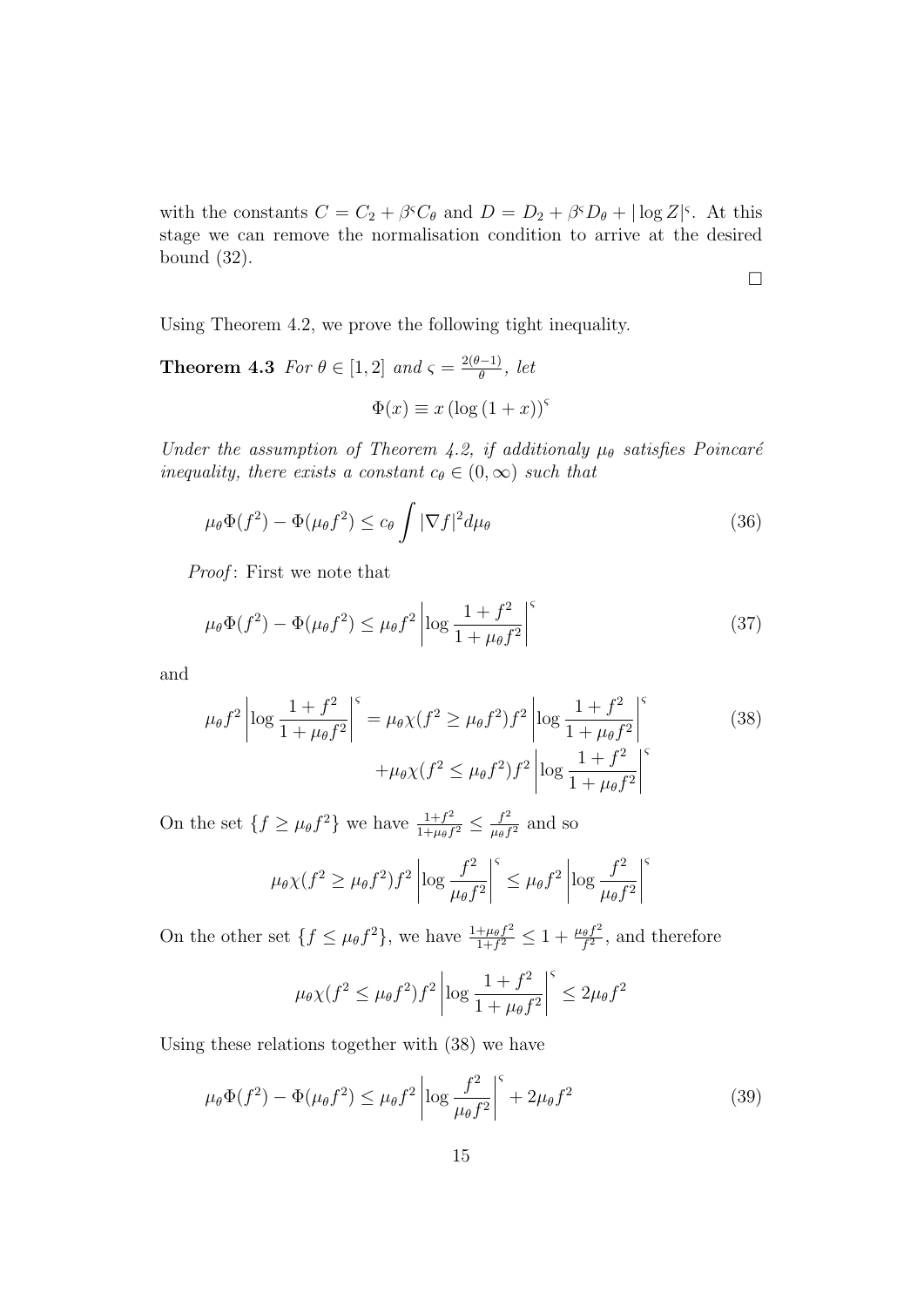with the constants $C = C_2 + \beta^{\varsigma} C_\theta$ and $D = D_2 + \beta^{\varsigma} D_\theta + |\log Z|^{\varsigma}$. At this stage we can remove the normalisation condition to arrive at the desired bound (32).

$\square$

Using Theorem 4.2, we prove the following tight inequality.

**Theorem 4.3** *For $\theta \in [1, 2]$ and $\varsigma = \frac{2(\theta-1)}{\theta}$, let*

$$\Phi(x) \equiv x \left(\log\left(1 + x\right)\right)^{\varsigma}$$

*Under the assumption of Theorem 4.2, if additionaly $\mu_\theta$ satisfies Poincaré inequality, there exists a constant $c_\theta \in (0, \infty)$ such that*

$$\mu_\theta \Phi(f^2) - \Phi(\mu_\theta f^2) \leq c_\theta \int |\nabla f|^2 d\mu_\theta \tag{36}$$

*Proof*: First we note that

$$\mu_\theta \Phi(f^2) - \Phi(\mu_\theta f^2) \leq \mu_\theta f^2 \left|\log \frac{1 + f^2}{1 + \mu_\theta f^2}\right|^{\varsigma} \tag{37}$$

and

$$\begin{aligned} \mu_\theta f^2 \left|\log \frac{1 + f^2}{1 + \mu_\theta f^2}\right|^{\varsigma} &= \mu_\theta \chi(f^2 \geq \mu_\theta f^2) f^2 \left|\log \frac{1 + f^2}{1 + \mu_\theta f^2}\right|^{\varsigma} \\ &+ \mu_\theta \chi(f^2 \leq \mu_\theta f^2) f^2 \left|\log \frac{1 + f^2}{1 + \mu_\theta f^2}\right|^{\varsigma} \end{aligned} \tag{38}$$

On the set $\{f \geq \mu_\theta f^2\}$ we have $\frac{1+f^2}{1+\mu_\theta f^2} \leq \frac{f^2}{\mu_\theta f^2}$ and so

$$\mu_\theta \chi(f^2 \geq \mu_\theta f^2) f^2 \left|\log \frac{f^2}{\mu_\theta f^2}\right|^{\varsigma} \leq \mu_\theta f^2 \left|\log \frac{f^2}{\mu_\theta f^2}\right|^{\varsigma}$$

On the other set $\{f \leq \mu_\theta f^2\}$, we have $\frac{1+\mu_\theta f^2}{1+f^2} \leq 1 + \frac{\mu_\theta f^2}{f^2}$, and therefore

$$\mu_\theta \chi(f^2 \leq \mu_\theta f^2) f^2 \left|\log \frac{1 + f^2}{1 + \mu_\theta f^2}\right|^{\varsigma} \leq 2\mu_\theta f^2$$

Using these relations together with (38) we have

$$\mu_\theta \Phi(f^2) - \Phi(\mu_\theta f^2) \leq \mu_\theta f^2 \left|\log \frac{f^2}{\mu_\theta f^2}\right|^{\varsigma} + 2\mu_\theta f^2 \tag{39}$$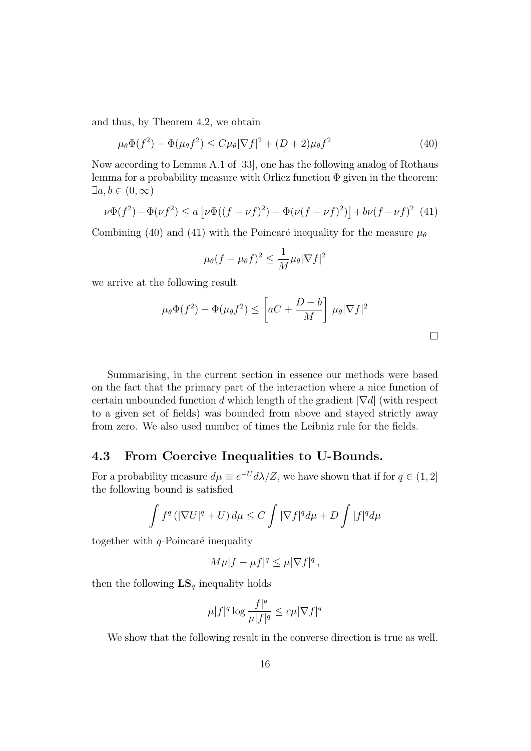and thus, by Theorem 4.2, we obtain

$$\mu_\theta \Phi(f^2) - \Phi(\mu_\theta f^2) \leq C\mu_\theta |\nabla f|^2 + (D+2)\mu_\theta f^2 \tag{40}$$

Now according to Lemma A.1 of [33], one has the following analog of Rothaus lemma for a probability measure with Orlicz function $\Phi$ given in the theorem: $\exists a, b \in (0, \infty)$

$$\nu\Phi(f^2) - \Phi(\nu f^2) \leq a \left[\nu\Phi((f-\nu f)^2) - \Phi(\nu(f-\nu f)^2)\right] + b\nu(f-\nu f)^2 \tag{41}$$

Combining (40) and (41) with the Poincaré inequality for the measure $\mu_\theta$

$$\mu_\theta (f - \mu_\theta f)^2 \leq \frac{1}{M}\mu_\theta |\nabla f|^2$$

we arrive at the following result

$$\mu_\theta \Phi(f^2) - \Phi(\mu_\theta f^2) \leq \left[aC + \frac{D+b}{M}\right] \mu_\theta |\nabla f|^2$$

□

Summarising, in the current section in essence our methods were based on the fact that the primary part of the interaction where a nice function of certain unbounded function $d$ which length of the gradient $|\nabla d|$ (with respect to a given set of fields) was bounded from above and stayed strictly away from zero. We also used number of times the Leibniz rule for the fields.

### 4.3 From Coercive Inequalities to U-Bounds.

For a probability measure $d\mu \equiv e^{-U}d\lambda/Z$, we have shown that if for $q \in (1, 2]$ the following bound is satisfied

$$\int f^q \left(|\nabla U|^q + U\right) d\mu \leq C \int |\nabla f|^q d\mu + D \int |f|^q d\mu$$

together with $q$-Poincaré inequality

$$M\mu|f - \mu f|^q \leq \mu|\nabla f|^q\,,$$

then the following $\mathbf{LS}_q$ inequality holds

$$\mu|f|^q \log \frac{|f|^q}{\mu|f|^q} \leq c\mu|\nabla f|^q$$

We show that the following result in the converse direction is true as well.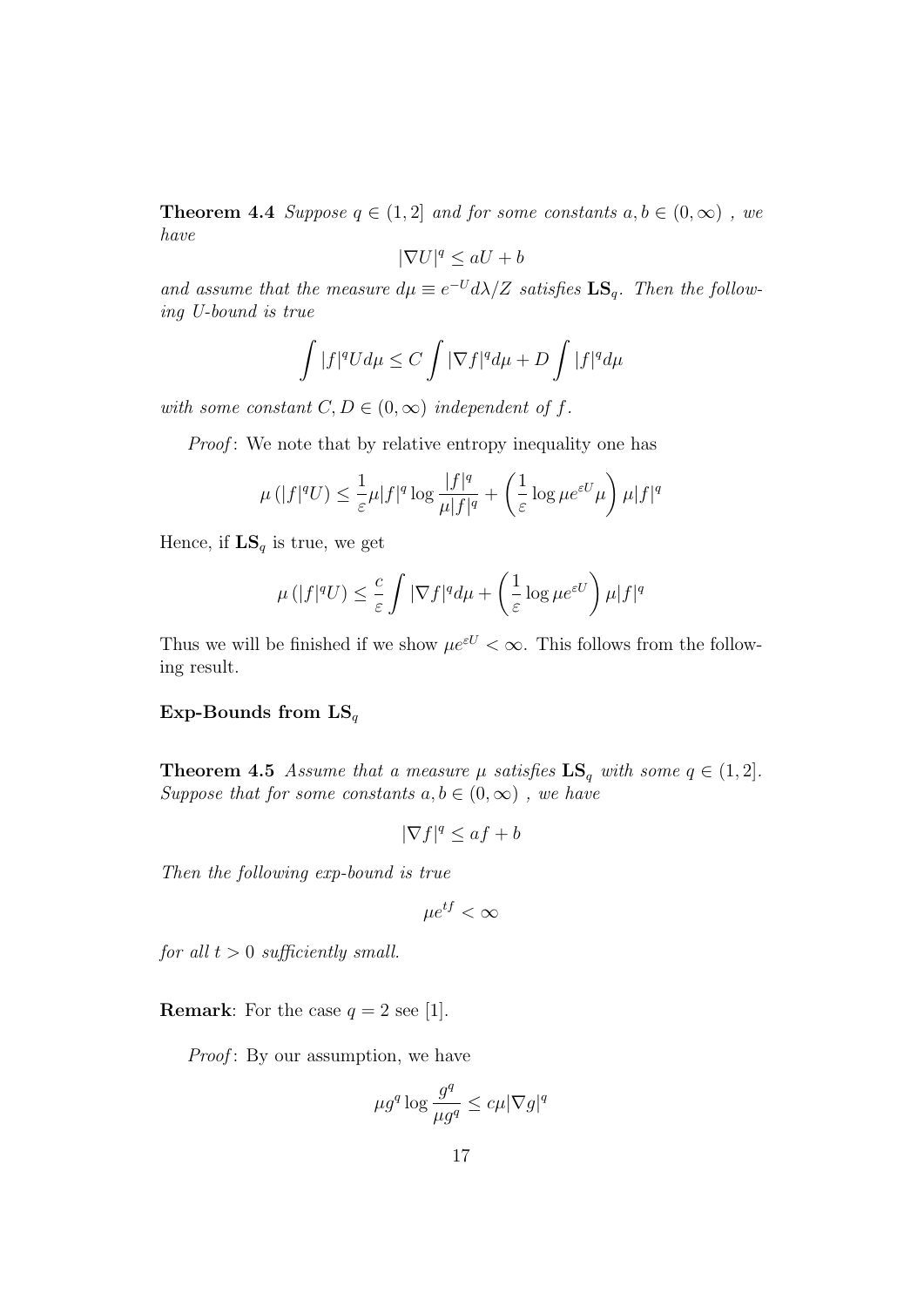**Theorem 4.4** *Suppose $q \in (1, 2]$ and for some constants $a, b \in (0, \infty)$ , we have*

$$|\nabla U|^q \leq aU + b$$

*and assume that the measure $d\mu \equiv e^{-U} d\lambda / Z$ satisfies $\mathbf{LS}_q$. Then the following U-bound is true*

$$\int |f|^q U d\mu \leq C \int |\nabla f|^q d\mu + D \int |f|^q d\mu$$

*with some constant $C, D \in (0, \infty)$ independent of $f$.*

*Proof*: We note that by relative entropy inequality one has

$$\mu\left(|f|^q U\right) \leq \frac{1}{\varepsilon} \mu |f|^q \log \frac{|f|^q}{\mu |f|^q} + \left(\frac{1}{\varepsilon} \log \mu e^{\varepsilon U} \mu\right) \mu |f|^q$$

Hence, if $\mathbf{LS}_q$ is true, we get

$$\mu\left(|f|^q U\right) \leq \frac{c}{\varepsilon} \int |\nabla f|^q d\mu + \left(\frac{1}{\varepsilon} \log \mu e^{\varepsilon U}\right) \mu |f|^q$$

Thus we will be finished if we show $\mu e^{\varepsilon U} < \infty$. This follows from the following result.

### Exp-Bounds from $\mathbf{LS}_q$

**Theorem 4.5** *Assume that a measure $\mu$ satisfies $\mathbf{LS}_q$ with some $q \in (1, 2]$. Suppose that for some constants $a, b \in (0, \infty)$ , we have*

$$|\nabla f|^q \leq af + b$$

*Then the following exp-bound is true*

$$\mu e^{tf} < \infty$$

*for all $t > 0$ sufficiently small.*

**Remark**: For the case $q = 2$ see [1].

*Proof*: By our assumption, we have

$$\mu g^q \log \frac{g^q}{\mu g^q} \leq c \mu |\nabla g|^q$$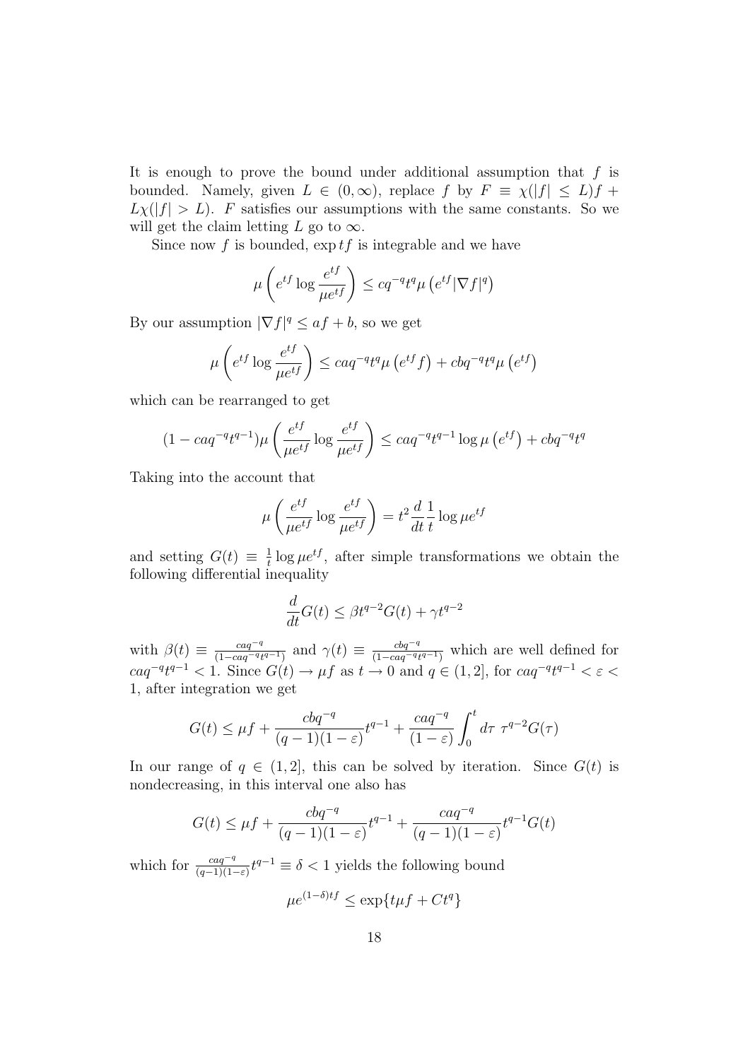It is enough to prove the bound under additional assumption that $f$ is bounded. Namely, given $L \in (0, \infty)$, replace $f$ by $F \equiv \chi(|f| \leq L)f + L\chi(|f| > L)$. $F$ satisfies our assumptions with the same constants. So we will get the claim letting $L$ go to $\infty$.

Since now $f$ is bounded, $\exp tf$ is integrable and we have

$$\mu\left(e^{tf}\log\frac{e^{tf}}{\mu e^{tf}}\right) \leq cq^{-q}t^q\mu\left(e^{tf}|\nabla f|^q\right)$$

By our assumption $|\nabla f|^q \leq af + b$, so we get

$$\mu\left(e^{tf}\log\frac{e^{tf}}{\mu e^{tf}}\right) \leq caq^{-q}t^q\mu\left(e^{tf}f\right) + cbq^{-q}t^q\mu\left(e^{tf}\right)$$

which can be rearranged to get

$$(1 - caq^{-q}t^{q-1})\mu\left(\frac{e^{tf}}{\mu e^{tf}}\log\frac{e^{tf}}{\mu e^{tf}}\right) \leq caq^{-q}t^{q-1}\log\mu\left(e^{tf}\right) + cbq^{-q}t^q$$

Taking into the account that

$$\mu\left(\frac{e^{tf}}{\mu e^{tf}}\log\frac{e^{tf}}{\mu e^{tf}}\right) = t^2\frac{d}{dt}\frac{1}{t}\log\mu e^{tf}$$

and setting $G(t) \equiv \frac{1}{t}\log\mu e^{tf}$, after simple transformations we obtain the following differential inequality

$$\frac{d}{dt}G(t) \leq \beta t^{q-2}G(t) + \gamma t^{q-2}$$

with $\beta(t) \equiv \frac{caq^{-q}}{(1-caq^{-q}t^{q-1})}$ and $\gamma(t) \equiv \frac{cbq^{-q}}{(1-caq^{-q}t^{q-1})}$ which are well defined for $caq^{-q}t^{q-1} < 1$. Since $G(t) \to \mu f$ as $t \to 0$ and $q \in (1, 2]$, for $caq^{-q}t^{q-1} < \varepsilon < 1$, after integration we get

$$G(t) \leq \mu f + \frac{cbq^{-q}}{(q-1)(1-\varepsilon)}t^{q-1} + \frac{caq^{-q}}{(1-\varepsilon)}\int_0^t d\tau\ \tau^{q-2}G(\tau)$$

In our range of $q \in (1, 2]$, this can be solved by iteration. Since $G(t)$ is nondecreasing, in this interval one also has

$$G(t) \leq \mu f + \frac{cbq^{-q}}{(q-1)(1-\varepsilon)}t^{q-1} + \frac{caq^{-q}}{(q-1)(1-\varepsilon)}t^{q-1}G(t)$$

which for $\frac{caq^{-q}}{(q-1)(1-\varepsilon)}t^{q-1} \equiv \delta < 1$ yields the following bound

$$\mu e^{(1-\delta)tf} \leq \exp\{t\mu f + Ct^q\}$$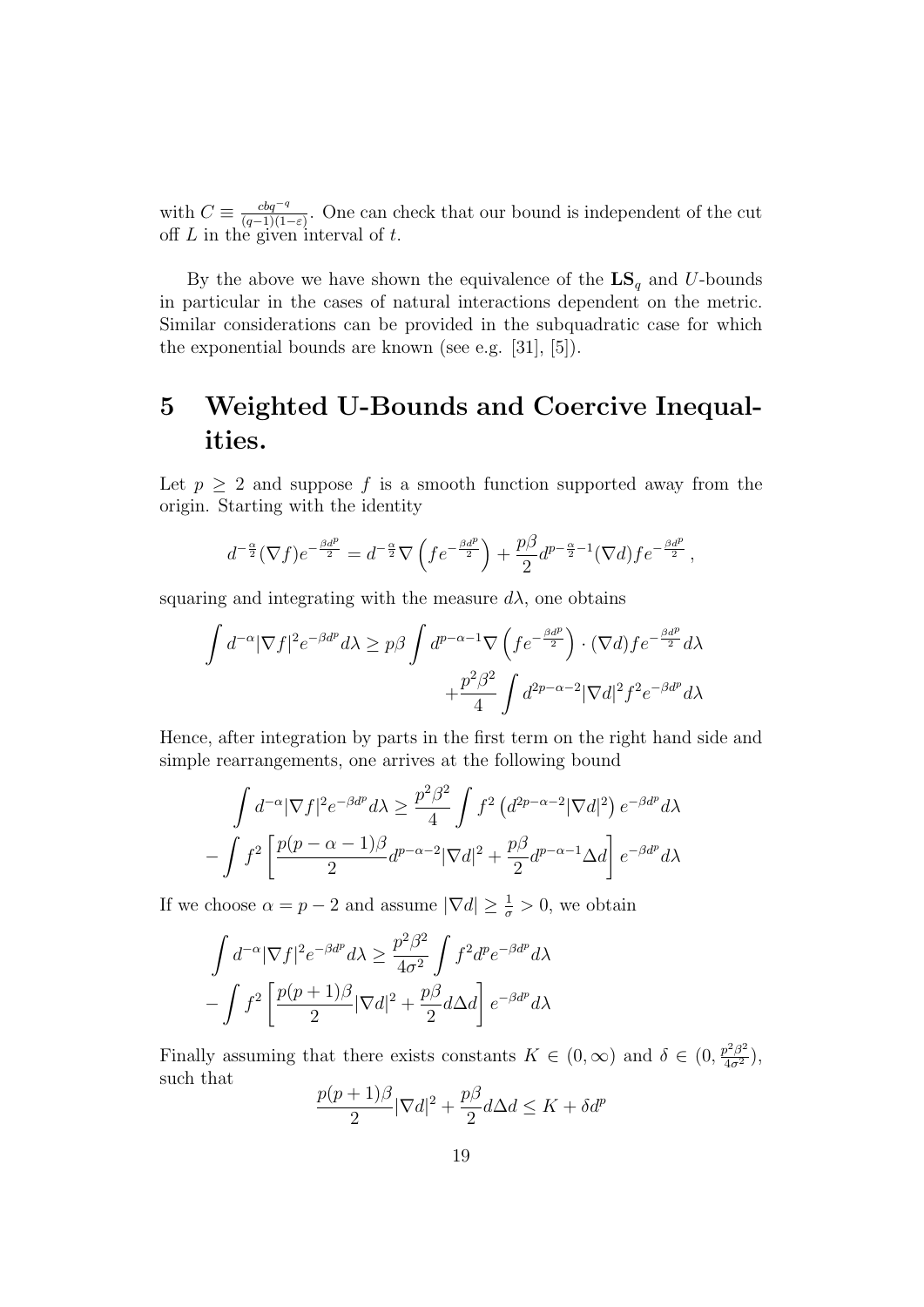with $C \equiv \frac{cbq^{-q}}{(q-1)(1-\varepsilon)}$. One can check that our bound is independent of the cut off $L$ in the given interval of $t$.

By the above we have shown the equivalence of the $\mathbf{LS}_q$ and $U$-bounds in particular in the cases of natural interactions dependent on the metric. Similar considerations can be provided in the subquadratic case for which the exponential bounds are known (see e.g. [31], [5]).

# 5 Weighted U-Bounds and Coercive Inequalities.

Let $p \geq 2$ and suppose $f$ is a smooth function supported away from the origin. Starting with the identity

$$d^{-\frac{\alpha}{2}}(\nabla f)e^{-\frac{\beta d^p}{2}} = d^{-\frac{\alpha}{2}}\nabla\left(fe^{-\frac{\beta d^p}{2}}\right) + \frac{p\beta}{2}d^{p-\frac{\alpha}{2}-1}(\nabla d)fe^{-\frac{\beta d^p}{2}},$$

squaring and integrating with the measure $d\lambda$, one obtains

$$\int d^{-\alpha}|\nabla f|^2 e^{-\beta d^p}d\lambda \geq p\beta\int d^{p-\alpha-1}\nabla\left(fe^{-\frac{\beta d^p}{2}}\right)\cdot(\nabla d)fe^{-\frac{\beta d^p}{2}}d\lambda + \frac{p^2\beta^2}{4}\int d^{2p-\alpha-2}|\nabla d|^2 f^2 e^{-\beta d^p}d\lambda$$

Hence, after integration by parts in the first term on the right hand side and simple rearrangements, one arrives at the following bound

$$\int d^{-\alpha}|\nabla f|^2 e^{-\beta d^p}d\lambda \geq \frac{p^2\beta^2}{4}\int f^2\left(d^{2p-\alpha-2}|\nabla d|^2\right)e^{-\beta d^p}d\lambda - \int f^2\left[\frac{p(p-\alpha-1)\beta}{2}d^{p-\alpha-2}|\nabla d|^2 + \frac{p\beta}{2}d^{p-\alpha-1}\Delta d\right]e^{-\beta d^p}d\lambda$$

If we choose $\alpha = p-2$ and assume $|\nabla d| \geq \frac{1}{\sigma} > 0$, we obtain

$$\int d^{-\alpha}|\nabla f|^2 e^{-\beta d^p}d\lambda \geq \frac{p^2\beta^2}{4\sigma^2}\int f^2 d^p e^{-\beta d^p}d\lambda - \int f^2\left[\frac{p(p+1)\beta}{2}|\nabla d|^2 + \frac{p\beta}{2}d\Delta d\right]e^{-\beta d^p}d\lambda$$

Finally assuming that there exists constants $K \in (0,\infty)$ and $\delta \in (0, \frac{p^2\beta^2}{4\sigma^2})$, such that

$$\frac{p(p+1)\beta}{2}|\nabla d|^2 + \frac{p\beta}{2}d\Delta d \leq K + \delta d^p$$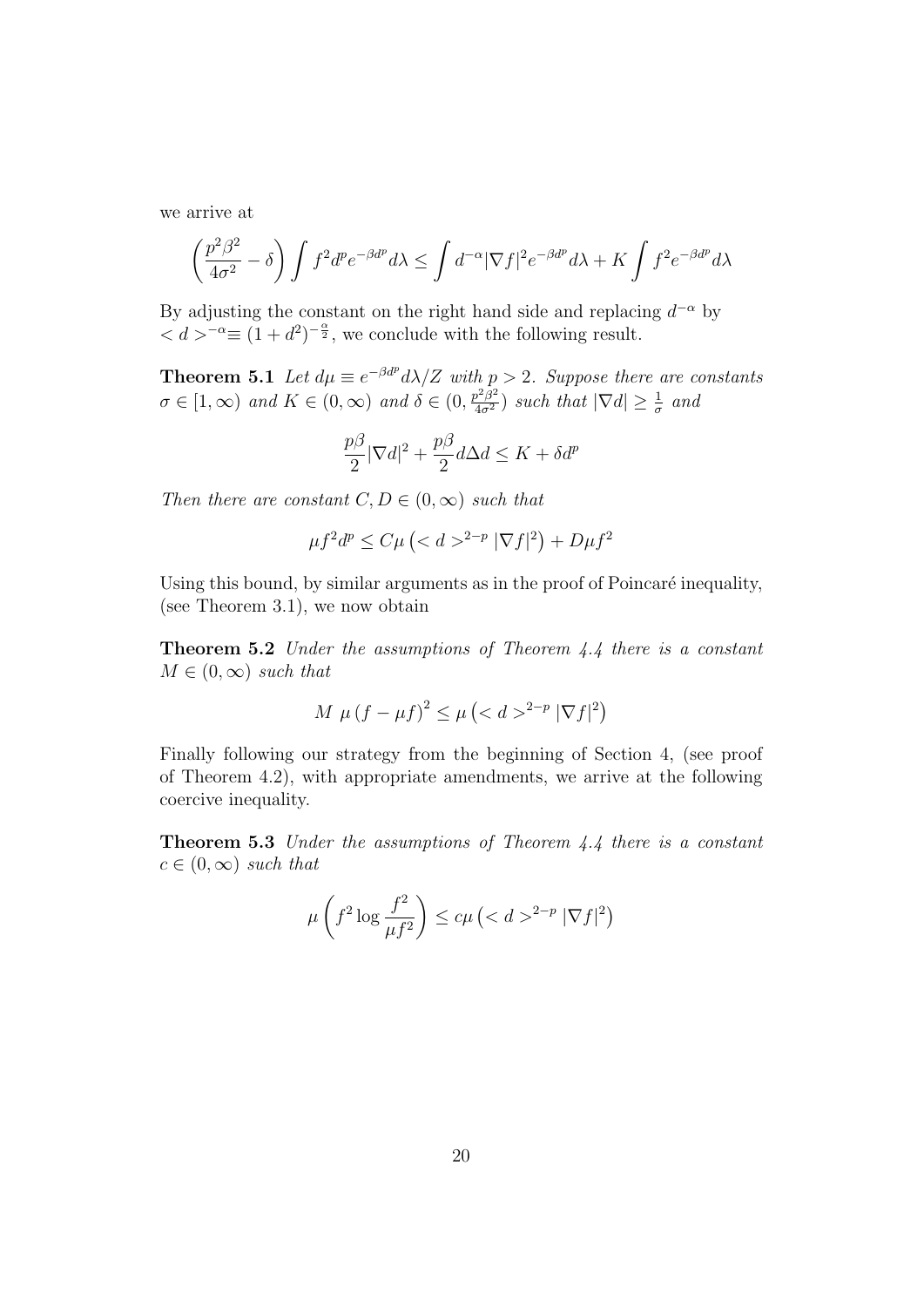we arrive at

$$\left(\frac{p^2\beta^2}{4\sigma^2} - \delta\right) \int f^2 d^p e^{-\beta d^p} d\lambda \leq \int d^{-\alpha} |\nabla f|^2 e^{-\beta d^p} d\lambda + K \int f^2 e^{-\beta d^p} d\lambda$$

By adjusting the constant on the right hand side and replacing $d^{-\alpha}$ by $< d >^{-\alpha} \equiv (1 + d^2)^{-\frac{\alpha}{2}}$, we conclude with the following result.

**Theorem 5.1** *Let $d\mu \equiv e^{-\beta d^p} d\lambda / Z$ with $p > 2$. Suppose there are constants $\sigma \in [1, \infty)$ and $K \in (0, \infty)$ and $\delta \in (0, \frac{p^2\beta^2}{4\sigma^2})$ such that $|\nabla d| \geq \frac{1}{\sigma}$ and*

$$\frac{p\beta}{2} |\nabla d|^2 + \frac{p\beta}{2} d\Delta d \leq K + \delta d^p$$

*Then there are constant $C, D \in (0, \infty)$ such that*

$$\mu f^2 d^p \leq C\mu \left( < d >^{2-p} |\nabla f|^2 \right) + D\mu f^2$$

Using this bound, by similar arguments as in the proof of Poincaré inequality, (see Theorem 3.1), we now obtain

**Theorem 5.2** *Under the assumptions of Theorem 4.4 there is a constant $M \in (0, \infty)$ such that*

$$M \ \mu \left( f - \mu f \right)^2 \leq \mu \left( < d >^{2-p} |\nabla f|^2 \right)$$

Finally following our strategy from the beginning of Section 4, (see proof of Theorem 4.2), with appropriate amendments, we arrive at the following coercive inequality.

**Theorem 5.3** *Under the assumptions of Theorem 4.4 there is a constant $c \in (0, \infty)$ such that*

$$\mu \left( f^2 \log \frac{f^2}{\mu f^2} \right) \leq c\mu \left( < d >^{2-p} |\nabla f|^2 \right)$$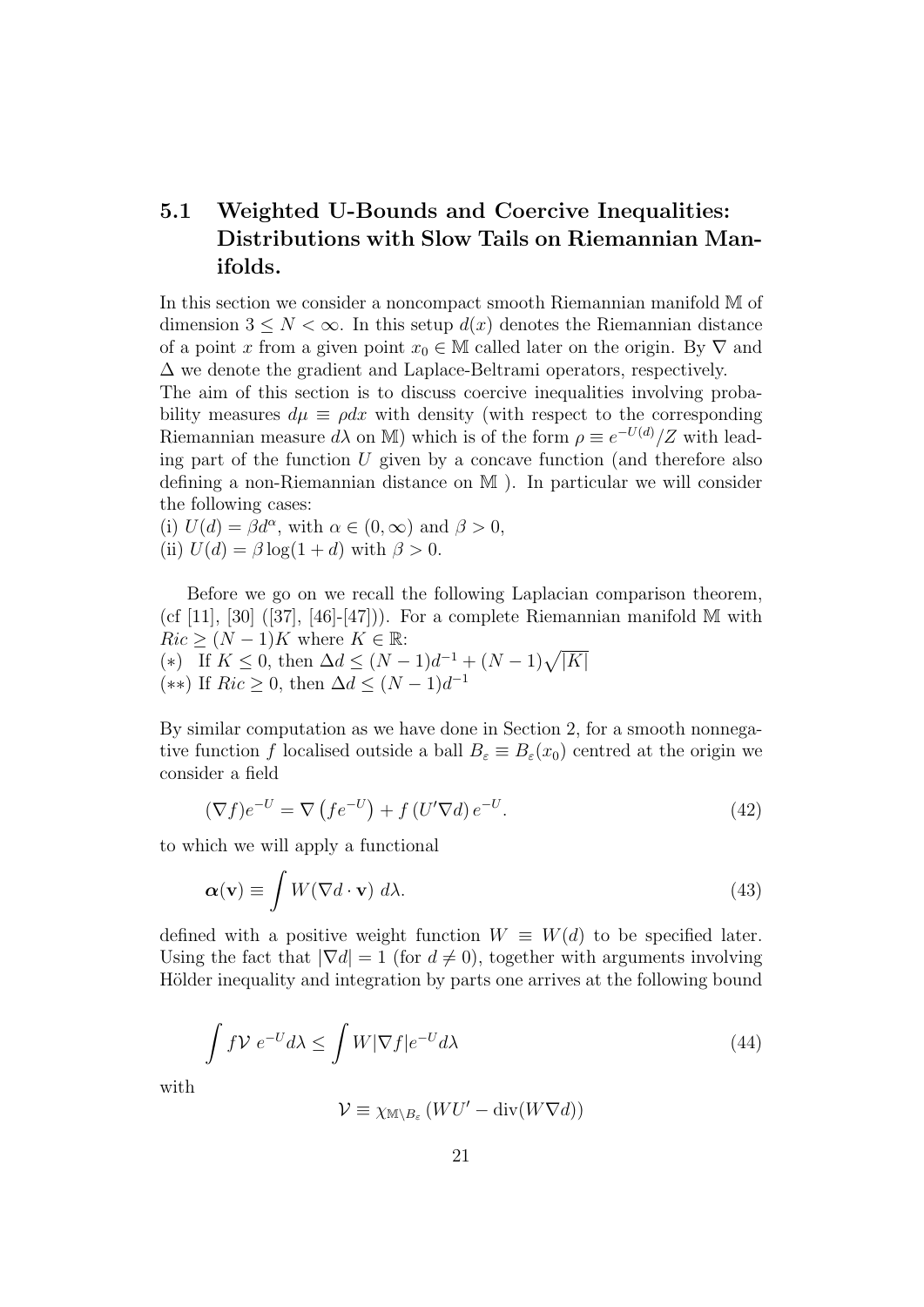## 5.1 Weighted U-Bounds and Coercive Inequalities: Distributions with Slow Tails on Riemannian Manifolds.

In this section we consider a noncompact smooth Riemannian manifold $\mathbb{M}$ of dimension $3 \leq N < \infty$. In this setup $d(x)$ denotes the Riemannian distance of a point $x$ from a given point $x_0 \in \mathbb{M}$ called later on the origin. By $\nabla$ and $\Delta$ we denote the gradient and Laplace-Beltrami operators, respectively.
The aim of this section is to discuss coercive inequalities involving probability measures $d\mu \equiv \rho dx$ with density (with respect to the corresponding Riemannian measure $d\lambda$ on $\mathbb{M}$) which is of the form $\rho \equiv e^{-U(d)}/Z$ with leading part of the function $U$ given by a concave function (and therefore also defining a non-Riemannian distance on $\mathbb{M}$ ). In particular we will consider the following cases:
(i) $U(d) = \beta d^\alpha$, with $\alpha \in (0, \infty)$ and $\beta > 0$,
(ii) $U(d) = \beta \log(1 + d)$ with $\beta > 0$.

Before we go on we recall the following Laplacian comparison theorem, (cf [11], [30] ([37], [46]-[47])). For a complete Riemannian manifold $\mathbb{M}$ with $Ric \geq (N-1)K$ where $K \in \mathbb{R}$:
$(*)$ If $K \leq 0$, then $\Delta d \leq (N-1)d^{-1} + (N-1)\sqrt{|K|}$
$(**)$ If $Ric \geq 0$, then $\Delta d \leq (N-1)d^{-1}$

By similar computation as we have done in Section 2, for a smooth nonnegative function $f$ localised outside a ball $B_\varepsilon \equiv B_\varepsilon(x_0)$ centred at the origin we consider a field

$$(\nabla f)e^{-U} = \nabla\left(fe^{-U}\right) + f\left(U'\nabla d\right)e^{-U}. \tag{42}$$

to which we will apply a functional

$$\boldsymbol{\alpha}(\mathbf{v}) \equiv \int W(\nabla d \cdot \mathbf{v})\, d\lambda. \tag{43}$$

defined with a positive weight function $W \equiv W(d)$ to be specified later. Using the fact that $|\nabla d| = 1$ (for $d \neq 0$), together with arguments involving Hölder inequality and integration by parts one arrives at the following bound

$$\int f\mathcal{V}\, e^{-U} d\lambda \leq \int W|\nabla f| e^{-U} d\lambda \tag{44}$$

with

$$\mathcal{V} \equiv \chi_{\mathbb{M}\setminus B_\varepsilon}\left(WU' - \operatorname{div}(W\nabla d)\right)$$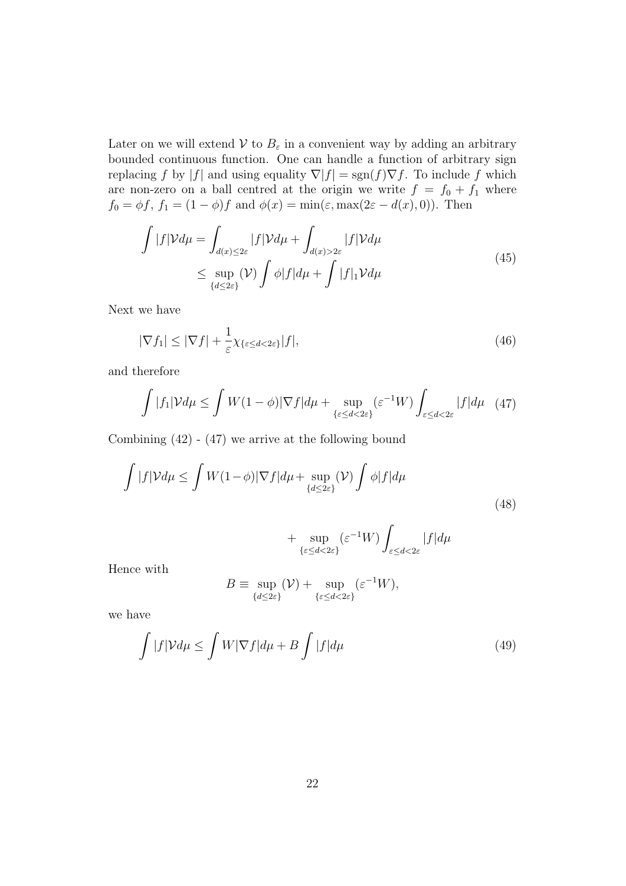Later on we will extend $\mathcal{V}$ to $B_\varepsilon$ in a convenient way by adding an arbitrary bounded continuous function. One can handle a function of arbitrary sign replacing $f$ by $|f|$ and using equality $\nabla |f| = \text{sgn}(f)\nabla f$. To include $f$ which are non-zero on a ball centred at the origin we write $f = f_0 + f_1$ where $f_0 = \phi f$, $f_1 = (1-\phi)f$ and $\phi(x) = \min(\varepsilon, \max(2\varepsilon - d(x), 0))$. Then

$$
\begin{aligned}
\int |f|\mathcal{V} d\mu &= \int_{d(x)\leq 2\varepsilon} |f|\mathcal{V} d\mu + \int_{d(x)>2\varepsilon} |f|\mathcal{V} d\mu \\
&\leq \sup_{\{d\leq 2\varepsilon\}} (\mathcal{V}) \int \phi |f| d\mu + \int |f|_1 \mathcal{V} d\mu
\end{aligned}
\tag{45}
$$

Next we have

$$
|\nabla f_1| \leq |\nabla f| + \frac{1}{\varepsilon}\chi_{\{\varepsilon\leq d<2\varepsilon\}}|f|, \tag{46}
$$

and therefore

$$
\int |f_1|\mathcal{V} d\mu \leq \int W(1-\phi)|\nabla f| d\mu + \sup_{\{\varepsilon\leq d<2\varepsilon\}} (\varepsilon^{-1}W) \int_{\varepsilon\leq d<2\varepsilon} |f| d\mu \tag{47}
$$

Combining (42) - (47) we arrive at the following bound

$$
\begin{aligned}
\int |f|\mathcal{V} d\mu \leq \int W(1-\phi)|\nabla f| d\mu + \sup_{\{d\leq 2\varepsilon\}} (\mathcal{V}) \int \phi |f| d\mu \\
+ \sup_{\{\varepsilon\leq d<2\varepsilon\}} (\varepsilon^{-1}W) \int_{\varepsilon\leq d<2\varepsilon} |f| d\mu
\end{aligned}
\tag{48}
$$

Hence with

$$
B \equiv \sup_{\{d\leq 2\varepsilon\}} (\mathcal{V}) + \sup_{\{\varepsilon\leq d<2\varepsilon\}} (\varepsilon^{-1}W),
$$

we have

$$
\int |f|\mathcal{V} d\mu \leq \int W|\nabla f| d\mu + B \int |f| d\mu \tag{49}
$$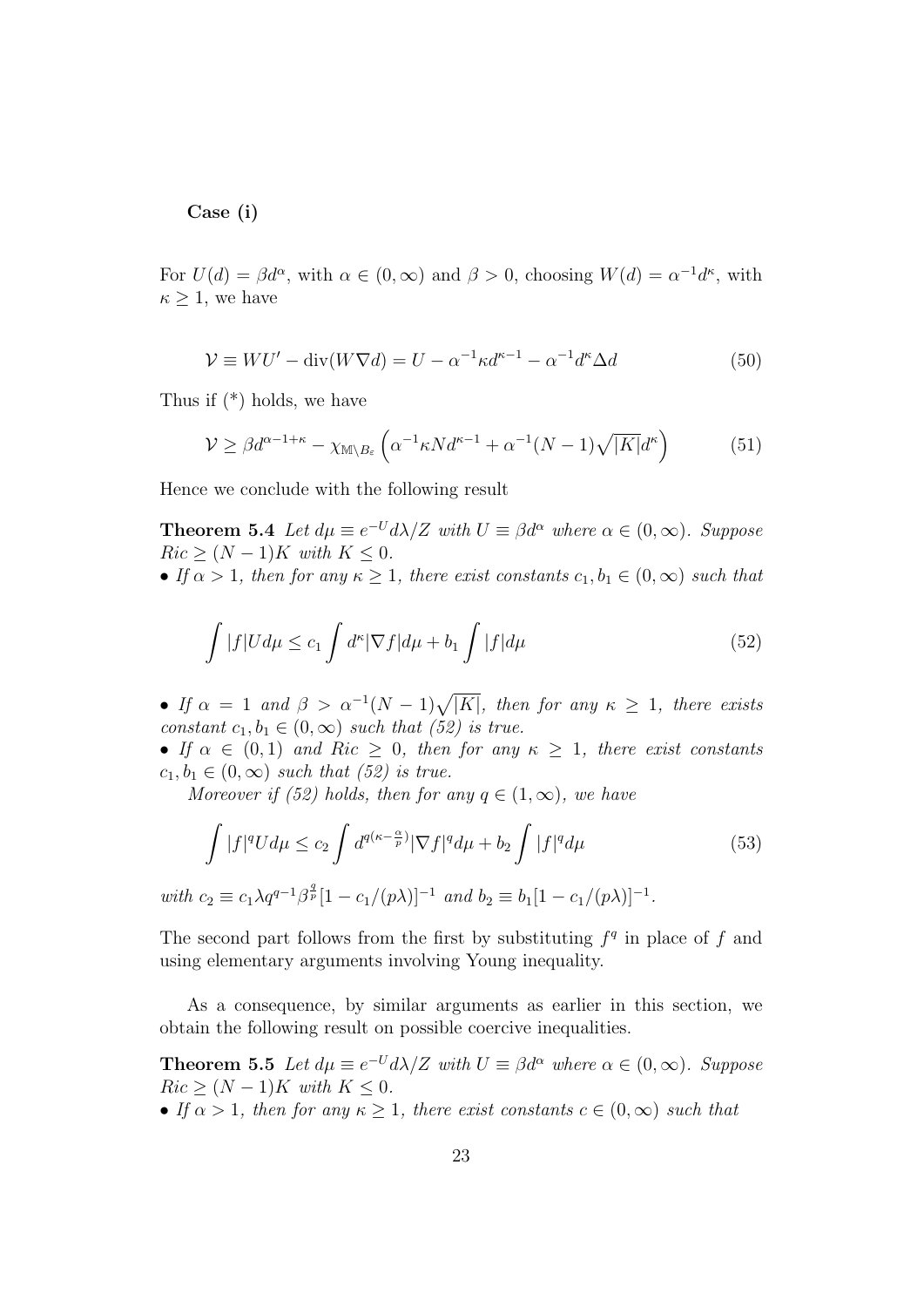**Case (i)**

For $U(d) = \beta d^\alpha$, with $\alpha \in (0, \infty)$ and $\beta > 0$, choosing $W(d) = \alpha^{-1} d^\kappa$, with $\kappa \geq 1$, we have

$$\mathcal{V} \equiv WU' - \operatorname{div}(W \nabla d) = U - \alpha^{-1} \kappa d^{\kappa - 1} - \alpha^{-1} d^\kappa \Delta d \tag{50}$$

Thus if (*) holds, we have

$$\mathcal{V} \geq \beta d^{\alpha - 1 + \kappa} - \chi_{\mathbb{M} \setminus B_\varepsilon} \left( \alpha^{-1} \kappa N d^{\kappa - 1} + \alpha^{-1} (N-1) \sqrt{|K|} d^\kappa \right) \tag{51}$$

Hence we conclude with the following result

**Theorem 5.4** *Let $d\mu \equiv e^{-U} d\lambda / Z$ with $U \equiv \beta d^\alpha$ where $\alpha \in (0, \infty)$. Suppose $Ric \geq (N-1)K$ with $K \leq 0$.*

- *If $\alpha > 1$, then for any $\kappa \geq 1$, there exist constants $c_1, b_1 \in (0, \infty)$ such that*

$$\int |f| U d\mu \leq c_1 \int d^\kappa |\nabla f| d\mu + b_1 \int |f| d\mu \tag{52}$$

- *If $\alpha = 1$ and $\beta > \alpha^{-1}(N-1)\sqrt{|K|}$, then for any $\kappa \geq 1$, there exists constant $c_1, b_1 \in (0, \infty)$ such that (52) is true.*
- *If $\alpha \in (0, 1)$ and $Ric \geq 0$, then for any $\kappa \geq 1$, there exist constants $c_1, b_1 \in (0, \infty)$ such that (52) is true.*

*Moreover if (52) holds, then for any $q \in (1, \infty)$, we have*

$$\int |f|^q U d\mu \leq c_2 \int d^{q(\kappa - \frac{\alpha}{p})} |\nabla f|^q d\mu + b_2 \int |f|^q d\mu \tag{53}$$

*with $c_2 \equiv c_1 \lambda q^{q-1} \beta^{\frac{q}{p}} [1 - c_1/(p\lambda)]^{-1}$ and $b_2 \equiv b_1 [1 - c_1/(p\lambda)]^{-1}$.*

The second part follows from the first by substituting $f^q$ in place of $f$ and using elementary arguments involving Young inequality.

As a consequence, by similar arguments as earlier in this section, we obtain the following result on possible coercive inequalities.

**Theorem 5.5** *Let $d\mu \equiv e^{-U} d\lambda / Z$ with $U \equiv \beta d^\alpha$ where $\alpha \in (0, \infty)$. Suppose $Ric \geq (N-1)K$ with $K \leq 0$.*

- *If $\alpha > 1$, then for any $\kappa \geq 1$, there exist constants $c \in (0, \infty)$ such that*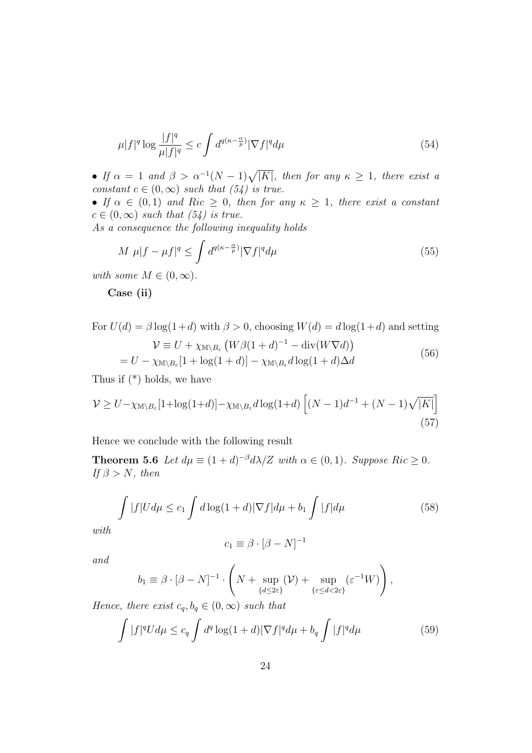$$\mu|f|^q \log \frac{|f|^q}{\mu|f|^q} \leq c \int d^{q(\kappa - \frac{\alpha}{p})} |\nabla f|^q d\mu \tag{54}$$

• *If $\alpha = 1$ and $\beta > \alpha^{-1}(N-1)\sqrt{|K|}$, then for any $\kappa \geq 1$, there exist a constant $c \in (0,\infty)$ such that (54) is true.*

• *If $\alpha \in (0,1)$ and $Ric \geq 0$, then for any $\kappa \geq 1$, there exist a constant $c \in (0,\infty)$ such that (54) is true.*

*As a consequence the following inequality holds*

$$M \ \mu|f - \mu f|^q \leq \int d^{q(\kappa - \frac{\alpha}{p})} |\nabla f|^q d\mu \tag{55}$$

*with some $M \in (0,\infty)$.*

**Case (ii)**

For $U(d) = \beta \log(1+d)$ with $\beta > 0$, choosing $W(d) = d\log(1+d)$ and setting

$$\begin{aligned} \mathcal{V} &\equiv U + \chi_{\mathbb{M}\setminus B_\varepsilon}\left(W\beta(1+d)^{-1} - \operatorname{div}(W\nabla d)\right) \\ &= U - \chi_{\mathbb{M}\setminus B_\varepsilon}[1+\log(1+d)] - \chi_{\mathbb{M}\setminus B_\varepsilon} d\log(1+d)\Delta d \end{aligned} \tag{56}$$

Thus if (*) holds, we have

$$\mathcal{V} \geq U - \chi_{\mathbb{M}\setminus B_\varepsilon}[1+\log(1+d)] - \chi_{\mathbb{M}\setminus B_\varepsilon} d\log(1+d)\left[(N-1)d^{-1} + (N-1)\sqrt{|K|}\right] \tag{57}$$

Hence we conclude with the following result

**Theorem 5.6** *Let $d\mu \equiv (1+d)^{-\beta} d\lambda / Z$ with $\alpha \in (0,1)$. Suppose $Ric \geq 0$. If $\beta > N$, then*

$$\int |f| U d\mu \leq c_1 \int d\log(1+d)|\nabla f| d\mu + b_1 \int |f| d\mu \tag{58}$$

*with*

$$c_1 \equiv \beta \cdot [\beta - N]^{-1}$$

*and*

$$b_1 \equiv \beta \cdot [\beta - N]^{-1} \cdot \left( N + \sup_{\{d \leq 2\varepsilon\}} (\mathcal{V}) + \sup_{\{\varepsilon \leq d < 2\varepsilon\}} (\varepsilon^{-1} W) \right),$$

*Hence, there exist $c_q, b_q \in (0,\infty)$ such that*

$$\int |f|^q U d\mu \leq c_q \int d^q \log(1+d) |\nabla f|^q d\mu + b_q \int |f|^q d\mu \tag{59}$$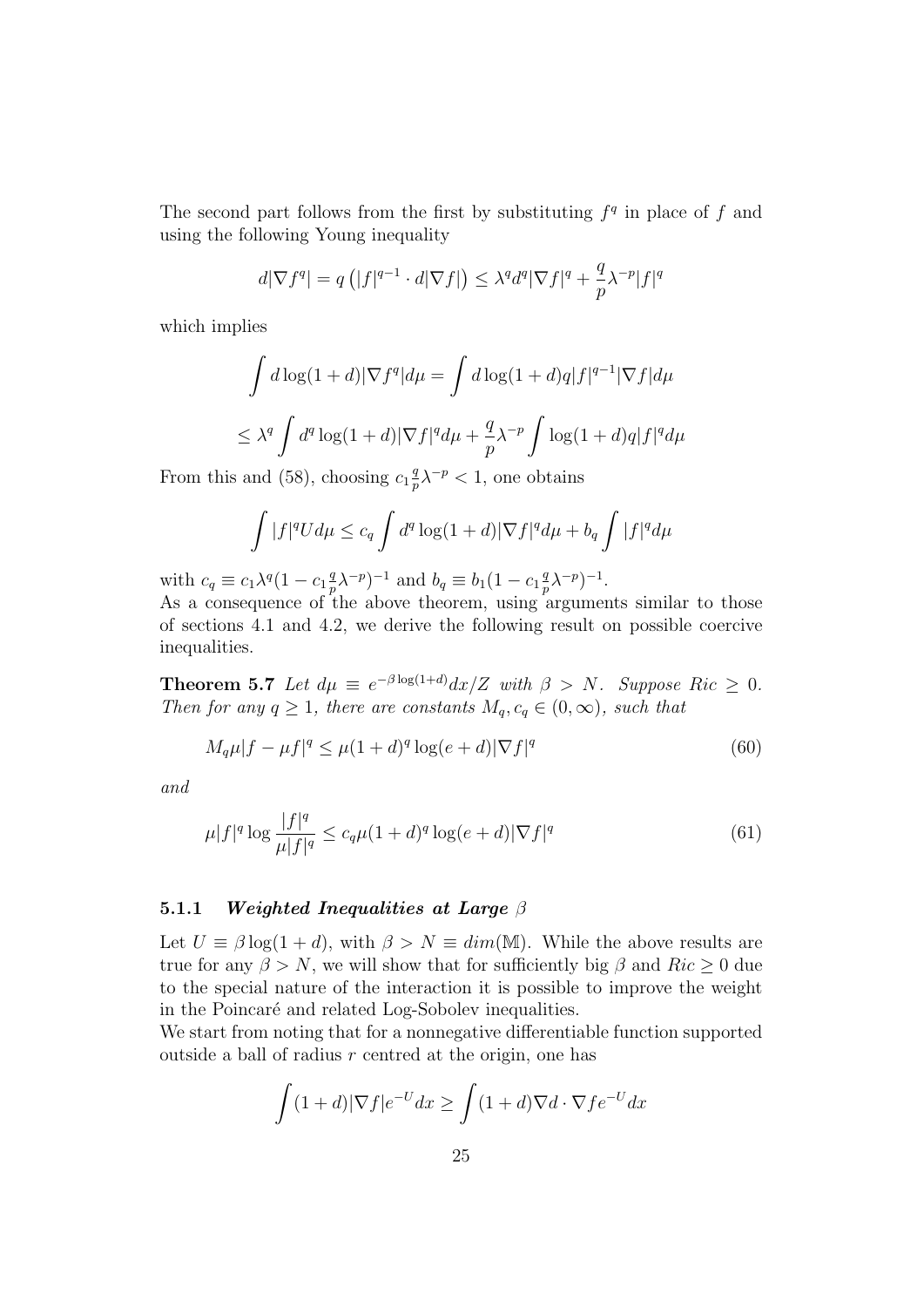The second part follows from the first by substituting $f^q$ in place of $f$ and using the following Young inequality

$$d|\nabla f^q| = q\left(|f|^{q-1} \cdot d|\nabla f|\right) \leq \lambda^q d^q |\nabla f|^q + \frac{q}{p}\lambda^{-p}|f|^q$$

which implies

$$\int d\log(1+d)|\nabla f^q| d\mu = \int d\log(1+d) q|f|^{q-1}|\nabla f| d\mu$$

$$\leq \lambda^q \int d^q \log(1+d)|\nabla f|^q d\mu + \frac{q}{p}\lambda^{-p}\int \log(1+d) q|f|^q d\mu$$

From this and (58), choosing $c_1 \frac{q}{p}\lambda^{-p} < 1$, one obtains

$$\int |f|^q U d\mu \leq c_q \int d^q \log(1+d)|\nabla f|^q d\mu + b_q \int |f|^q d\mu$$

with $c_q \equiv c_1 \lambda^q (1 - c_1 \frac{q}{p}\lambda^{-p})^{-1}$ and $b_q \equiv b_1(1 - c_1 \frac{q}{p}\lambda^{-p})^{-1}$.
As a consequence of the above theorem, using arguments similar to those of sections 4.1 and 4.2, we derive the following result on possible coercive inequalities.

**Theorem 5.7** *Let $d\mu \equiv e^{-\beta \log(1+d)}dx/Z$ with $\beta > N$. Suppose $Ric \geq 0$. Then for any $q \geq 1$, there are constants $M_q, c_q \in (0,\infty)$, such that*

$$M_q \mu|f - \mu f|^q \leq \mu(1+d)^q \log(e+d)|\nabla f|^q \tag{60}$$

*and*

$$\mu |f|^q \log \frac{|f|^q}{\mu|f|^q} \leq c_q \mu(1+d)^q \log(e+d)|\nabla f|^q \tag{61}$$

### 5.1.1 *Weighted Inequalities at Large $\beta$*

Let $U \equiv \beta \log(1+d)$, with $\beta > N \equiv dim(\mathbb{M})$. While the above results are true for any $\beta > N$, we will show that for sufficiently big $\beta$ and $Ric \geq 0$ due to the special nature of the interaction it is possible to improve the weight in the Poincaré and related Log-Sobolev inequalities.
We start from noting that for a nonnegative differentiable function supported outside a ball of radius $r$ centred at the origin, one has

$$\int (1+d)|\nabla f| e^{-U} dx \geq \int (1+d)\nabla d \cdot \nabla f e^{-U} dx$$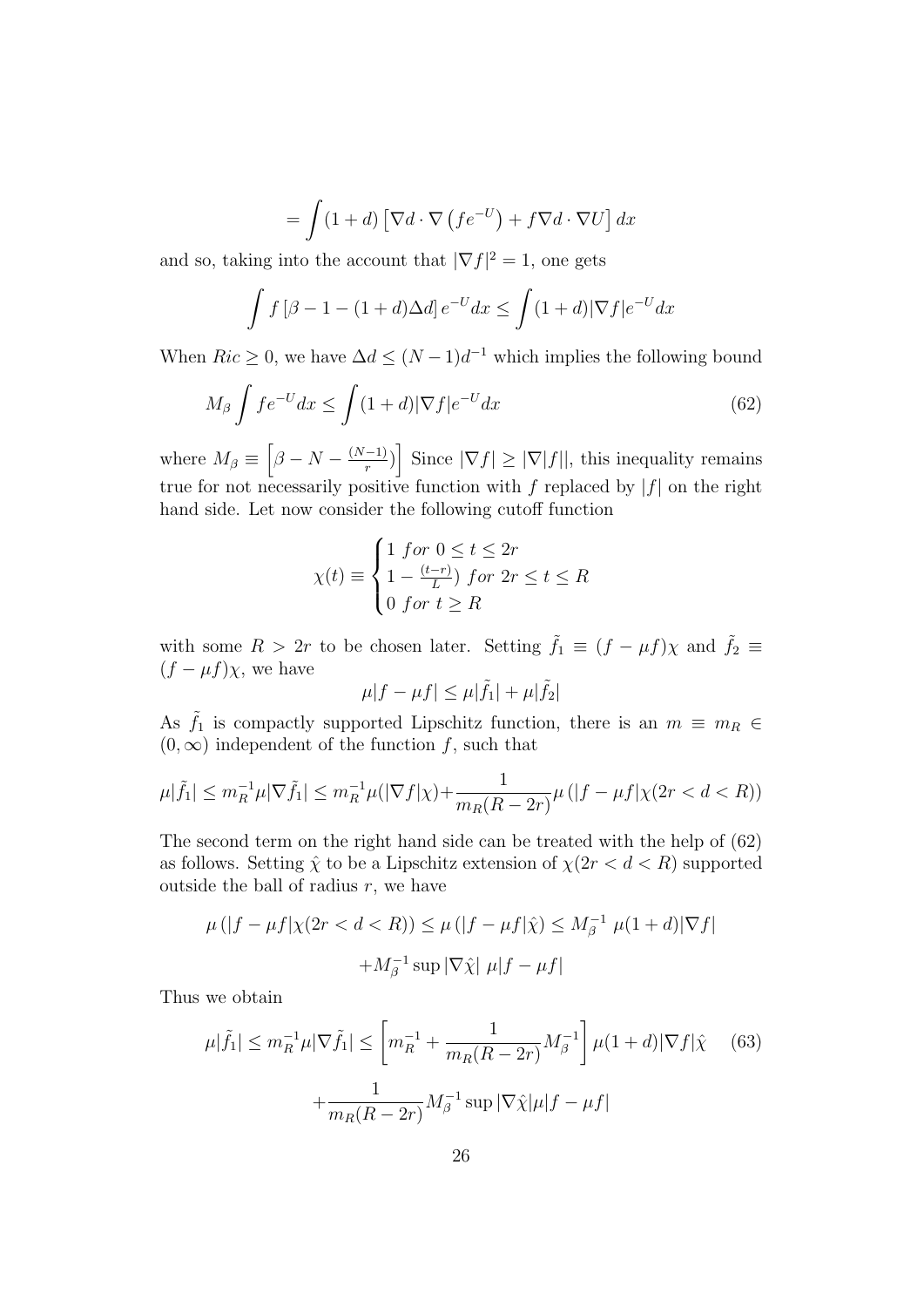$$= \int (1+d) \left[ \nabla d \cdot \nabla \left( f e^{-U} \right) + f \nabla d \cdot \nabla U \right] dx$$

and so, taking into the account that $|\nabla f|^2 = 1$, one gets

$$\int f \left[ \beta - 1 - (1+d)\Delta d \right] e^{-U} dx \leq \int (1+d) |\nabla f| e^{-U} dx$$

When $Ric \geq 0$, we have $\Delta d \leq (N-1)d^{-1}$ which implies the following bound

$$M_\beta \int f e^{-U} dx \leq \int (1+d) |\nabla f| e^{-U} dx \tag{62}$$

where $M_\beta \equiv \left[ \beta - N - \frac{(N-1)}{r} ) \right]$ Since $|\nabla f| \geq |\nabla |f||$, this inequality remains true for not necessarily positive function with $f$ replaced by $|f|$ on the right hand side. Let now consider the following cutoff function

$$\chi(t) \equiv \begin{cases} 1 \ for \ 0 \leq t \leq 2r \\ 1 - \frac{(t-r)}{L} ) \ for \ 2r \leq t \leq R \\ 0 \ for \ t \geq R \end{cases}$$

with some $R > 2r$ to be chosen later. Setting $\tilde{f}_1 \equiv (f - \mu f)\chi$ and $\tilde{f}_2 \equiv (f - \mu f)\chi$, we have

$$\mu |f - \mu f| \leq \mu |\tilde{f}_1| + \mu |\tilde{f}_2|$$

As $\tilde{f}_1$ is compactly supported Lipschitz function, there is an $m \equiv m_R \in (0, \infty)$ independent of the function $f$, such that

$$\mu |\tilde{f}_1| \leq m_R^{-1} \mu |\nabla \tilde{f}_1| \leq m_R^{-1} \mu (|\nabla f| \chi) + \frac{1}{m_R (R - 2r)} \mu \left( |f - \mu f| \chi (2r < d < R) \right)$$

The second term on the right hand side can be treated with the help of (62) as follows. Setting $\hat{\chi}$ to be a Lipschitz extension of $\chi(2r < d < R)$ supported outside the ball of radius $r$, we have

$$\mu \left( |f - \mu f| \chi (2r < d < R) \right) \leq \mu \left( |f - \mu f| \hat{\chi} \right) \leq M_\beta^{-1} \ \mu (1+d) |\nabla f|$$

$$+ M_\beta^{-1} \sup |\nabla \hat{\chi}| \ \mu |f - \mu f|$$

Thus we obtain

$$\mu |\tilde{f}_1| \leq m_R^{-1} \mu |\nabla \tilde{f}_1| \leq \left[ m_R^{-1} + \frac{1}{m_R (R - 2r)} M_\beta^{-1} \right] \mu (1+d) |\nabla f| \hat{\chi} \tag{63}$$

$$+ \frac{1}{m_R (R - 2r)} M_\beta^{-1} \sup |\nabla \hat{\chi}| \mu |f - \mu f|$$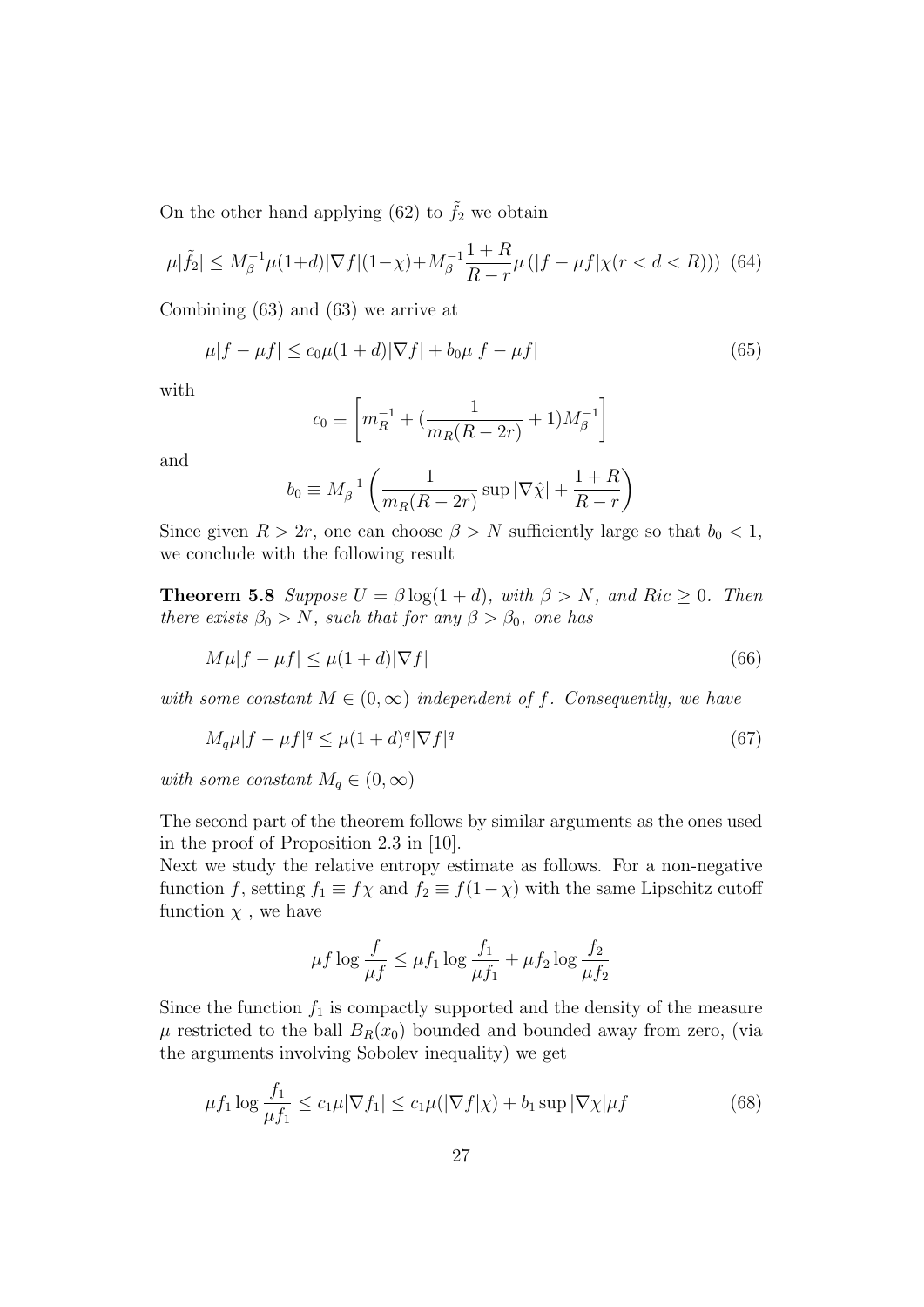On the other hand applying (62) to $\tilde{f}_2$ we obtain

$$\mu|\tilde{f}_2| \leq M_\beta^{-1}\mu(1+d)|\nabla f|(1-\chi)+M_\beta^{-1}\frac{1+R}{R-r}\mu\left(|f-\mu f|\chi(r<d<R)\right) \quad (64)$$

Combining (63) and (63) we arrive at

$$\mu|f-\mu f| \leq c_0\mu(1+d)|\nabla f| + b_0\mu|f-\mu f| \quad (65)$$

with

$$c_0 \equiv \left[m_R^{-1} + (\frac{1}{m_R(R-2r)}+1)M_\beta^{-1}\right]$$

and

$$b_0 \equiv M_\beta^{-1}\left(\frac{1}{m_R(R-2r)}\sup|\nabla\hat{\chi}| + \frac{1+R}{R-r}\right)$$

Since given $R > 2r$, one can choose $\beta > N$ sufficiently large so that $b_0 < 1$, we conclude with the following result

**Theorem 5.8** *Suppose $U = \beta\log(1+d)$, with $\beta > N$, and $Ric \geq 0$. Then there exists $\beta_0 > N$, such that for any $\beta > \beta_0$, one has*

$$M\mu|f-\mu f| \leq \mu(1+d)|\nabla f| \quad (66)$$

*with some constant $M \in (0,\infty)$ independent of $f$. Consequently, we have*

$$M_q\mu|f-\mu f|^q \leq \mu(1+d)^q|\nabla f|^q \quad (67)$$

*with some constant $M_q \in (0,\infty)$*

The second part of the theorem follows by similar arguments as the ones used in the proof of Proposition 2.3 in [10].
Next we study the relative entropy estimate as follows. For a non-negative function $f$, setting $f_1 \equiv f\chi$ and $f_2 \equiv f(1-\chi)$ with the same Lipschitz cutoff function $\chi$ , we have

$$\mu f\log\frac{f}{\mu f} \leq \mu f_1\log\frac{f_1}{\mu f_1} + \mu f_2\log\frac{f_2}{\mu f_2}$$

Since the function $f_1$ is compactly supported and the density of the measure $\mu$ restricted to the ball $B_R(x_0)$ bounded and bounded away from zero, (via the arguments involving Sobolev inequality) we get

$$\mu f_1\log\frac{f_1}{\mu f_1} \leq c_1\mu|\nabla f_1| \leq c_1\mu(|\nabla f|\chi) + b_1\sup|\nabla\chi|\mu f \quad (68)$$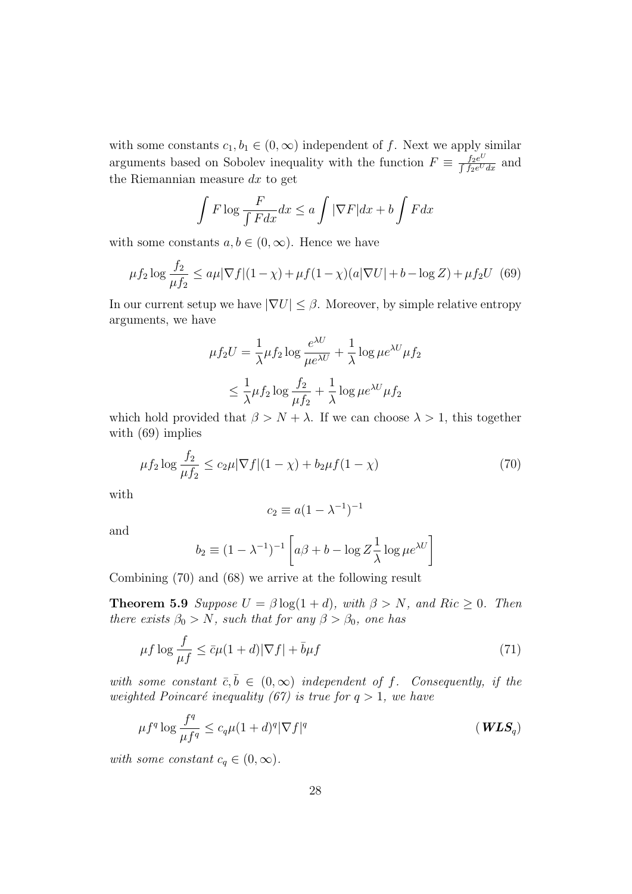with some constants $c_1, b_1 \in (0, \infty)$ independent of $f$. Next we apply similar arguments based on Sobolev inequality with the function $F \equiv \frac{f_2 e^U}{\int f_2 e^U dx}$ and the Riemannian measure $dx$ to get

$$\int F \log \frac{F}{\int F dx} dx \leq a \int |\nabla F| dx + b \int F dx$$

with some constants $a, b \in (0, \infty)$. Hence we have

$$\mu f_2 \log \frac{f_2}{\mu f_2} \leq a\mu |\nabla f|(1-\chi) + \mu f(1-\chi)(a|\nabla U| + b - \log Z) + \mu f_2 U \quad (69)$$

In our current setup we have $|\nabla U| \leq \beta$. Moreover, by simple relative entropy arguments, we have

$$\mu f_2 U = \frac{1}{\lambda} \mu f_2 \log \frac{e^{\lambda U}}{\mu e^{\lambda U}} + \frac{1}{\lambda} \log \mu e^{\lambda U} \mu f_2$$

$$\leq \frac{1}{\lambda} \mu f_2 \log \frac{f_2}{\mu f_2} + \frac{1}{\lambda} \log \mu e^{\lambda U} \mu f_2$$

which hold provided that $\beta > N + \lambda$. If we can choose $\lambda > 1$, this together with (69) implies

$$\mu f_2 \log \frac{f_2}{\mu f_2} \leq c_2 \mu |\nabla f|(1-\chi) + b_2 \mu f(1-\chi) \quad (70)$$

with

$$c_2 \equiv a(1-\lambda^{-1})^{-1}$$

and

$$b_2 \equiv (1-\lambda^{-1})^{-1} \left[ a\beta + b - \log Z \frac{1}{\lambda} \log \mu e^{\lambda U} \right]$$

Combining (70) and (68) we arrive at the following result

**Theorem 5.9** *Suppose $U = \beta \log(1+d)$, with $\beta > N$, and $Ric \geq 0$. Then there exists $\beta_0 > N$, such that for any $\beta > \beta_0$, one has*

$$\mu f \log \frac{f}{\mu f} \leq \bar{c} \mu (1+d) |\nabla f| + \bar{b} \mu f \quad (71)$$

*with some constant $\bar{c}, \bar{b} \in (0, \infty)$ independent of $f$. Consequently, if the weighted Poincaré inequality (67) is true for $q > 1$, we have*

$$\mu f^q \log \frac{f^q}{\mu f^q} \leq c_q \mu (1+d)^q |\nabla f|^q \quad (\boldsymbol{WLS}_q)$$

*with some constant $c_q \in (0, \infty)$.*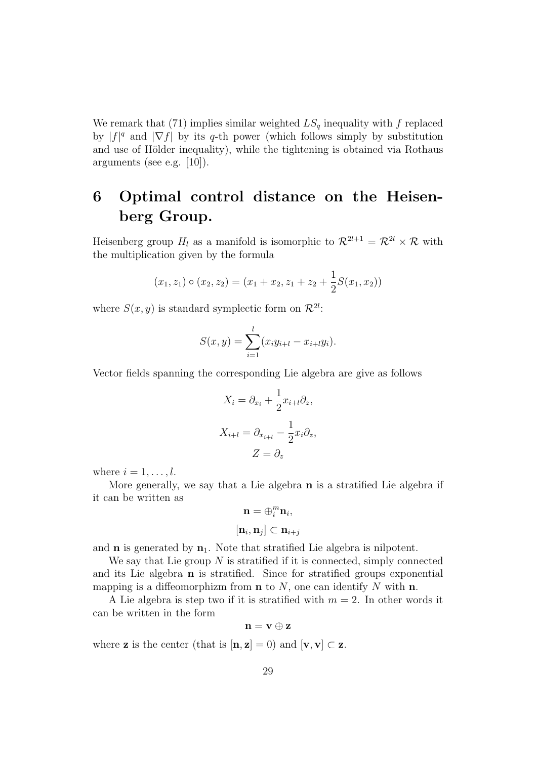We remark that (71) implies similar weighted $LS_q$ inequality with $f$ replaced by $|f|^q$ and $|\nabla f|$ by its $q$-th power (which follows simply by substitution and use of Hölder inequality), while the tightening is obtained via Rothaus arguments (see e.g. [10]).

# 6 Optimal control distance on the Heisenberg Group.

Heisenberg group $H_l$ as a manifold is isomorphic to $\mathcal{R}^{2l+1} = \mathcal{R}^{2l} \times \mathcal{R}$ with the multiplication given by the formula

$$(x_1, z_1) \circ (x_2, z_2) = (x_1 + x_2, z_1 + z_2 + \frac{1}{2} S(x_1, x_2))$$

where $S(x, y)$ is standard symplectic form on $\mathcal{R}^{2l}$:

$$S(x, y) = \sum_{i=1}^{l} (x_i y_{i+l} - x_{i+l} y_i).$$

Vector fields spanning the corresponding Lie algebra are give as follows

$$X_i = \partial_{x_i} + \frac{1}{2} x_{i+l} \partial_z,$$

$$X_{i+l} = \partial_{x_{i+l}} - \frac{1}{2} x_i \partial_z,$$

$$Z = \partial_z$$

where $i = 1, \dots, l$.

More generally, we say that a Lie algebra $\mathbf{n}$ is a stratified Lie algebra if it can be written as

$$\mathbf{n} = \oplus_i^m \mathbf{n}_i,$$

$$[\mathbf{n}_i, \mathbf{n}_j] \subset \mathbf{n}_{i+j}$$

and $\mathbf{n}$ is generated by $\mathbf{n}_1$. Note that stratified Lie algebra is nilpotent.

We say that Lie group $N$ is stratified if it is connected, simply connected and its Lie algebra $\mathbf{n}$ is stratified. Since for stratified groups exponential mapping is a diffeomorphizm from $\mathbf{n}$ to $N$, one can identify $N$ with $\mathbf{n}$.

A Lie algebra is step two if it is stratified with $m = 2$. In other words it can be written in the form

$$\mathbf{n} = \mathbf{v} \oplus \mathbf{z}$$

where $\mathbf{z}$ is the center (that is $[\mathbf{n}, \mathbf{z}] = 0$) and $[\mathbf{v}, \mathbf{v}] \subset \mathbf{z}$.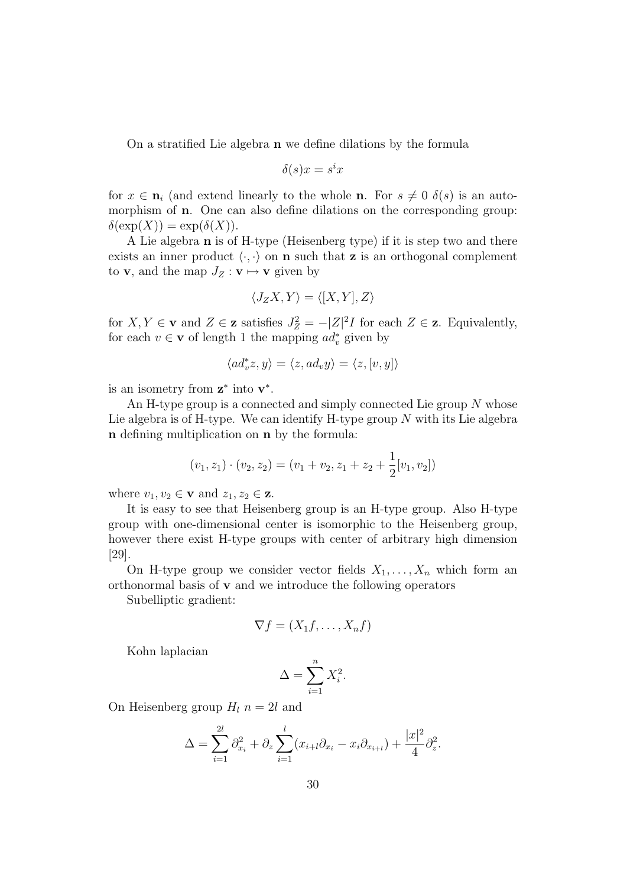On a stratified Lie algebra $\mathbf{n}$ we define dilations by the formula

$$\delta(s)x = s^i x$$

for $x \in \mathbf{n}_i$ (and extend linearly to the whole $\mathbf{n}$. For $s \neq 0$ $\delta(s)$ is an automorphism of $\mathbf{n}$. One can also define dilations on the corresponding group: $\delta(\exp(X)) = \exp(\delta(X))$.

A Lie algebra $\mathbf{n}$ is of H-type (Heisenberg type) if it is step two and there exists an inner product $\langle \cdot, \cdot \rangle$ on $\mathbf{n}$ such that $\mathbf{z}$ is an orthogonal complement to $\mathbf{v}$, and the map $J_Z : \mathbf{v} \mapsto \mathbf{v}$ given by

$$\langle J_Z X, Y \rangle = \langle [X, Y], Z \rangle$$

for $X, Y \in \mathbf{v}$ and $Z \in \mathbf{z}$ satisfies $J_Z^2 = -|Z|^2 I$ for each $Z \in \mathbf{z}$. Equivalently, for each $v \in \mathbf{v}$ of length 1 the mapping $ad_v^*$ given by

$$\langle ad_v^* z, y \rangle = \langle z, ad_v y \rangle = \langle z, [v, y] \rangle$$

is an isometry from $\mathbf{z}^*$ into $\mathbf{v}^*$.

An H-type group is a connected and simply connected Lie group $N$ whose Lie algebra is of H-type. We can identify H-type group $N$ with its Lie algebra $\mathbf{n}$ defining multiplication on $\mathbf{n}$ by the formula:

$$(v_1, z_1) \cdot (v_2, z_2) = (v_1 + v_2, z_1 + z_2 + \frac{1}{2}[v_1, v_2])$$

where $v_1, v_2 \in \mathbf{v}$ and $z_1, z_2 \in \mathbf{z}$.

It is easy to see that Heisenberg group is an H-type group. Also H-type group with one-dimensional center is isomorphic to the Heisenberg group, however there exist H-type groups with center of arbitrary high dimension [29].

On H-type group we consider vector fields $X_1, \ldots, X_n$ which form an orthonormal basis of $\mathbf{v}$ and we introduce the following operators

Subelliptic gradient:

$$\nabla f = (X_1 f, \ldots, X_n f)$$

Kohn laplacian

$$\Delta = \sum_{i=1}^{n} X_i^2.$$

On Heisenberg group $H_l$ $n = 2l$ and

$$\Delta = \sum_{i=1}^{2l} \partial_{x_i}^2 + \partial_z \sum_{i=1}^{l} (x_{i+l} \partial_{x_i} - x_i \partial_{x_{i+l}}) + \frac{|x|^2}{4} \partial_z^2.$$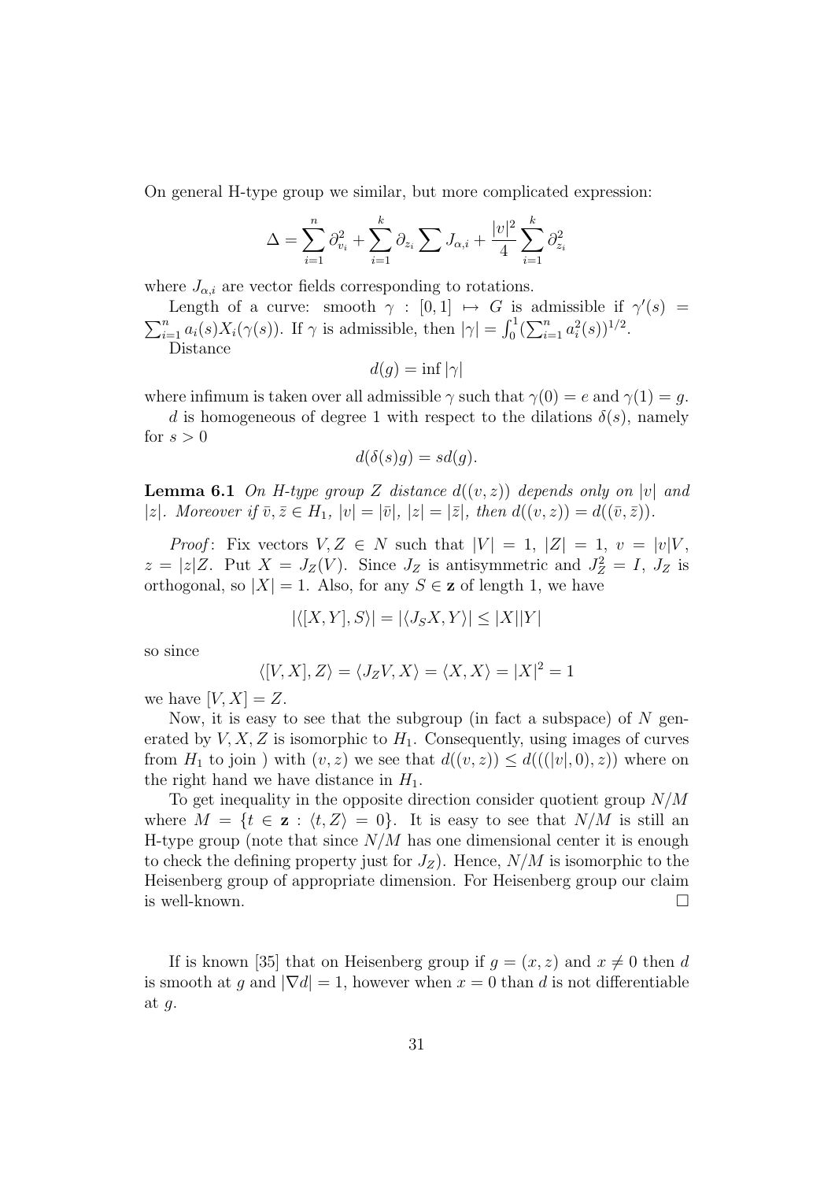On general H-type group we similar, but more complicated expression:

$$\Delta = \sum_{i=1}^{n} \partial_{v_i}^2 + \sum_{i=1}^{k} \partial_{z_i} \sum J_{\alpha,i} + \frac{|v|^2}{4} \sum_{i=1}^{k} \partial_{z_i}^2$$

where $J_{\alpha,i}$ are vector fields corresponding to rotations.

Length of a curve: smooth $\gamma : [0,1] \mapsto G$ is admissible if $\gamma'(s) = \sum_{i=1}^{n} a_i(s) X_i(\gamma(s))$. If $\gamma$ is admissible, then $|\gamma| = \int_0^1 (\sum_{i=1}^{n} a_i^2(s))^{1/2}$.

Distance

$$d(g) = \inf |\gamma|$$

where infimum is taken over all admissible $\gamma$ such that $\gamma(0) = e$ and $\gamma(1) = g$.

$d$ is homogeneous of degree 1 with respect to the dilations $\delta(s)$, namely for $s > 0$

$$d(\delta(s)g) = sd(g).$$

**Lemma 6.1** *On H-type group $Z$ distance $d((v,z))$ depends only on $|v|$ and $|z|$. Moreover if $\bar{v}, \bar{z} \in H_1$, $|v| = |\bar{v}|$, $|z| = |\bar{z}|$, then $d((v,z)) = d((\bar{v}, \bar{z}))$.*

*Proof*: Fix vectors $V, Z \in N$ such that $|V| = 1$, $|Z| = 1$, $v = |v|V$, $z = |z|Z$. Put $X = J_Z(V)$. Since $J_Z$ is antisymmetric and $J_Z^2 = I$, $J_Z$ is orthogonal, so $|X| = 1$. Also, for any $S \in \mathbf{z}$ of length 1, we have

$$|\langle [X,Y], S\rangle| = |\langle J_S X, Y\rangle| \leq |X||Y|$$

so since

$$\langle [V,X], Z\rangle = \langle J_Z V, X\rangle = \langle X, X\rangle = |X|^2 = 1$$

we have $[V,X] = Z$.

Now, it is easy to see that the subgroup (in fact a subspace) of $N$ generated by $V, X, Z$ is isomorphic to $H_1$. Consequently, using images of curves from $H_1$ to join ) with $(v,z)$ we see that $d((v,z)) \leq d(((|v|,0), z))$ where on the right hand we have distance in $H_1$.

To get inequality in the opposite direction consider quotient group $N/M$ where $M = \{t \in \mathbf{z} : \langle t, Z\rangle = 0\}$. It is easy to see that $N/M$ is still an H-type group (note that since $N/M$ has one dimensional center it is enough to check the defining property just for $J_Z$). Hence, $N/M$ is isomorphic to the Heisenberg group of appropriate dimension. For Heisenberg group our claim is well-known. $\square$

If is known [35] that on Heisenberg group if $g = (x,z)$ and $x \neq 0$ then $d$ is smooth at $g$ and $|\nabla d| = 1$, however when $x = 0$ than $d$ is not differentiable at $g$.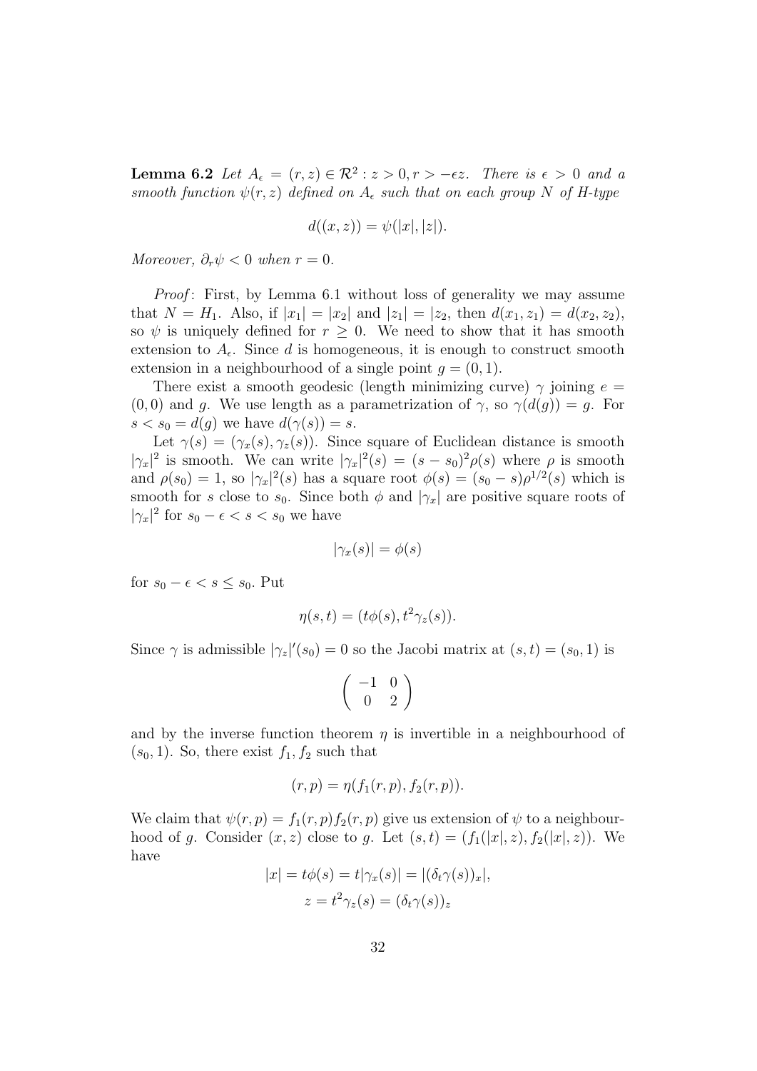**Lemma 6.2** *Let $A_\epsilon = (r, z) \in \mathcal{R}^2 : z > 0, r > -\epsilon z$. There is $\epsilon > 0$ and a smooth function $\psi(r, z)$ defined on $A_\epsilon$ such that on each group $N$ of H-type*

$$d((x, z)) = \psi(|x|, |z|).$$

*Moreover, $\partial_r \psi < 0$ when $r = 0$.*

*Proof*: First, by Lemma 6.1 without loss of generality we may assume that $N = H_1$. Also, if $|x_1| = |x_2|$ and $|z_1| = |z_2$, then $d(x_1, z_1) = d(x_2, z_2)$, so $\psi$ is uniquely defined for $r \geq 0$. We need to show that it has smooth extension to $A_\epsilon$. Since $d$ is homogeneous, it is enough to construct smooth extension in a neighbourhood of a single point $g = (0, 1)$.

There exist a smooth geodesic (length minimizing curve) $\gamma$ joining $e = (0, 0)$ and $g$. We use length as a parametrization of $\gamma$, so $\gamma(d(g)) = g$. For $s < s_0 = d(g)$ we have $d(\gamma(s)) = s$.

Let $\gamma(s) = (\gamma_x(s), \gamma_z(s))$. Since square of Euclidean distance is smooth $|\gamma_x|^2$ is smooth. We can write $|\gamma_x|^2(s) = (s - s_0)^2 \rho(s)$ where $\rho$ is smooth and $\rho(s_0) = 1$, so $|\gamma_x|^2(s)$ has a square root $\phi(s) = (s_0 - s)\rho^{1/2}(s)$ which is smooth for $s$ close to $s_0$. Since both $\phi$ and $|\gamma_x|$ are positive square roots of $|\gamma_x|^2$ for $s_0 - \epsilon < s < s_0$ we have

$$|\gamma_x(s)| = \phi(s)$$

for $s_0 - \epsilon < s \leq s_0$. Put

$$\eta(s, t) = (t\phi(s), t^2 \gamma_z(s)).$$

Since $\gamma$ is admissible $|\gamma_z|'(s_0) = 0$ so the Jacobi matrix at $(s, t) = (s_0, 1)$ is

$$\begin{pmatrix} -1 & 0 \\ 0 & 2 \end{pmatrix}$$

and by the inverse function theorem $\eta$ is invertible in a neighbourhood of $(s_0, 1)$. So, there exist $f_1, f_2$ such that

$$(r, p) = \eta(f_1(r, p), f_2(r, p)).$$

We claim that $\psi(r, p) = f_1(r, p) f_2(r, p)$ give us extension of $\psi$ to a neighbourhood of $g$. Consider $(x, z)$ close to $g$. Let $(s, t) = (f_1(|x|, z), f_2(|x|, z))$. We have

$$|x| = t\phi(s) = t|\gamma_x(s)| = |(\delta_t \gamma(s))_x|,$$

$$z = t^2 \gamma_z(s) = (\delta_t \gamma(s))_z$$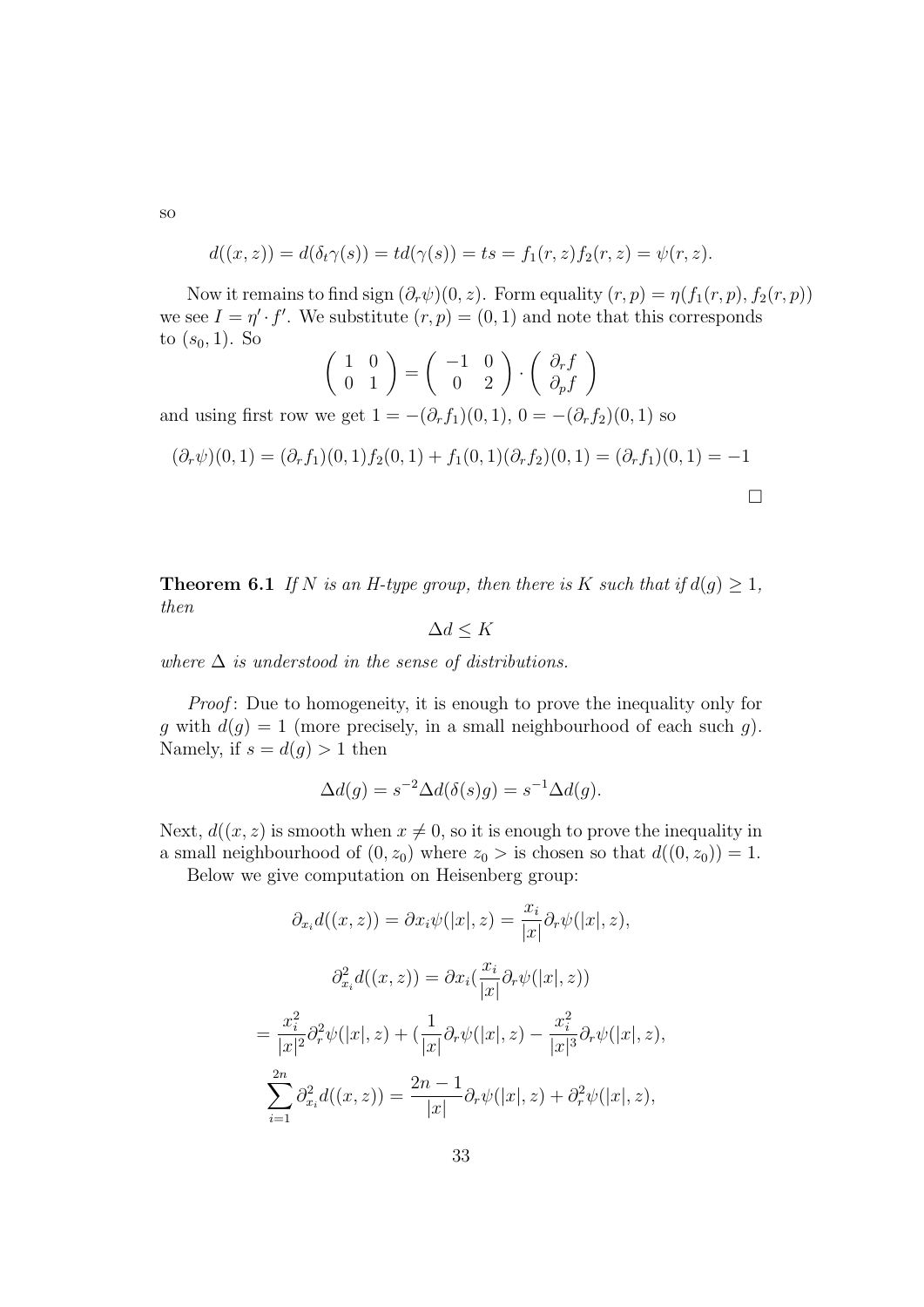so

$$d((x,z)) = d(\delta_t\gamma(s)) = td(\gamma(s)) = ts = f_1(r,z)f_2(r,z) = \psi(r,z).$$

Now it remains to find sign $(\partial_r\psi)(0,z)$. Form equality $(r,p) = \eta(f_1(r,p), f_2(r,p))$ we see $I = \eta' \cdot f'$. We substitute $(r,p) = (0,1)$ and note that this corresponds to $(s_0, 1)$. So

$$\left(\begin{array}{cc} 1 & 0 \\ 0 & 1 \end{array}\right) = \left(\begin{array}{cc} -1 & 0 \\ 0 & 2 \end{array}\right) \cdot \left(\begin{array}{c} \partial_r f \\ \partial_p f \end{array}\right)$$

and using first row we get $1 = -(\partial_r f_1)(0,1)$, $0 = -(\partial_r f_2)(0,1)$ so

$$(\partial_r\psi)(0,1) = (\partial_r f_1)(0,1)f_2(0,1) + f_1(0,1)(\partial_r f_2)(0,1) = (\partial_r f_1)(0,1) = -1$$

□

**Theorem 6.1** *If $N$ is an H-type group, then there is $K$ such that if $d(g) \geq 1$, then*

$$\Delta d \leq K$$

*where $\Delta$ is understood in the sense of distributions.*

*Proof*: Due to homogeneity, it is enough to prove the inequality only for $g$ with $d(g) = 1$ (more precisely, in a small neighbourhood of each such $g$). Namely, if $s = d(g) > 1$ then

$$\Delta d(g) = s^{-2}\Delta d(\delta(s)g) = s^{-1}\Delta d(g).$$

Next, $d((x,z)$ is smooth when $x \neq 0$, so it is enough to prove the inequality in a small neighbourhood of $(0, z_0)$ where $z_0 >$ is chosen so that $d((0,z_0)) = 1$.

Below we give computation on Heisenberg group:

$$\partial_{x_i} d((x,z)) = \partial x_i \psi(|x|, z) = \frac{x_i}{|x|}\partial_r\psi(|x|,z),$$

$$\partial_{x_i}^2 d((x,z)) = \partial x_i(\frac{x_i}{|x|}\partial_r\psi(|x|,z))$$

$$= \frac{x_i^2}{|x|^2}\partial_r^2\psi(|x|,z) + (\frac{1}{|x|}\partial_r\psi(|x|,z) - \frac{x_i^2}{|x|^3}\partial_r\psi(|x|,z),$$

$$\sum_{i=1}^{2n}\partial_{x_i}^2 d((x,z)) = \frac{2n-1}{|x|}\partial_r\psi(|x|,z) + \partial_r^2\psi(|x|,z),$$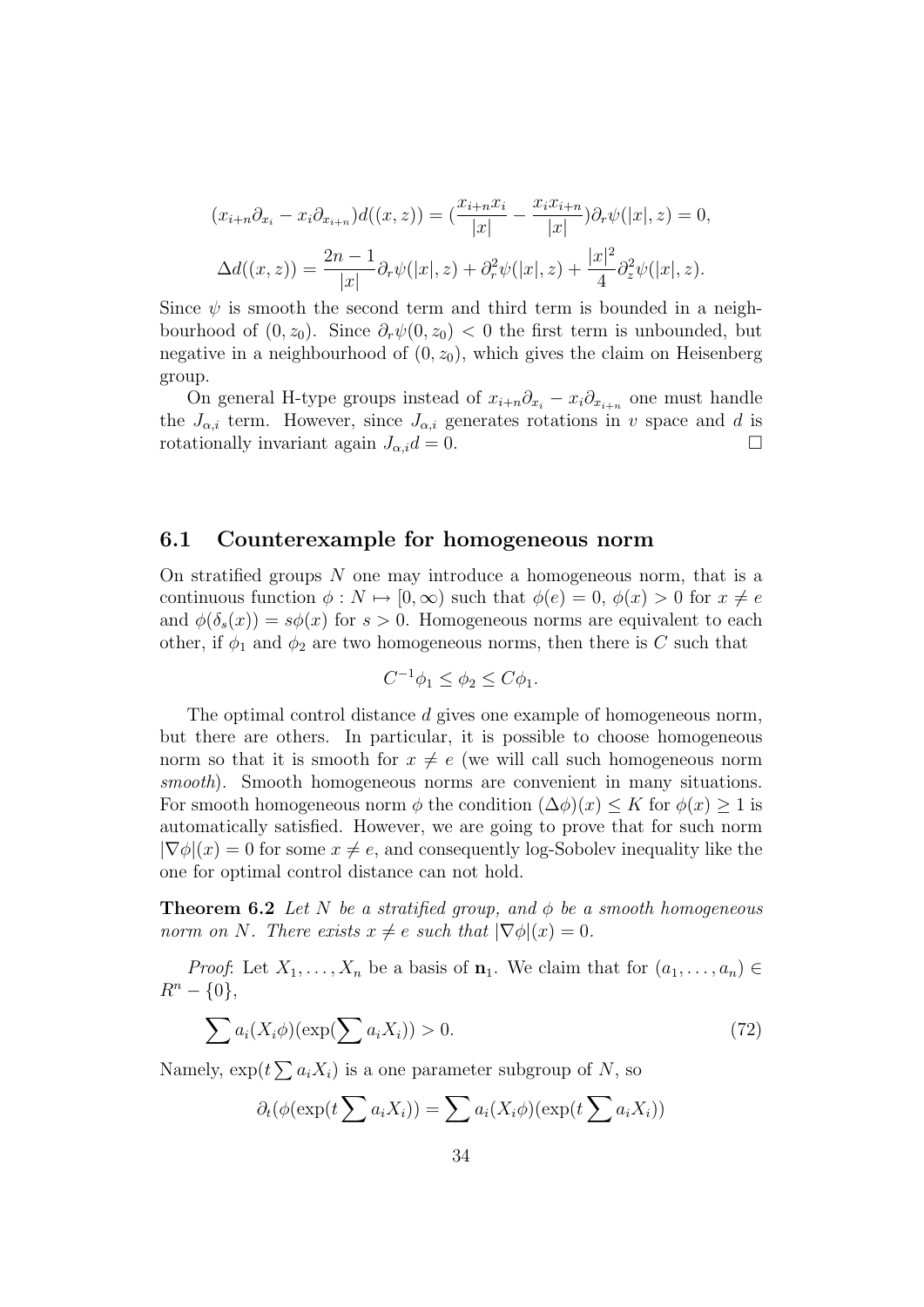$$(x_{i+n}\partial_{x_i} - x_i\partial_{x_{i+n}})d((x,z)) = (\frac{x_{i+n}x_i}{|x|} - \frac{x_i x_{i+n}}{|x|})\partial_r\psi(|x|,z) = 0,$$

$$\Delta d((x,z)) = \frac{2n-1}{|x|}\partial_r\psi(|x|,z) + \partial_r^2\psi(|x|,z) + \frac{|x|^2}{4}\partial_z^2\psi(|x|,z).$$

Since $\psi$ is smooth the second term and third term is bounded in a neighbourhood of $(0, z_0)$. Since $\partial_r\psi(0, z_0) < 0$ the first term is unbounded, but negative in a neighbourhood of $(0, z_0)$, which gives the claim on Heisenberg group.

On general H-type groups instead of $x_{i+n}\partial_{x_i} - x_i\partial_{x_{i+n}}$ one must handle the $J_{\alpha,i}$ term. However, since $J_{\alpha,i}$ generates rotations in $v$ space and $d$ is rotationally invariant again $J_{\alpha,i}d = 0$. □

## 6.1 Counterexample for homogeneous norm

On stratified groups $N$ one may introduce a homogeneous norm, that is a continuous function $\phi : N \mapsto [0, \infty)$ such that $\phi(e) = 0$, $\phi(x) > 0$ for $x \neq e$ and $\phi(\delta_s(x)) = s\phi(x)$ for $s > 0$. Homogeneous norms are equivalent to each other, if $\phi_1$ and $\phi_2$ are two homogeneous norms, then there is $C$ such that

$$C^{-1}\phi_1 \leq \phi_2 \leq C\phi_1.$$

The optimal control distance $d$ gives one example of homogeneous norm, but there are others. In particular, it is possible to choose homogeneous norm so that it is smooth for $x \neq e$ (we will call such homogeneous norm *smooth*). Smooth homogeneous norms are convenient in many situations. For smooth homogeneous norm $\phi$ the condition $(\Delta\phi)(x) \leq K$ for $\phi(x) \geq 1$ is automatically satisfied. However, we are going to prove that for such norm $|\nabla\phi|(x) = 0$ for some $x \neq e$, and consequently log-Sobolev inequality like the one for optimal control distance can not hold.

**Theorem 6.2** *Let $N$ be a stratified group, and $\phi$ be a smooth homogeneous norm on $N$. There exists $x \neq e$ such that $|\nabla\phi|(x) = 0$.*

*Proof*: Let $X_1, \ldots, X_n$ be a basis of $\mathbf{n}_1$. We claim that for $(a_1, \ldots, a_n) \in R^n - \{0\}$,

$$\sum a_i(X_i\phi)(\exp(\sum a_i X_i)) > 0. \tag{72}$$

Namely, $\exp(t\sum a_i X_i)$ is a one parameter subgroup of $N$, so

$$\partial_t(\phi(\exp(t\sum a_i X_i)) = \sum a_i(X_i\phi)(\exp(t\sum a_i X_i))$$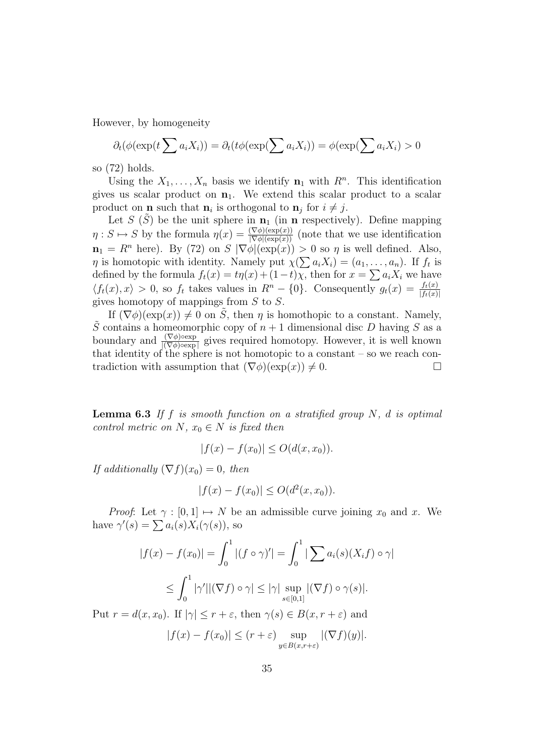However, by homogeneity

$$\partial_t(\phi(\exp(t\sum a_iX_i)) = \partial_t(t\phi(\exp(\sum a_iX_i)) = \phi(\exp(\sum a_iX_i) > 0$$

so (72) holds.

Using the $X_1, \ldots, X_n$ basis we identify $\mathbf{n}_1$ with $R^n$. This identification gives us scalar product on $\mathbf{n}_1$. We extend this scalar product to a scalar product on $\mathbf{n}$ such that $\mathbf{n}_i$ is orthogonal to $\mathbf{n}_j$ for $i \neq j$.

Let $S$ ($\tilde{S}$) be the unit sphere in $\mathbf{n}_1$ (in $\mathbf{n}$ respectively). Define mapping $\eta : S \mapsto S$ by the formula $\eta(x) = \frac{(\nabla\phi)(\exp(x))}{|\nabla\phi|(\exp(x))}$ (note that we use identification $\mathbf{n}_1 = R^n$ here). By (72) on $S$ $|\nabla\phi|(\exp(x)) > 0$ so $\eta$ is well defined. Also, $\eta$ is homotopic with identity. Namely put $\chi(\sum a_iX_i) = (a_1, \ldots, a_n)$. If $f_t$ is defined by the formula $f_t(x) = t\eta(x) + (1-t)\chi$, then for $x = \sum a_iX_i$ we have $\langle f_t(x), x\rangle > 0$, so $f_t$ takes values in $R^n - \{0\}$. Consequently $g_t(x) = \frac{f_t(x)}{|f_t(x)|}$ gives homotopy of mappings from $S$ to $S$.

If $(\nabla\phi)(\exp(x)) \neq 0$ on $\tilde{S}$, then $\eta$ is homothopic to a constant. Namely, $\tilde{S}$ contains a homeomorphic copy of $n+1$ dimensional disc $D$ having $S$ as a boundary and $\frac{(\nabla\phi)\circ\exp}{|(\nabla\phi)\circ\exp|}$ gives required homotopy. However, it is well known that identity of the sphere is not homotopic to a constant – so we reach contradiction with assumption that $(\nabla\phi)(\exp(x)) \neq 0$. □

**Lemma 6.3** *If $f$ is smooth function on a stratified group $N$, $d$ is optimal control metric on $N$, $x_0 \in N$ is fixed then*

$$|f(x) - f(x_0)| \leq O(d(x, x_0)).$$

*If additionally $(\nabla f)(x_0) = 0$, then*

$$|f(x) - f(x_0)| \leq O(d^2(x, x_0)).$$

*Proof*: Let $\gamma : [0, 1] \mapsto N$ be an admissible curve joining $x_0$ and $x$. We have $\gamma'(s) = \sum a_i(s)X_i(\gamma(s))$, so

$$|f(x) - f(x_0)| = \int_0^1 |(f\circ\gamma)'| = \int_0^1 |\sum a_i(s)(X_if)\circ\gamma|$$

$$\leq \int_0^1 |\gamma'||(\nabla f)\circ\gamma| \leq |\gamma| \sup_{s\in[0,1]} |(\nabla f)\circ\gamma(s)|.$$

Put $r = d(x, x_0)$. If $|\gamma| \leq r + \varepsilon$, then $\gamma(s) \in B(x, r+\varepsilon)$ and

$$|f(x) - f(x_0)| \leq (r+\varepsilon) \sup_{y\in B(x,r+\varepsilon)} |(\nabla f)(y)|.$$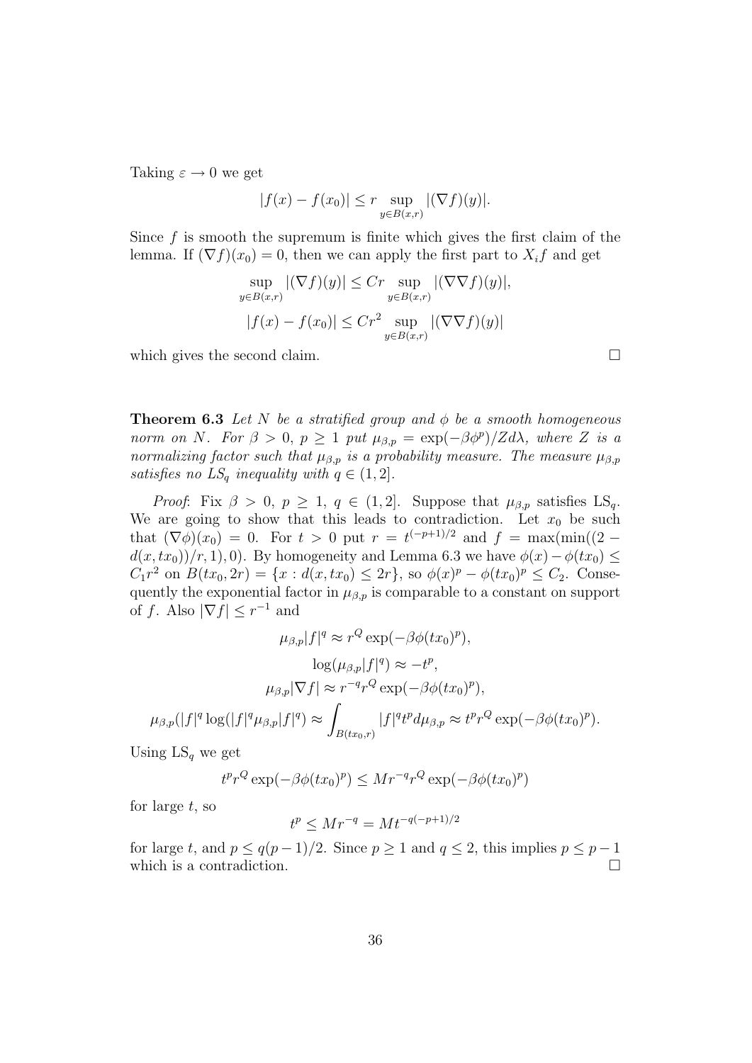Taking $\varepsilon \to 0$ we get

$$|f(x) - f(x_0)| \le r \sup_{y \in B(x,r)} |(\nabla f)(y)|.$$

Since $f$ is smooth the supremum is finite which gives the first claim of the lemma. If $(\nabla f)(x_0) = 0$, then we can apply the first part to $X_i f$ and get

$$\sup_{y \in B(x,r)} |(\nabla f)(y)| \le Cr \sup_{y \in B(x,r)} |(\nabla \nabla f)(y)|,$$

$$|f(x) - f(x_0)| \le Cr^2 \sup_{y \in B(x,r)} |(\nabla \nabla f)(y)|$$

which gives the second claim. $\square$

**Theorem 6.3** *Let $N$ be a stratified group and $\phi$ be a smooth homogeneous norm on $N$. For $\beta > 0$, $p \ge 1$ put $\mu_{\beta,p} = \exp(-\beta\phi^p)/Z d\lambda$, where $Z$ is a normalizing factor such that $\mu_{\beta,p}$ is a probability measure. The measure $\mu_{\beta,p}$ satisfies no $LS_q$ inequality with $q \in (1, 2]$.*

*Proof*: Fix $\beta > 0$, $p \ge 1$, $q \in (1, 2]$. Suppose that $\mu_{\beta,p}$ satisfies $\mathrm{LS}_q$. We are going to show that this leads to contradiction. Let $x_0$ be such that $(\nabla\phi)(x_0) = 0$. For $t > 0$ put $r = t^{(-p+1)/2}$ and $f = \max(\min((2 - d(x, tx_0))/r, 1), 0)$. By homogeneity and Lemma 6.3 we have $\phi(x) - \phi(tx_0) \le C_1 r^2$ on $B(tx_0, 2r) = \{x : d(x, tx_0) \le 2r\}$, so $\phi(x)^p - \phi(tx_0)^p \le C_2$. Consequently the exponential factor in $\mu_{\beta,p}$ is comparable to a constant on support of $f$. Also $|\nabla f| \le r^{-1}$ and

$$\mu_{\beta,p}|f|^q \approx r^Q \exp(-\beta\phi(tx_0)^p),$$

$$\log(\mu_{\beta,p}|f|^q) \approx -t^p,$$

$$\mu_{\beta,p}|\nabla f| \approx r^{-q} r^Q \exp(-\beta\phi(tx_0)^p),$$

$$\mu_{\beta,p}(|f|^q \log(|f|^q \mu_{\beta,p}|f|^q) \approx \int_{B(tx_0,r)} |f|^q t^p d\mu_{\beta,p} \approx t^p r^Q \exp(-\beta\phi(tx_0)^p).$$

Using $\mathrm{LS}_q$ we get

$$t^p r^Q \exp(-\beta\phi(tx_0)^p) \le M r^{-q} r^Q \exp(-\beta\phi(tx_0)^p)$$

for large $t$, so

$$t^p \le M r^{-q} = M t^{-q(-p+1)/2}$$

for large $t$, and $p \le q(p-1)/2$. Since $p \ge 1$ and $q \le 2$, this implies $p \le p - 1$ which is a contradiction. $\square$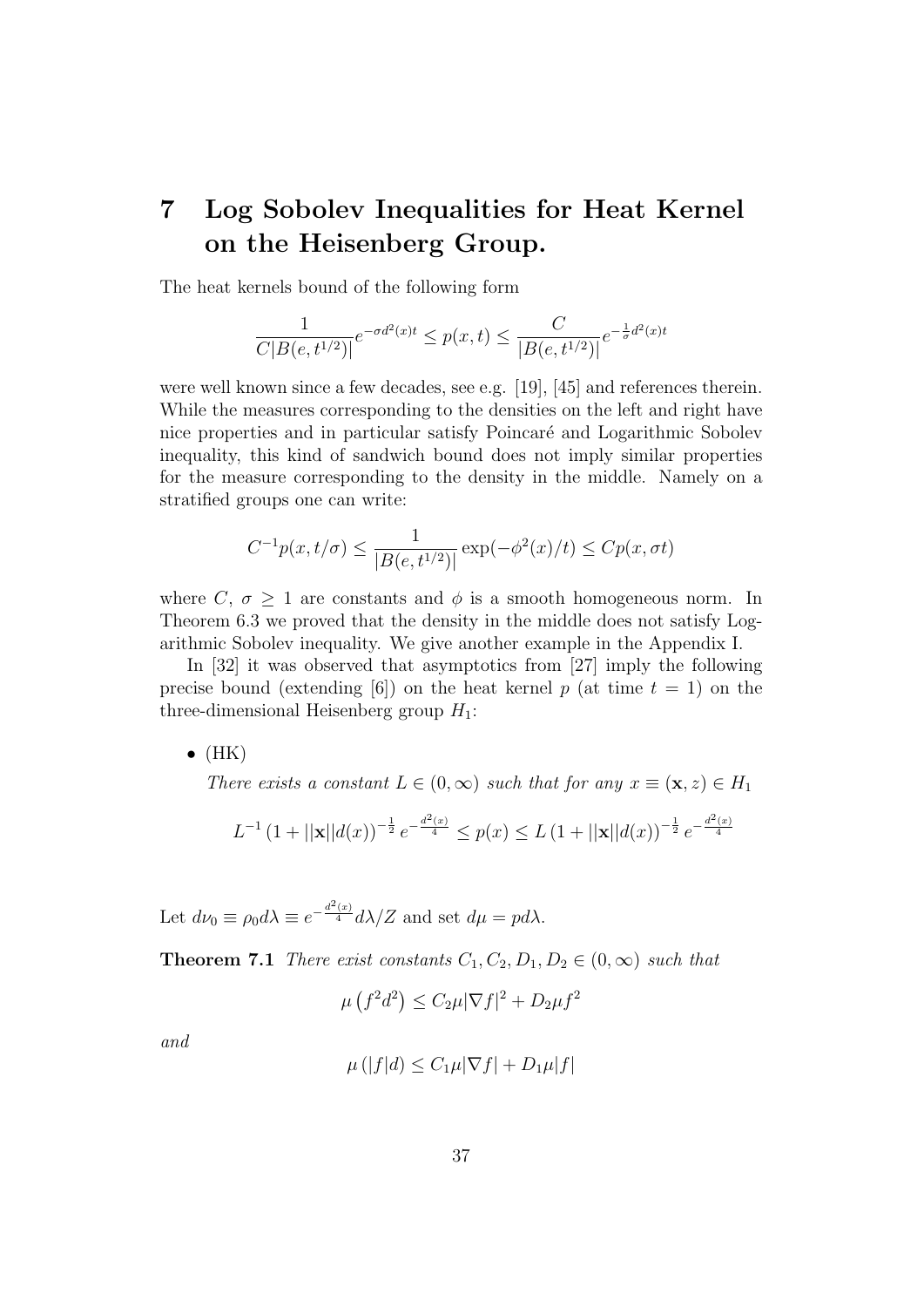# 7 Log Sobolev Inequalities for Heat Kernel on the Heisenberg Group.

The heat kernels bound of the following form

$$\frac{1}{C|B(e,t^{1/2})|}e^{-\sigma d^2(x)t} \leq p(x,t) \leq \frac{C}{|B(e,t^{1/2})|}e^{-\frac{1}{\sigma}d^2(x)t}$$

were well known since a few decades, see e.g. [19], [45] and references therein. While the measures corresponding to the densities on the left and right have nice properties and in particular satisfy Poincaré and Logarithmic Sobolev inequality, this kind of sandwich bound does not imply similar properties for the measure corresponding to the density in the middle. Namely on a stratified groups one can write:

$$C^{-1}p(x,t/\sigma) \leq \frac{1}{|B(e,t^{1/2})|}\exp(-\phi^2(x)/t) \leq Cp(x,\sigma t)$$

where $C$, $\sigma \geq 1$ are constants and $\phi$ is a smooth homogeneous norm. In Theorem 6.3 we proved that the density in the middle does not satisfy Logarithmic Sobolev inequality. We give another example in the Appendix I.

In [32] it was observed that asymptotics from [27] imply the following precise bound (extending [6]) on the heat kernel $p$ (at time $t=1$) on the three-dimensional Heisenberg group $H_1$:

- (HK)

  *There exists a constant $L \in (0,\infty)$ such that for any $x \equiv (\mathbf{x}, z) \in H_1$*

$$L^{-1}\left(1+||\mathbf{x}||d(x)\right)^{-\frac{1}{2}}e^{-\frac{d^2(x)}{4}} \leq p(x) \leq L\left(1+||\mathbf{x}||d(x)\right)^{-\frac{1}{2}}e^{-\frac{d^2(x)}{4}}$$

Let $d\nu_0 \equiv \rho_0 d\lambda \equiv e^{-\frac{d^2(x)}{4}}d\lambda/Z$ and set $d\mu = pd\lambda$.

**Theorem 7.1** *There exist constants $C_1, C_2, D_1, D_2 \in (0,\infty)$ such that*

$$\mu\left(f^2d^2\right) \leq C_2\mu|\nabla f|^2 + D_2\mu f^2$$

*and*

$$\mu\left(|f|d\right) \leq C_1\mu|\nabla f| + D_1\mu|f|$$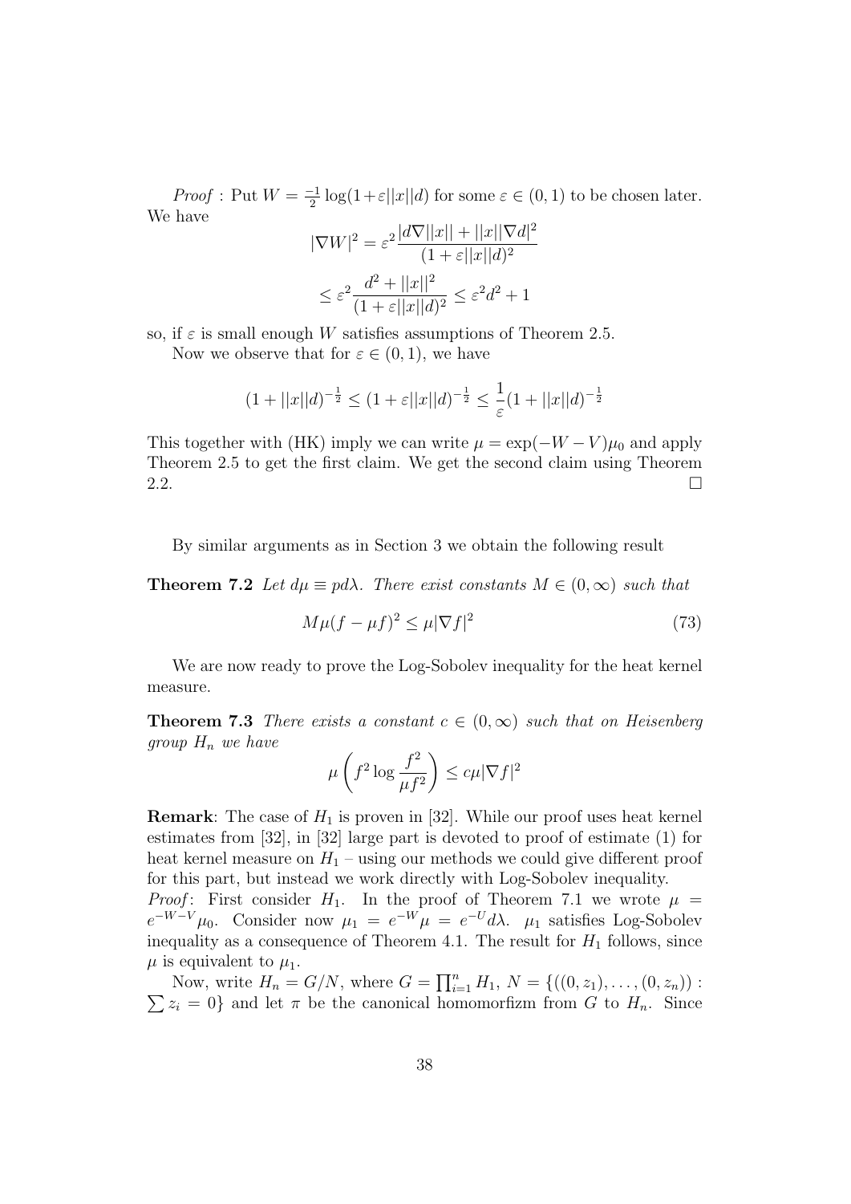*Proof* : Put $W = \frac{-1}{2}\log(1+\varepsilon||x||d)$ for some $\varepsilon \in (0,1)$ to be chosen later. We have

$$|\nabla W|^2 = \varepsilon^2 \frac{|d\nabla||x|| + ||x||\nabla d|^2}{(1+\varepsilon||x||d)^2}$$

$$\leq \varepsilon^2 \frac{d^2 + ||x||^2}{(1+\varepsilon||x||d)^2} \leq \varepsilon^2 d^2 + 1$$

so, if $\varepsilon$ is small enough $W$ satisfies assumptions of Theorem 2.5.

Now we observe that for $\varepsilon \in (0,1)$, we have

$$(1+||x||d)^{-\frac{1}{2}} \leq (1+\varepsilon||x||d)^{-\frac{1}{2}} \leq \frac{1}{\varepsilon}(1+||x||d)^{-\frac{1}{2}}$$

This together with (HK) imply we can write $\mu = \exp(-W-V)\mu_0$ and apply Theorem 2.5 to get the first claim. We get the second claim using Theorem 2.2. $\square$

By similar arguments as in Section 3 we obtain the following result

**Theorem 7.2** *Let $d\mu \equiv p d\lambda$. There exist constants $M \in (0,\infty)$ such that*

$$M\mu(f-\mu f)^2 \leq \mu|\nabla f|^2 \tag{73}$$

We are now ready to prove the Log-Sobolev inequality for the heat kernel measure.

**Theorem 7.3** *There exists a constant $c \in (0,\infty)$ such that on Heisenberg group $H_n$ we have*

$$\mu\left(f^2 \log\frac{f^2}{\mu f^2}\right) \leq c\mu|\nabla f|^2$$

**Remark**: The case of $H_1$ is proven in [32]. While our proof uses heat kernel estimates from [32], in [32] large part is devoted to proof of estimate (1) for heat kernel measure on $H_1$ – using our methods we could give different proof for this part, but instead we work directly with Log-Sobolev inequality.

*Proof*: First consider $H_1$. In the proof of Theorem 7.1 we wrote $\mu = e^{-W-V}\mu_0$. Consider now $\mu_1 = e^{-W}\mu = e^{-U}d\lambda$. $\mu_1$ satisfies Log-Sobolev inequality as a consequence of Theorem 4.1. The result for $H_1$ follows, since $\mu$ is equivalent to $\mu_1$.

Now, write $H_n = G/N$, where $G = \prod_{i=1}^n H_1$, $N = \{((0,z_1),\ldots,(0,z_n)) : \sum z_i = 0\}$ and let $\pi$ be the canonical homomorfizm from $G$ to $H_n$. Since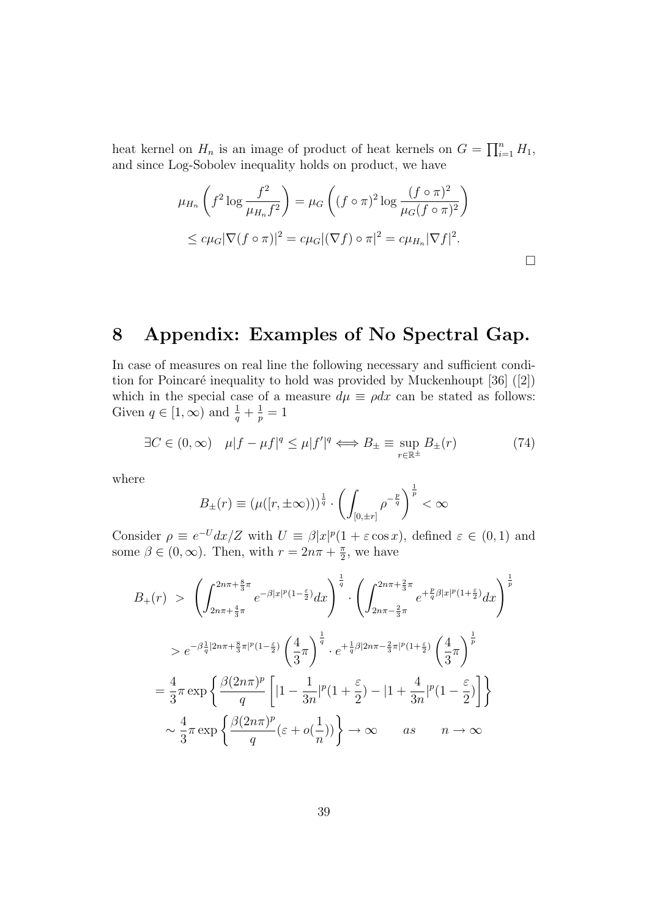heat kernel on $H_n$ is an image of product of heat kernels on $G = \prod_{i=1}^n H_1$, and since Log-Sobolev inequality holds on product, we have

$$\mu_{H_n}\left(f^2 \log \frac{f^2}{\mu_{H_n} f^2}\right) = \mu_G\left((f\circ\pi)^2 \log \frac{(f\circ\pi)^2}{\mu_G (f\circ\pi)^2}\right)$$
$$\leq c\mu_G |\nabla (f\circ\pi)|^2 = c\mu_G |(\nabla f)\circ\pi|^2 = c\mu_{H_n} |\nabla f|^2.$$

□

# 8 Appendix: Examples of No Spectral Gap.

In case of measures on real line the following necessary and sufficient condition for Poincaré inequality to hold was provided by Muckenhoupt [36] ([2]) which in the special case of a measure $d\mu \equiv \rho dx$ can be stated as follows: Given $q \in [1, \infty)$ and $\frac{1}{q} + \frac{1}{p} = 1$

$$\exists C \in (0,\infty) \quad \mu|f - \mu f|^q \leq \mu |f'|^q \Longleftrightarrow B_\pm \equiv \sup_{r\in\mathbb{R}^\pm} B_\pm(r) \tag{74}$$

where

$$B_\pm(r) \equiv (\mu([r, \pm\infty)))^{\frac{1}{q}} \cdot \left(\int_{[0,\pm r]} \rho^{-\frac{p}{q}}\right)^{\frac{1}{p}} < \infty$$

Consider $\rho \equiv e^{-U} dx/Z$ with $U \equiv \beta |x|^p (1 + \varepsilon \cos x)$, defined $\varepsilon \in (0,1)$ and some $\beta \in (0,\infty)$. Then, with $r = 2n\pi + \frac{\pi}{2}$, we have

$$B_+(r) \;>\; \left(\int_{2n\pi+\frac{4}{3}\pi}^{2n\pi+\frac{8}{3}\pi} e^{-\beta|x|^p(1-\frac{\varepsilon}{2})} dx\right)^{\frac{1}{q}} \cdot \left(\int_{2n\pi-\frac{2}{3}\pi}^{2n\pi+\frac{2}{3}\pi} e^{+\frac{p}{q}\beta|x|^p(1+\frac{\varepsilon}{2})} dx\right)^{\frac{1}{p}}$$

$$> e^{-\beta\frac{1}{q}|2n\pi+\frac{8}{3}\pi|^p(1-\frac{\varepsilon}{2})} \left(\frac{4}{3}\pi\right)^{\frac{1}{q}} \cdot e^{+\frac{1}{q}\beta|2n\pi-\frac{2}{3}\pi|^p(1+\frac{\varepsilon}{2})} \left(\frac{4}{3}\pi\right)^{\frac{1}{p}}$$

$$= \frac{4}{3}\pi \exp\left\{\frac{\beta(2n\pi)^p}{q}\left[|1 - \frac{1}{3n}|^p(1+\frac{\varepsilon}{2}) - |1 + \frac{4}{3n}|^p(1-\frac{\varepsilon}{2})\right]\right\}$$

$$\sim \frac{4}{3}\pi \exp\left\{\frac{\beta(2n\pi)^p}{q}(\varepsilon + o(\frac{1}{n}))\right\} \to \infty \qquad as \qquad n \to \infty$$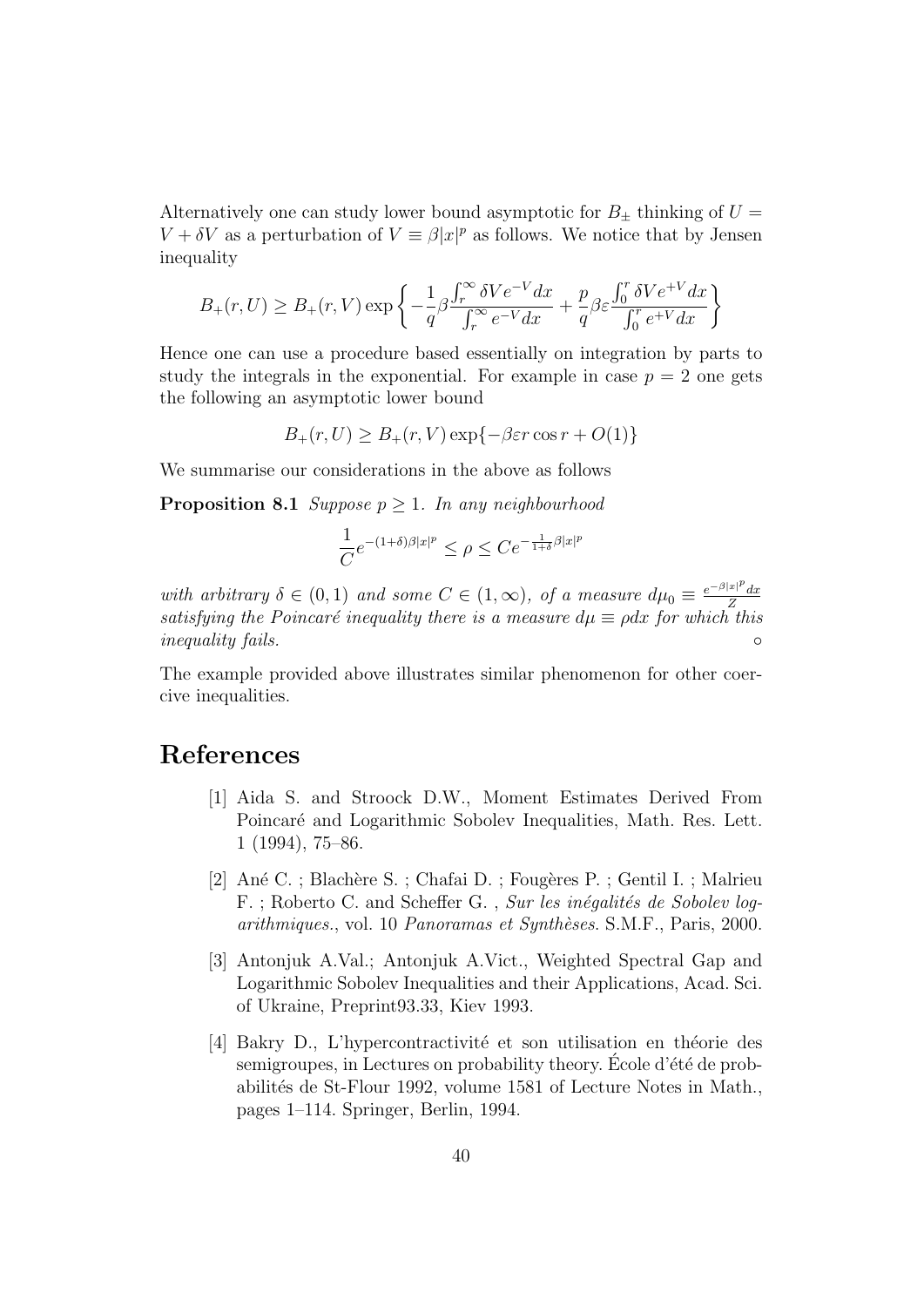Alternatively one can study lower bound asymptotic for $B_\pm$ thinking of $U = V + \delta V$ as a perturbation of $V \equiv \beta |x|^p$ as follows. We notice that by Jensen inequality

$$B_+(r,U) \geq B_+(r,V) \exp\left\{ -\frac{1}{q}\beta \frac{\int_r^\infty \delta V e^{-V} dx}{\int_r^\infty e^{-V} dx} + \frac{p}{q}\beta\varepsilon \frac{\int_0^r \delta V e^{+V} dx}{\int_0^r e^{+V} dx} \right\}$$

Hence one can use a procedure based essentially on integration by parts to study the integrals in the exponential. For example in case $p = 2$ one gets the following an asymptotic lower bound

$$B_+(r,U) \geq B_+(r,V) \exp\{-\beta\varepsilon r \cos r + O(1)\}$$

We summarise our considerations in the above as follows

**Proposition 8.1** *Suppose $p \geq 1$. In any neighbourhood*

$$\frac{1}{C} e^{-(1+\delta)\beta|x|^p} \leq \rho \leq C e^{-\frac{1}{1+\delta}\beta|x|^p}$$

*with arbitrary $\delta \in (0,1)$ and some $C \in (1,\infty)$, of a measure $d\mu_0 \equiv \frac{e^{-\beta|x|^p} dx}{Z}$ satisfying the Poincaré inequality there is a measure $d\mu \equiv \rho dx$ for which this inequality fails.* ◦

The example provided above illustrates similar phenomenon for other coercive inequalities.

# References

[1] Aida S. and Stroock D.W., Moment Estimates Derived From Poincaré and Logarithmic Sobolev Inequalities, Math. Res. Lett. 1 (1994), 75–86.

[2] Ané C. ; Blachère S. ; Chafai D. ; Fougères P. ; Gentil I. ; Malrieu F. ; Roberto C. and Scheffer G. , *Sur les inégalités de Sobolev logarithmiques.*, vol. 10 *Panoramas et Synthèses.* S.M.F., Paris, 2000.

[3] Antonjuk A.Val.; Antonjuk A.Vict., Weighted Spectral Gap and Logarithmic Sobolev Inequalities and their Applications, Acad. Sci. of Ukraine, Preprint93.33, Kiev 1993.

[4] Bakry D., L'hypercontractivité et son utilisation en théorie des semigroupes, in Lectures on probability theory. École d'été de probabilités de St-Flour 1992, volume 1581 of Lecture Notes in Math., pages 1–114. Springer, Berlin, 1994.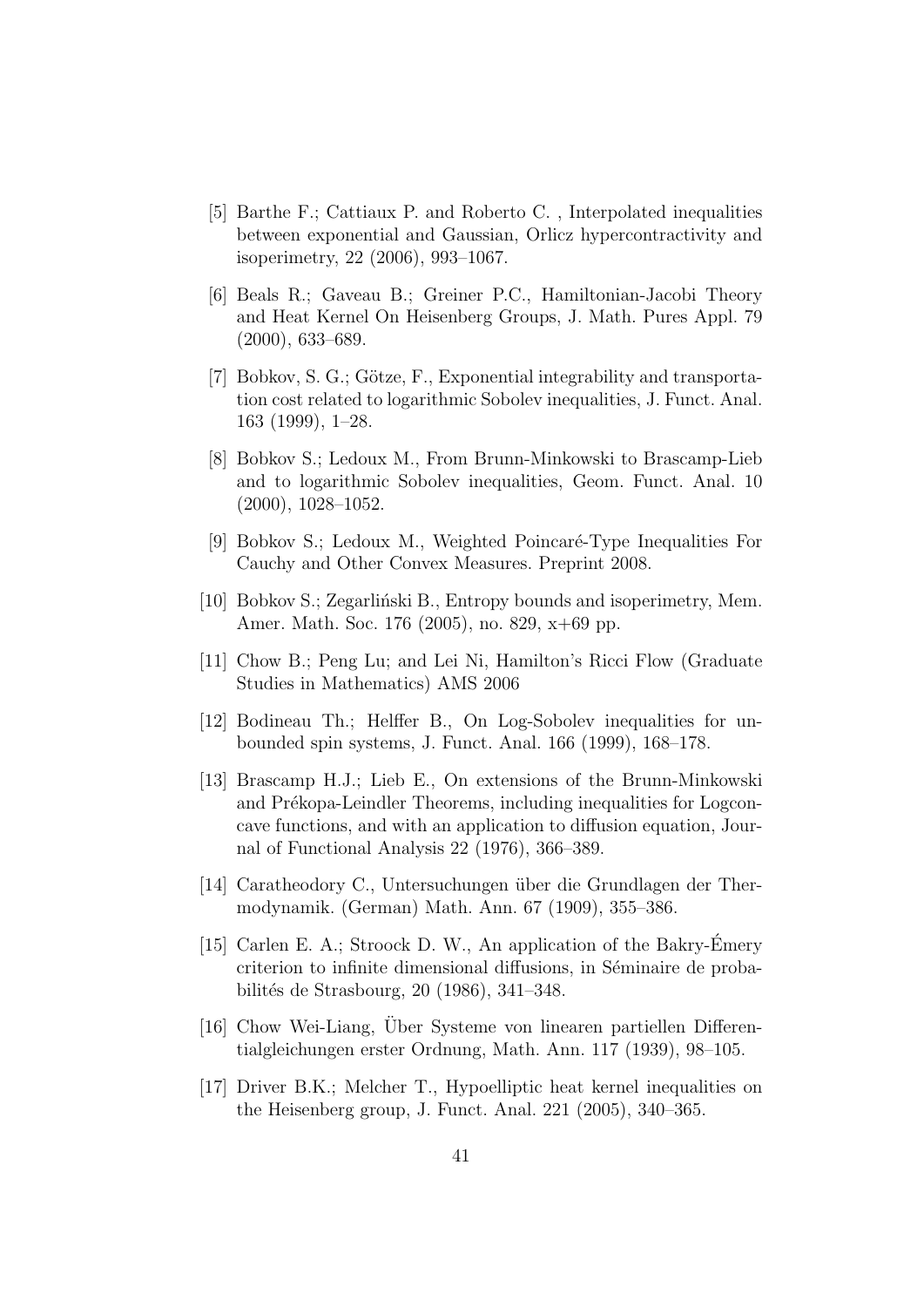[5] Barthe F.; Cattiaux P. and Roberto C. , Interpolated inequalities between exponential and Gaussian, Orlicz hypercontractivity and isoperimetry, 22 (2006), 993–1067.

[6] Beals R.; Gaveau B.; Greiner P.C., Hamiltonian-Jacobi Theory and Heat Kernel On Heisenberg Groups, J. Math. Pures Appl. 79 (2000), 633–689.

[7] Bobkov, S. G.; Götze, F., Exponential integrability and transportation cost related to logarithmic Sobolev inequalities, J. Funct. Anal. 163 (1999), 1–28.

[8] Bobkov S.; Ledoux M., From Brunn-Minkowski to Brascamp-Lieb and to logarithmic Sobolev inequalities, Geom. Funct. Anal. 10 (2000), 1028–1052.

[9] Bobkov S.; Ledoux M., Weighted Poincaré-Type Inequalities For Cauchy and Other Convex Measures. Preprint 2008.

[10] Bobkov S.; Zegarliński B., Entropy bounds and isoperimetry, Mem. Amer. Math. Soc. 176 (2005), no. 829, x+69 pp.

[11] Chow B.; Peng Lu; and Lei Ni, Hamilton's Ricci Flow (Graduate Studies in Mathematics) AMS 2006

[12] Bodineau Th.; Helffer B., On Log-Sobolev inequalities for unbounded spin systems, J. Funct. Anal. 166 (1999), 168–178.

[13] Brascamp H.J.; Lieb E., On extensions of the Brunn-Minkowski and Prékopa-Leindler Theorems, including inequalities for Logconcave functions, and with an application to diffusion equation, Journal of Functional Analysis 22 (1976), 366–389.

[14] Caratheodory C., Untersuchungen über die Grundlagen der Thermodynamik. (German) Math. Ann. 67 (1909), 355–386.

[15] Carlen E. A.; Stroock D. W., An application of the Bakry-Émery criterion to infinite dimensional diffusions, in Séminaire de probabilités de Strasbourg, 20 (1986), 341–348.

[16] Chow Wei-Liang, Über Systeme von linearen partiellen Differentialgleichungen erster Ordnung, Math. Ann. 117 (1939), 98–105.

[17] Driver B.K.; Melcher T., Hypoelliptic heat kernel inequalities on the Heisenberg group, J. Funct. Anal. 221 (2005), 340–365.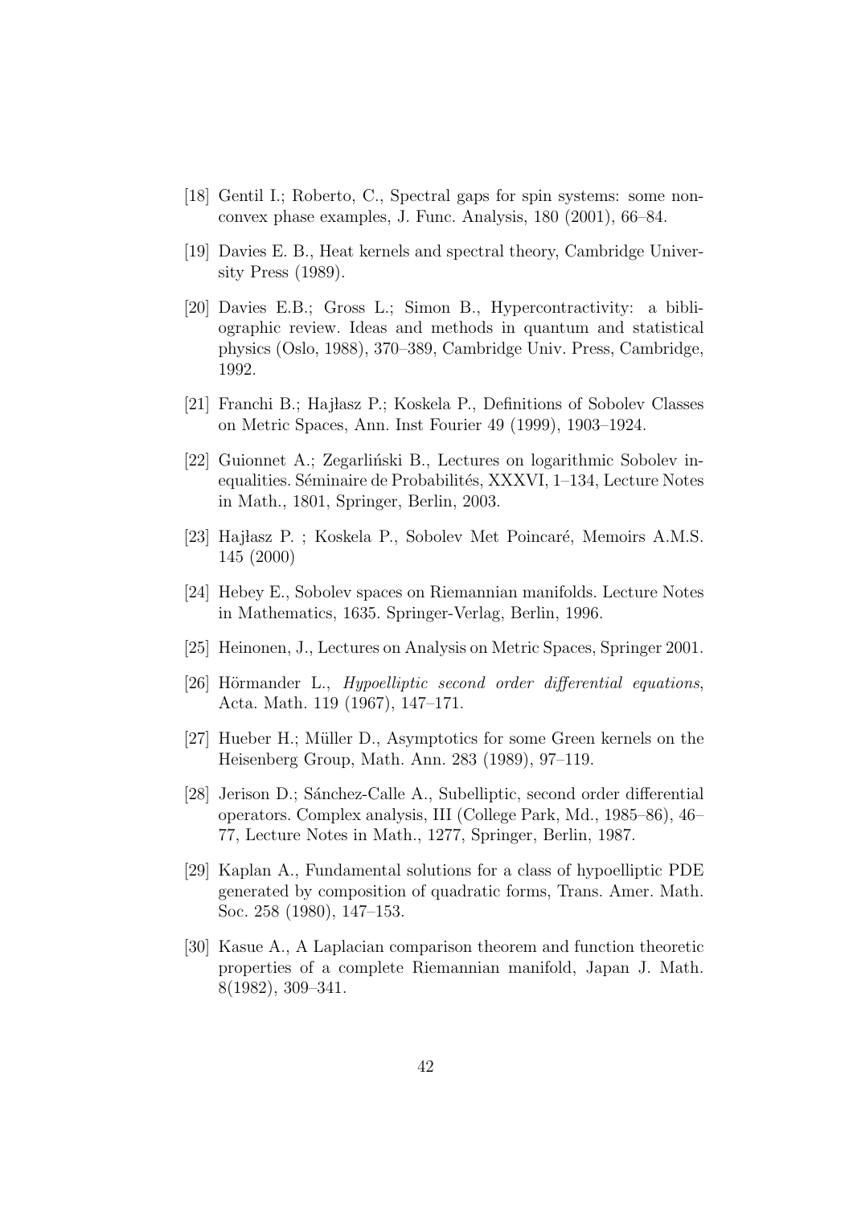[18] Gentil I.; Roberto, C., Spectral gaps for spin systems: some non-convex phase examples, J. Func. Analysis, 180 (2001), 66–84.

[19] Davies E. B., Heat kernels and spectral theory, Cambridge University Press (1989).

[20] Davies E.B.; Gross L.; Simon B., Hypercontractivity: a bibliographic review. Ideas and methods in quantum and statistical physics (Oslo, 1988), 370–389, Cambridge Univ. Press, Cambridge, 1992.

[21] Franchi B.; Hajłasz P.; Koskela P., Definitions of Sobolev Classes on Metric Spaces, Ann. Inst Fourier 49 (1999), 1903–1924.

[22] Guionnet A.; Zegarliński B., Lectures on logarithmic Sobolev inequalities. Séminaire de Probabilités, XXXVI, 1–134, Lecture Notes in Math., 1801, Springer, Berlin, 2003.

[23] Hajłasz P. ; Koskela P., Sobolev Met Poincaré, Memoirs A.M.S. 145 (2000)

[24] Hebey E., Sobolev spaces on Riemannian manifolds. Lecture Notes in Mathematics, 1635. Springer-Verlag, Berlin, 1996.

[25] Heinonen, J., Lectures on Analysis on Metric Spaces, Springer 2001.

[26] Hörmander L., *Hypoelliptic second order differential equations*, Acta. Math. 119 (1967), 147–171.

[27] Hueber H.; Müller D., Asymptotics for some Green kernels on the Heisenberg Group, Math. Ann. 283 (1989), 97–119.

[28] Jerison D.; Sánchez-Calle A., Subelliptic, second order differential operators. Complex analysis, III (College Park, Md., 1985–86), 46–77, Lecture Notes in Math., 1277, Springer, Berlin, 1987.

[29] Kaplan A., Fundamental solutions for a class of hypoelliptic PDE generated by composition of quadratic forms, Trans. Amer. Math. Soc. 258 (1980), 147–153.

[30] Kasue A., A Laplacian comparison theorem and function theoretic properties of a complete Riemannian manifold, Japan J. Math. 8(1982), 309–341.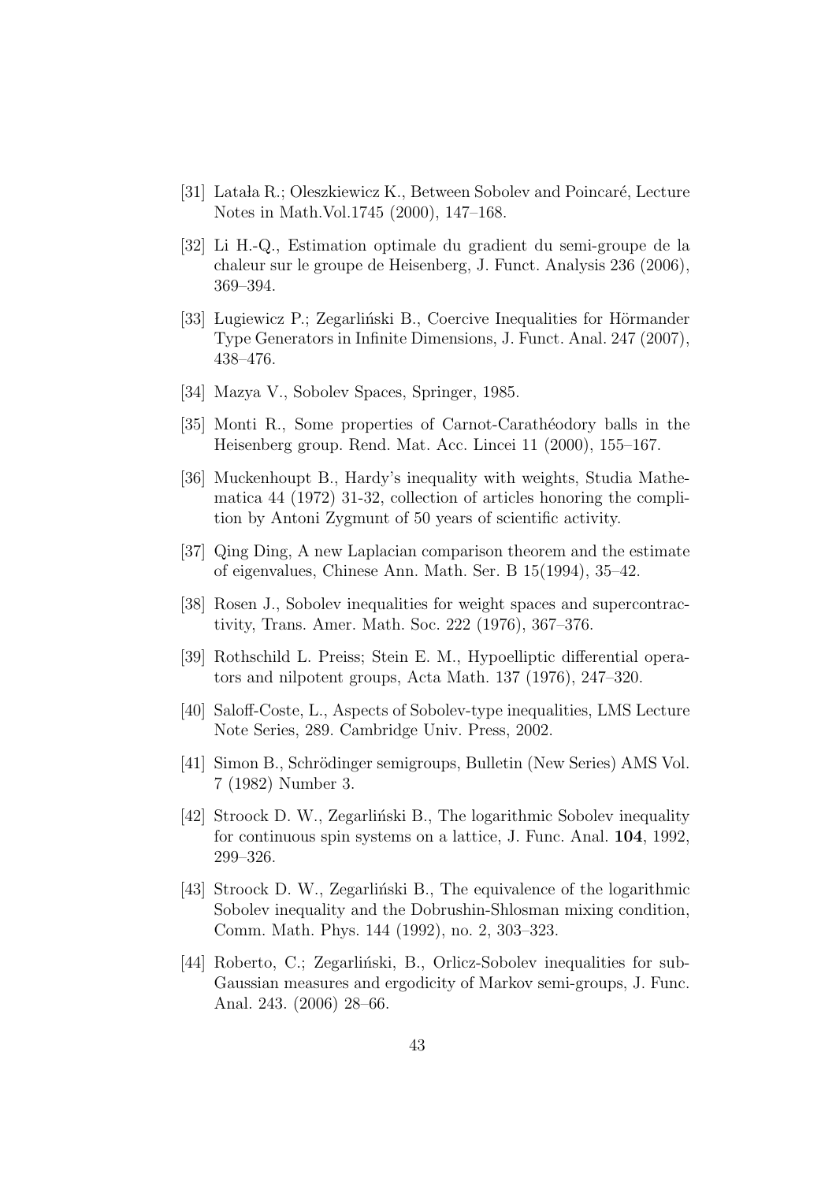[31] Latała R.; Oleszkiewicz K., Between Sobolev and Poincaré, Lecture Notes in Math.Vol.1745 (2000), 147–168.

[32] Li H.-Q., Estimation optimale du gradient du semi-groupe de la chaleur sur le groupe de Heisenberg, J. Funct. Analysis 236 (2006), 369–394.

[33] Ługiewicz P.; Zegarliński B., Coercive Inequalities for Hörmander Type Generators in Infinite Dimensions, J. Funct. Anal. 247 (2007), 438–476.

[34] Mazya V., Sobolev Spaces, Springer, 1985.

[35] Monti R., Some properties of Carnot-Carathéodory balls in the Heisenberg group. Rend. Mat. Acc. Lincei 11 (2000), 155–167.

[36] Muckenhoupt B., Hardy's inequality with weights, Studia Mathematica 44 (1972) 31-32, collection of articles honoring the complition by Antoni Zygmunt of 50 years of scientific activity.

[37] Qing Ding, A new Laplacian comparison theorem and the estimate of eigenvalues, Chinese Ann. Math. Ser. B 15(1994), 35–42.

[38] Rosen J., Sobolev inequalities for weight spaces and supercontractivity, Trans. Amer. Math. Soc. 222 (1976), 367–376.

[39] Rothschild L. Preiss; Stein E. M., Hypoelliptic differential operators and nilpotent groups, Acta Math. 137 (1976), 247–320.

[40] Saloff-Coste, L., Aspects of Sobolev-type inequalities, LMS Lecture Note Series, 289. Cambridge Univ. Press, 2002.

[41] Simon B., Schrödinger semigroups, Bulletin (New Series) AMS Vol. 7 (1982) Number 3.

[42] Stroock D. W., Zegarliński B., The logarithmic Sobolev inequality for continuous spin systems on a lattice, J. Func. Anal. **104**, 1992, 299–326.

[43] Stroock D. W., Zegarliński B., The equivalence of the logarithmic Sobolev inequality and the Dobrushin-Shlosman mixing condition, Comm. Math. Phys. 144 (1992), no. 2, 303–323.

[44] Roberto, C.; Zegarliński, B., Orlicz-Sobolev inequalities for sub-Gaussian measures and ergodicity of Markov semi-groups, J. Func. Anal. 243. (2006) 28–66.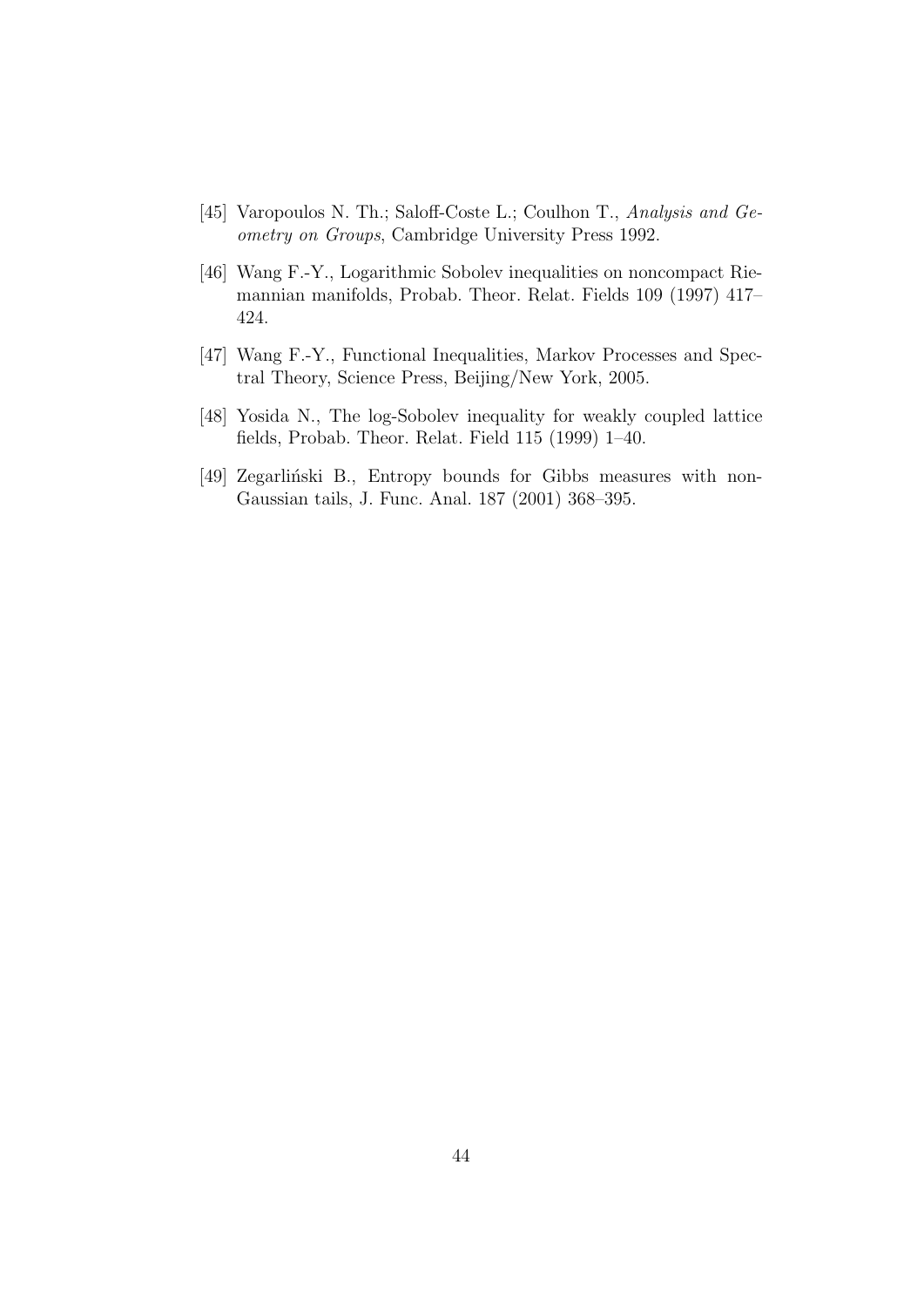[45] Varopoulos N. Th.; Saloff-Coste L.; Coulhon T., *Analysis and Geometry on Groups*, Cambridge University Press 1992.

[46] Wang F.-Y., Logarithmic Sobolev inequalities on noncompact Riemannian manifolds, Probab. Theor. Relat. Fields 109 (1997) 417–424.

[47] Wang F.-Y., Functional Inequalities, Markov Processes and Spectral Theory, Science Press, Beijing/New York, 2005.

[48] Yosida N., The log-Sobolev inequality for weakly coupled lattice fields, Probab. Theor. Relat. Field 115 (1999) 1–40.

[49] Zegarliński B., Entropy bounds for Gibbs measures with non-Gaussian tails, J. Func. Anal. 187 (2001) 368–395.